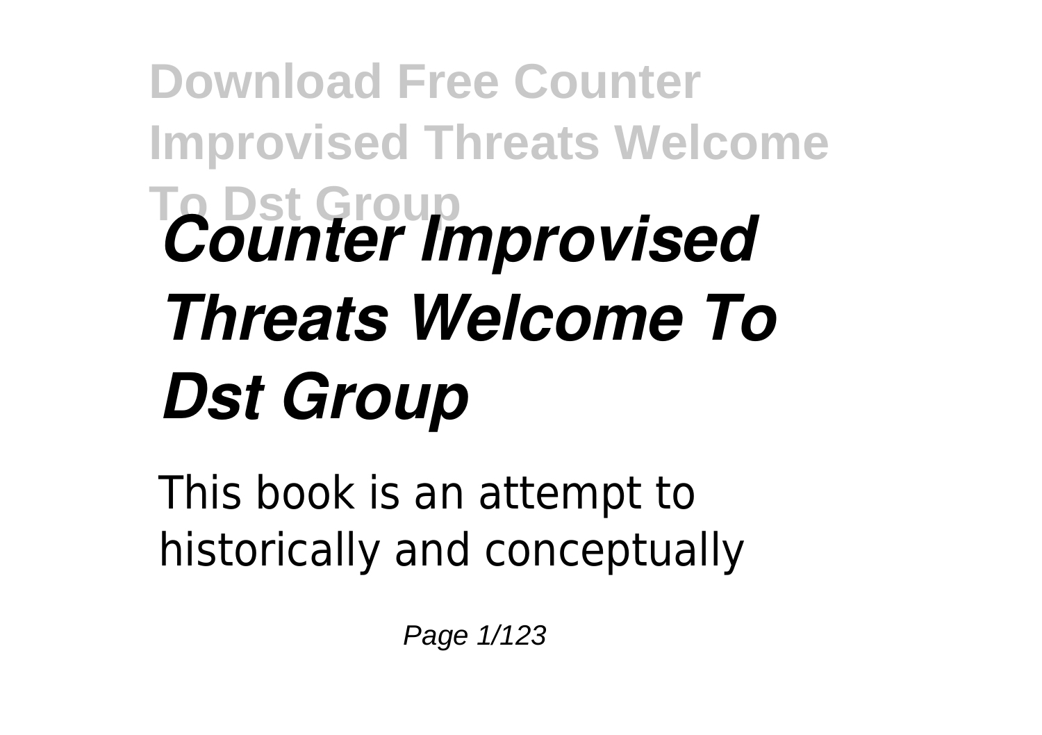# *Counter Improvised Threats Welcome To Dst Group*

This book is an attempt to historically and conceptually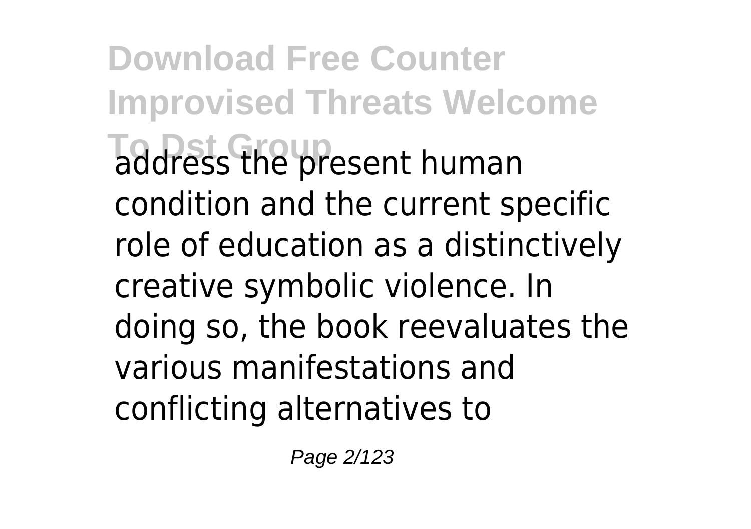address the present human condition and the current specific role of education as a distinctively creative symbolic violence. In doing so, the book reevaluates the various manifestations and conflicting alternatives to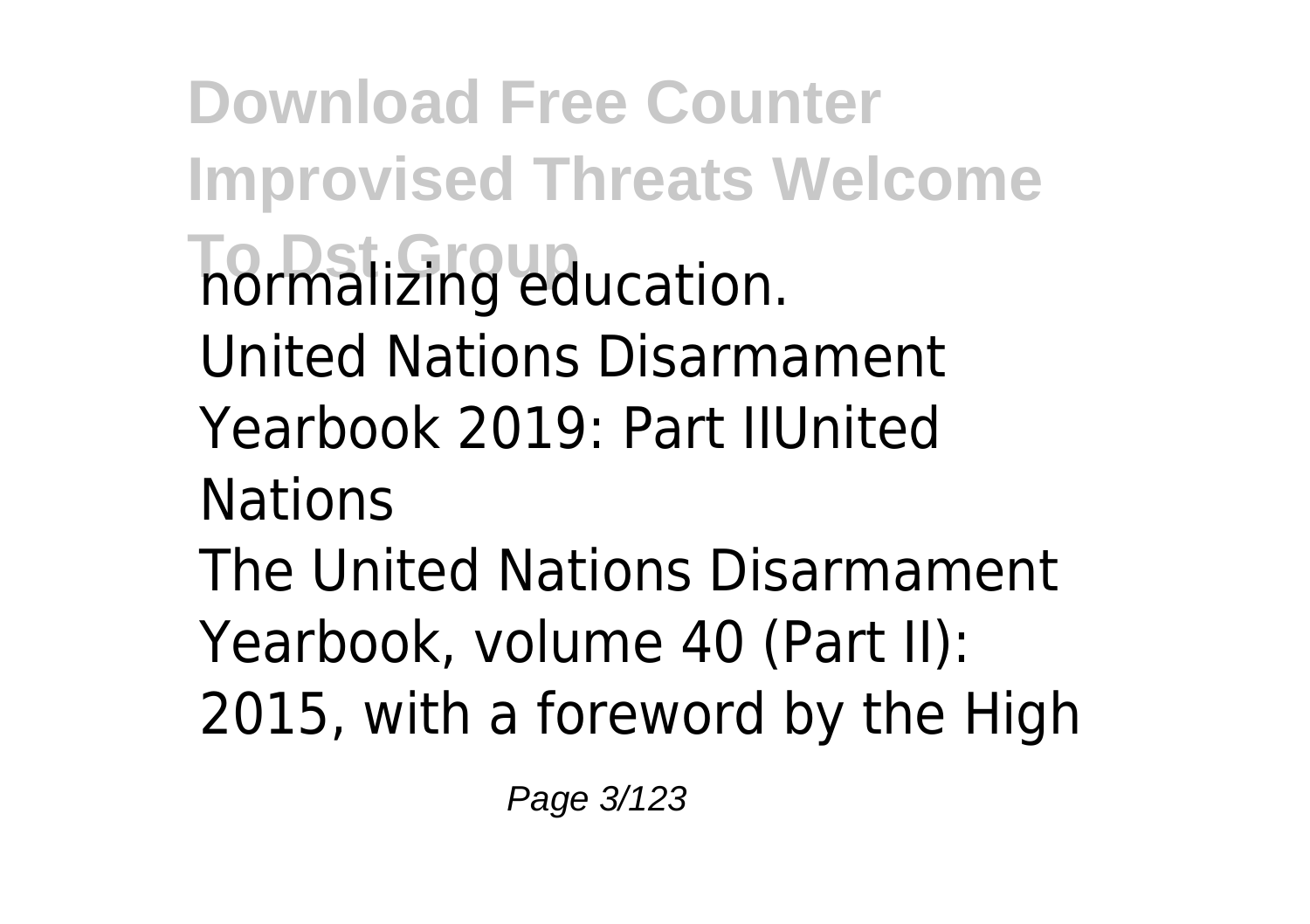normalizing education.

United Nations Disarmament Yearbook 2019: Part IIUnited Nations

The United Nations Disarmament Yearbook, volume 40 (Part II): 2015, with a foreword by the High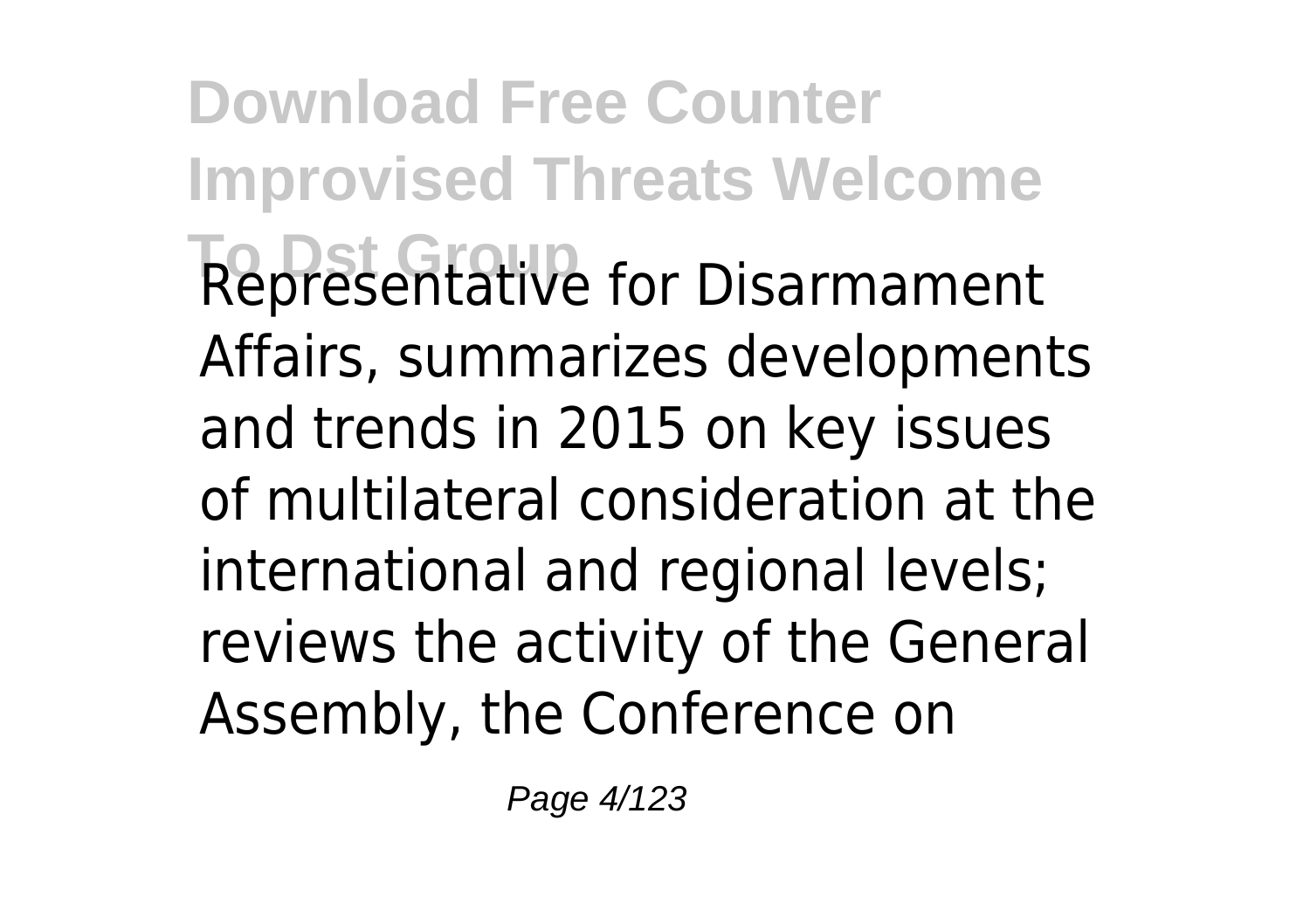Representative for Disarmament Affairs, summarizes developments and trends in 2015 on key issues of multilateral consideration at the international and regional levels; reviews the activity of the General Assembly, the Conference on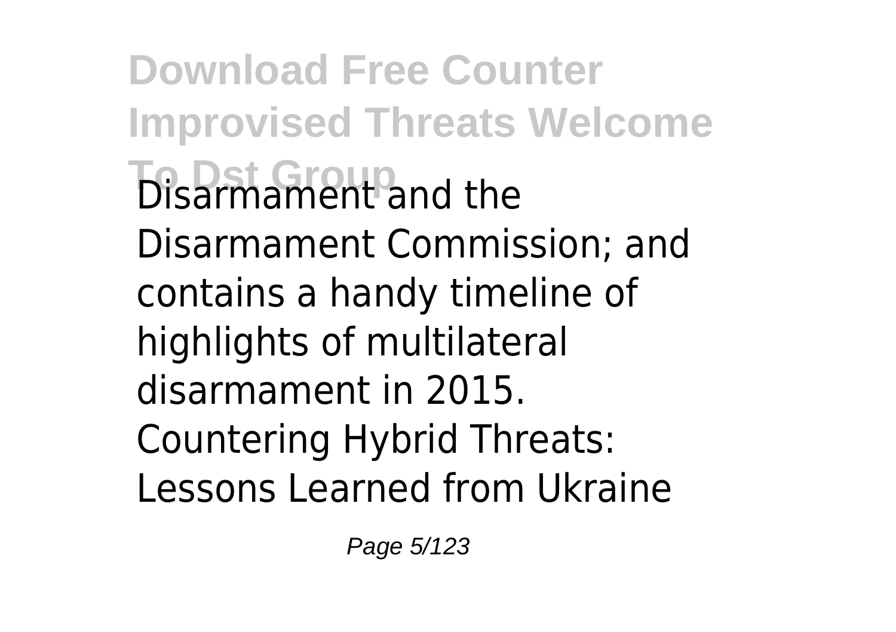Disarmament and the Disarmament Commission; and contains a handy timeline of highlights of multilateral disarmament in 2015.

Countering Hybrid Threats: Lessons Learned from Ukraine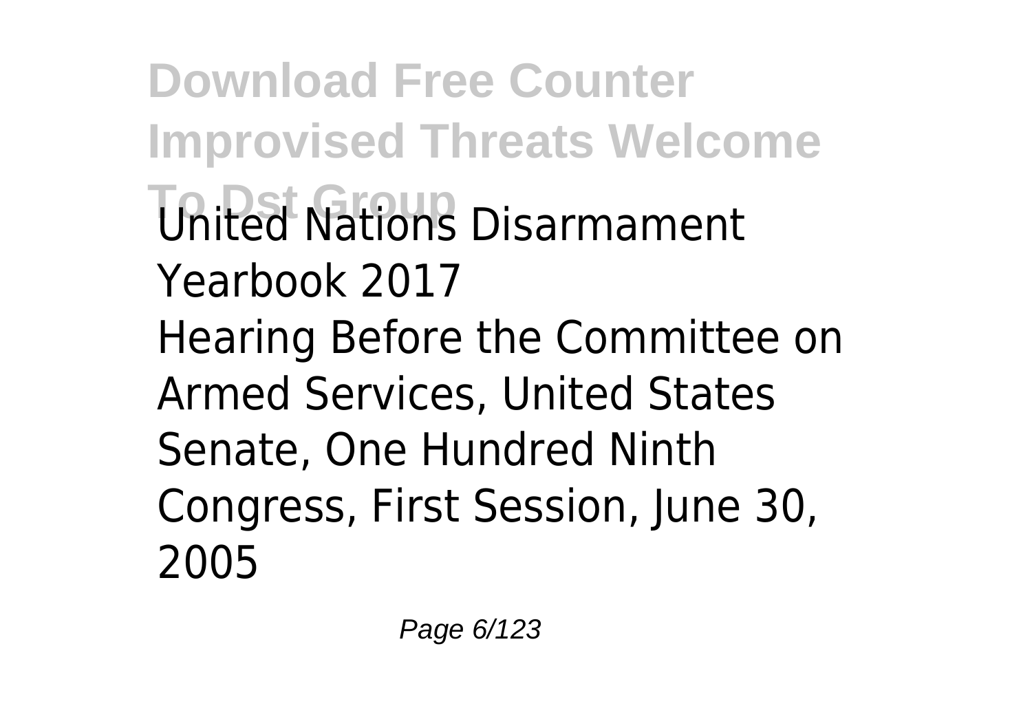United Nations Disarmament Yearbook 2017

Hearing Before the Committee on Armed Services, United States Senate, One Hundred Ninth Congress, First Session, June 30, 2005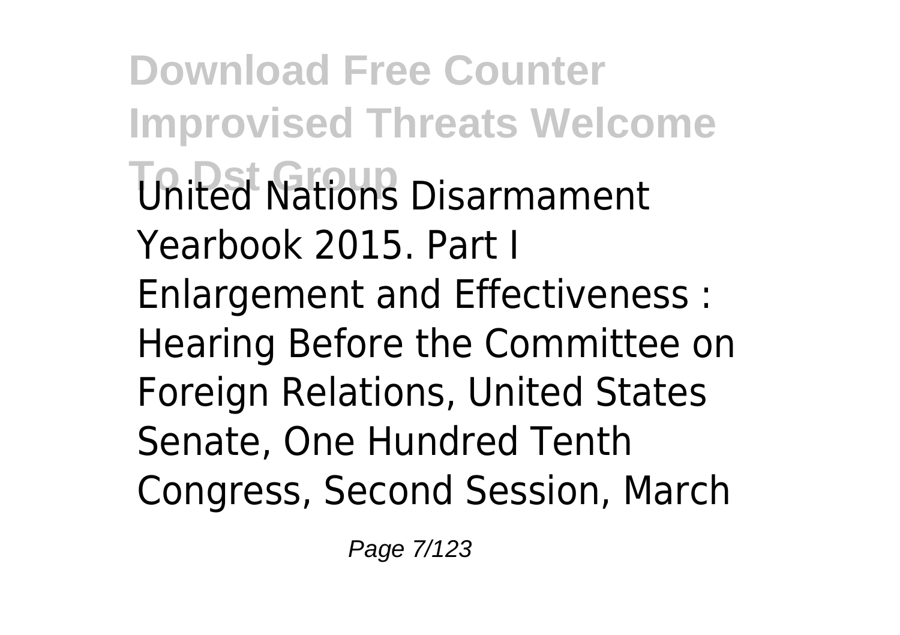United Nations Disarmament Yearbook 2015. Part I
Enlargement and Effectiveness : Hearing Before the Committee on Foreign Relations, United States Senate, One Hundred Tenth Congress, Second Session, March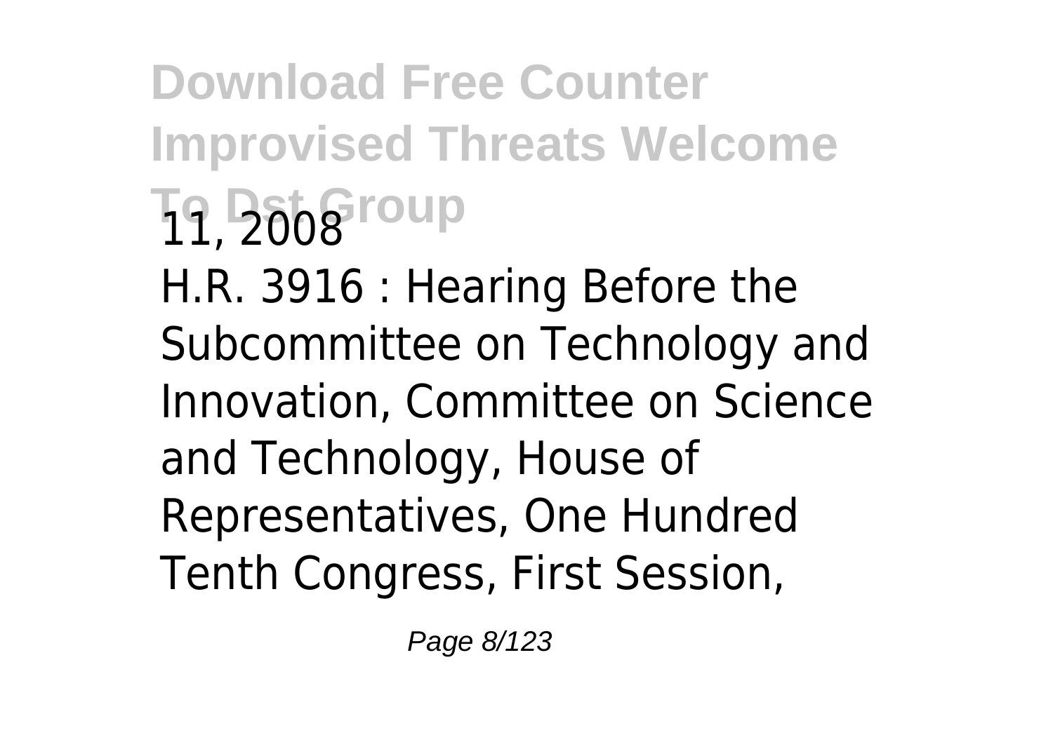11, 2008

H.R. 3916 : Hearing Before the Subcommittee on Technology and Innovation, Committee on Science and Technology, House of Representatives, One Hundred Tenth Congress, First Session,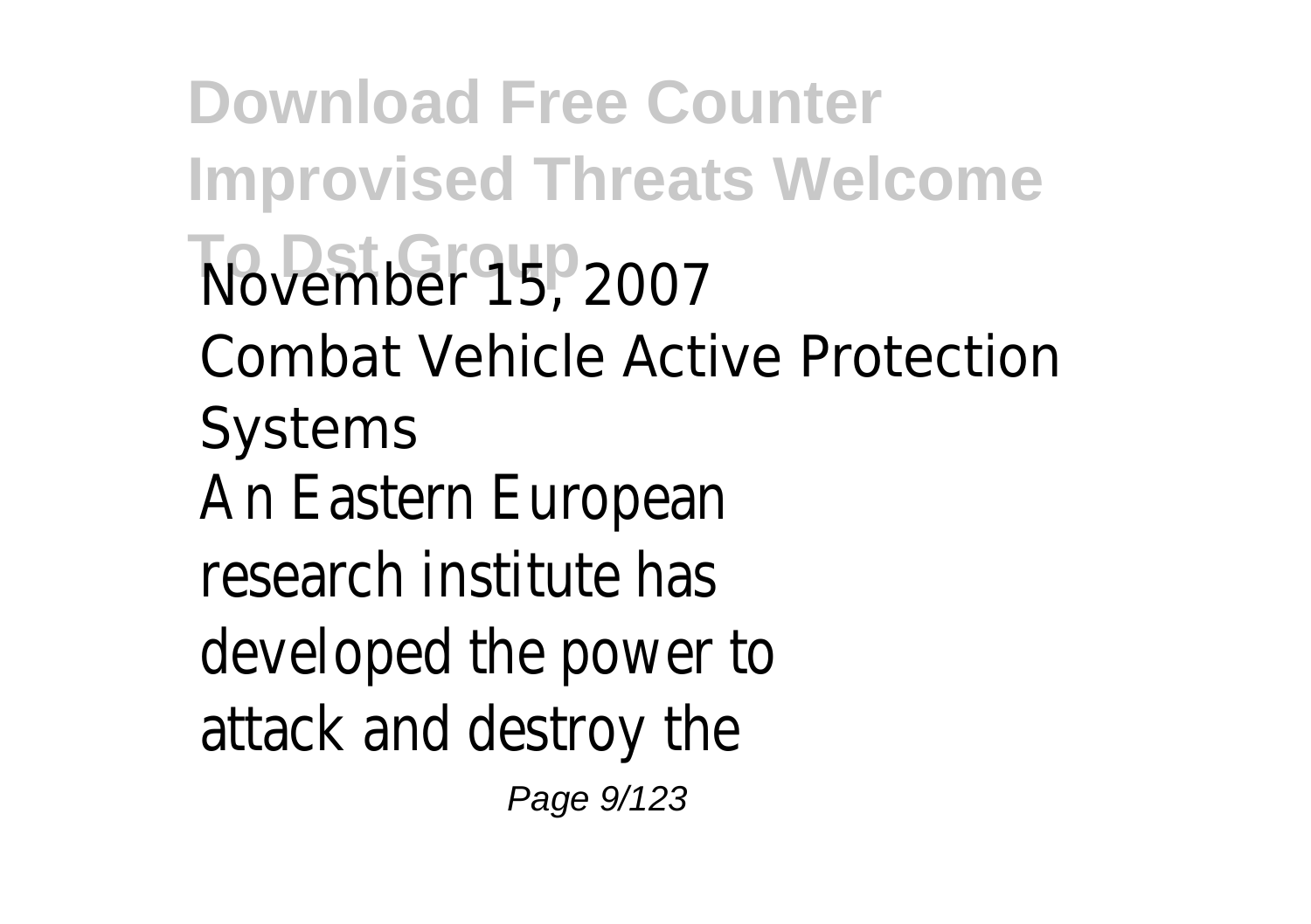November 15, 2007

Combat Vehicle Active Protection Systems

An Eastern European research institute has developed the power to attack and destroy the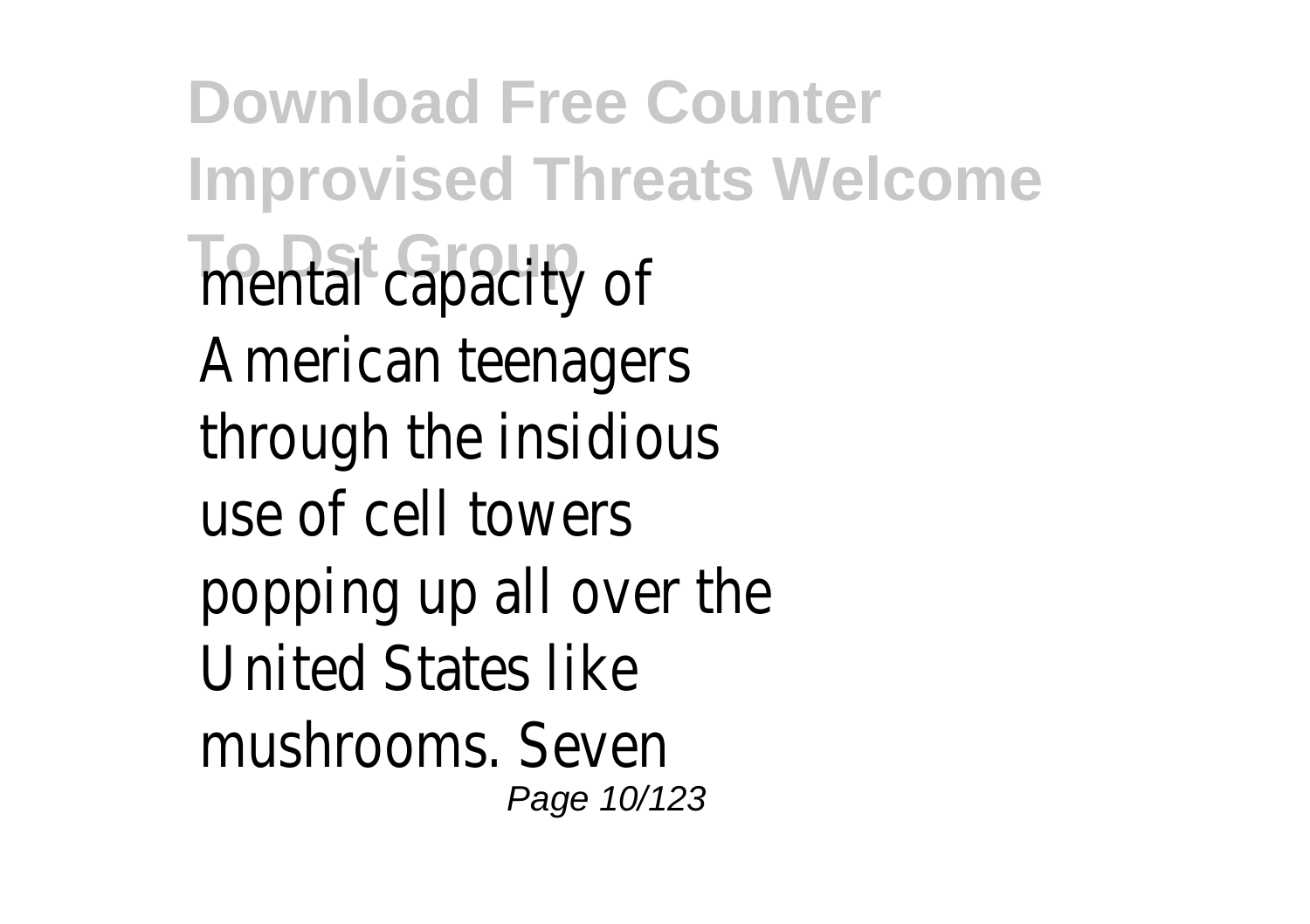mental capacity of American teenagers through the insidious use of cell towers popping up all over the United States like mushrooms. Seven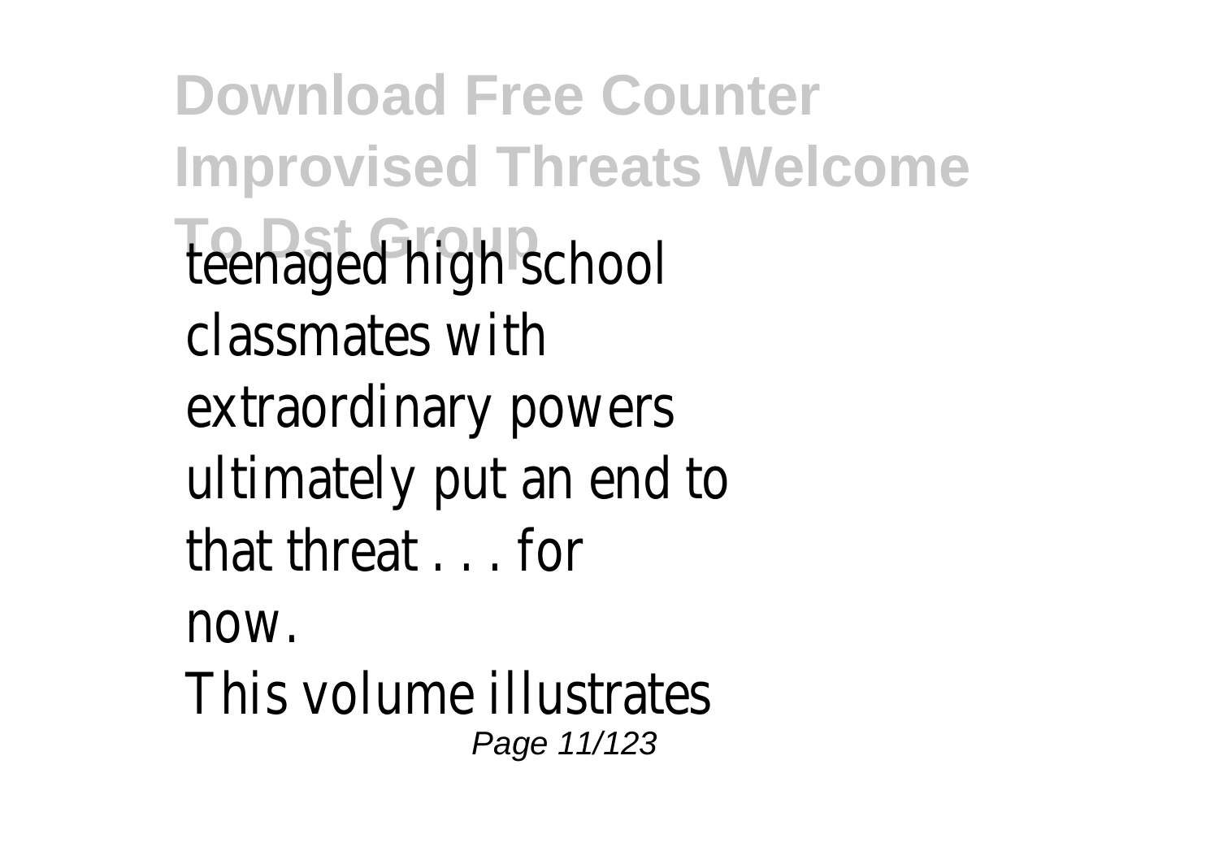teenaged high school classmates with extraordinary powers ultimately put an end to that threat . . . for now.

This volume illustrates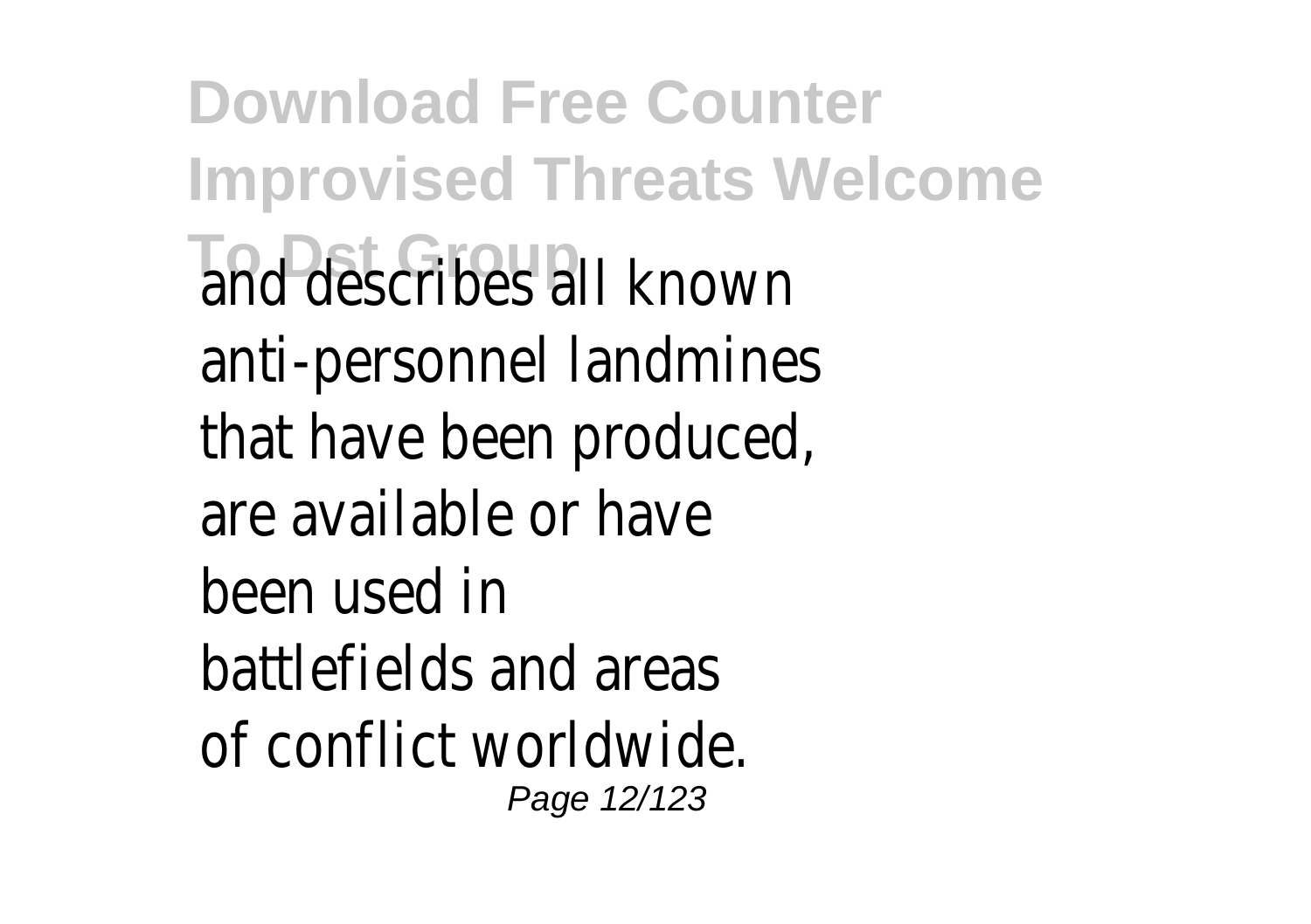and describes all known anti-personnel landmines that have been produced, are available or have been used in battlefields and areas of conflict worldwide.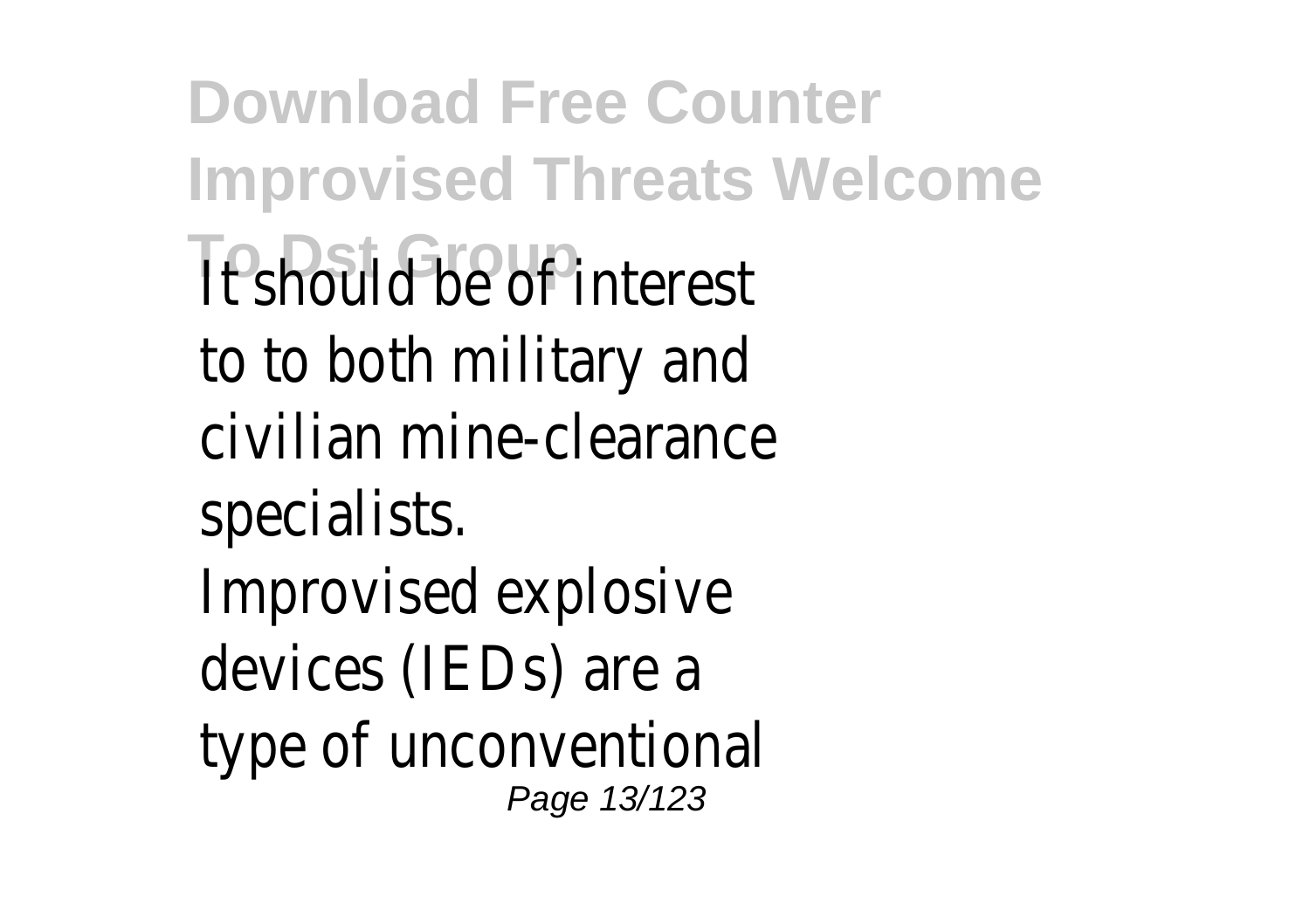It should be of interest to to both military and civilian mine-clearance specialists.

Improvised explosive devices (IEDs) are a type of unconventional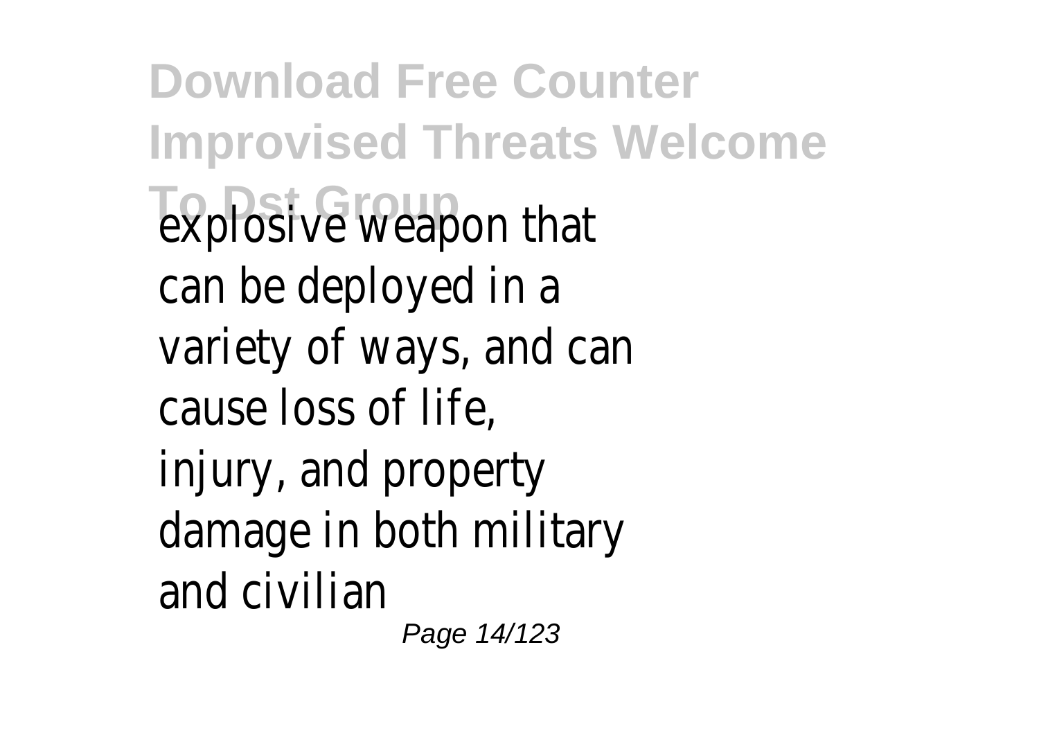explosive weapon that can be deployed in a variety of ways, and can cause loss of life, injury, and property damage in both military and civilian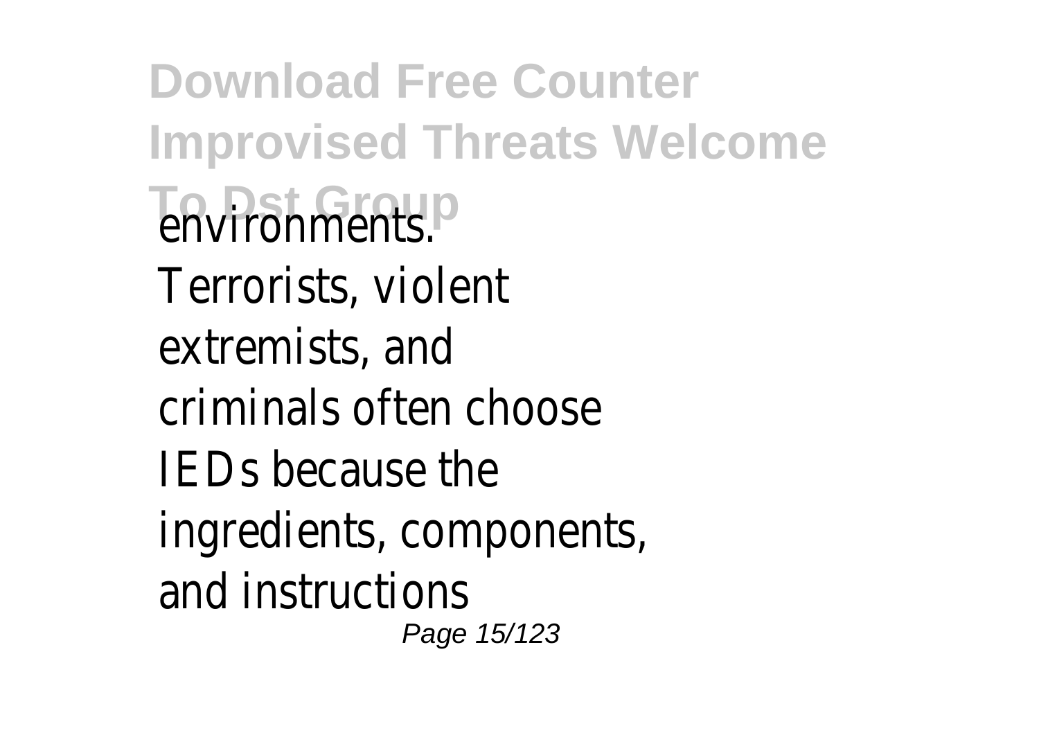environments. Terrorists, violent extremists, and criminals often choose IEDs because the ingredients, components, and instructions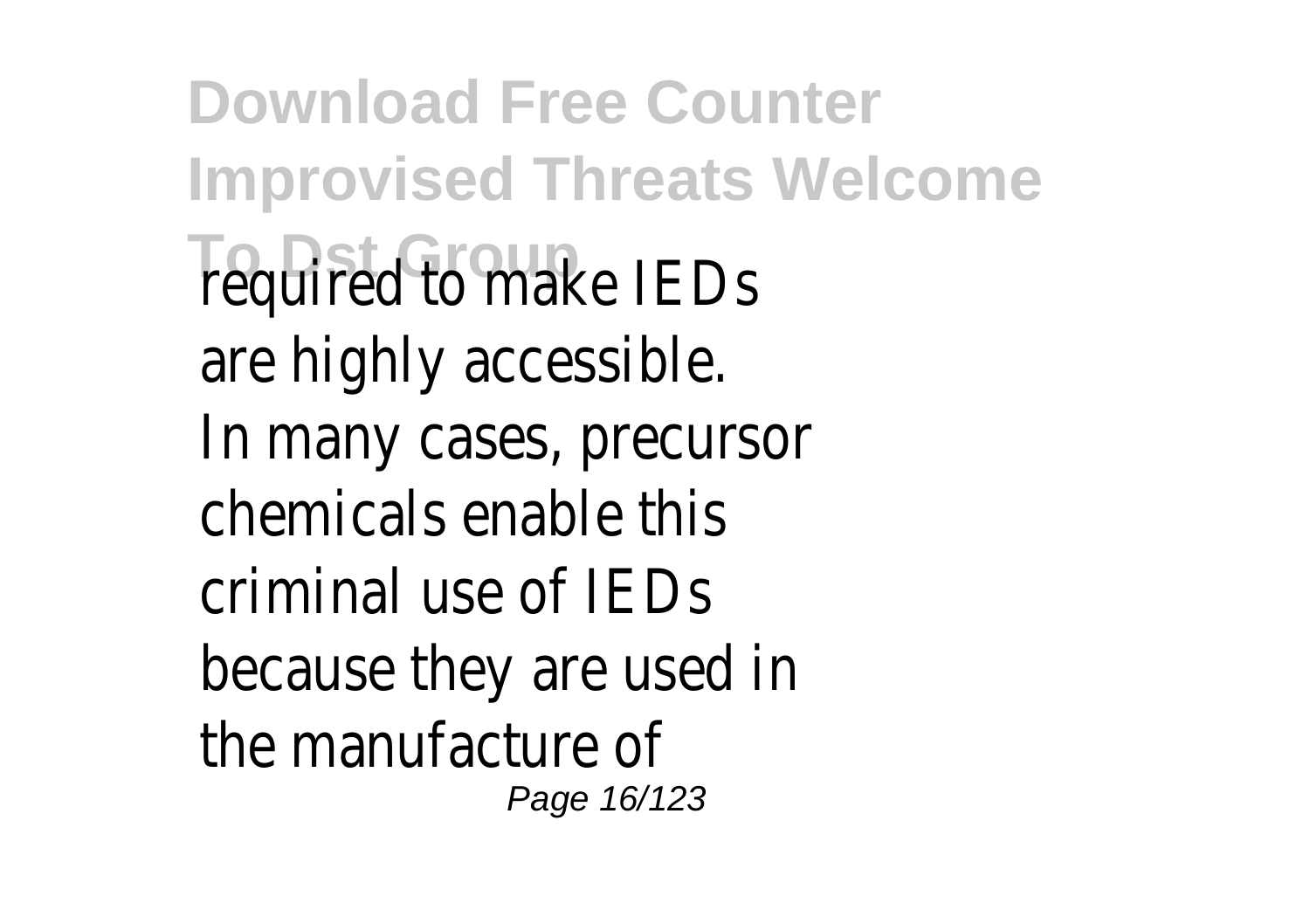required to make IEDs are highly accessible. In many cases, precursor chemicals enable this criminal use of IEDs because they are used in the manufacture of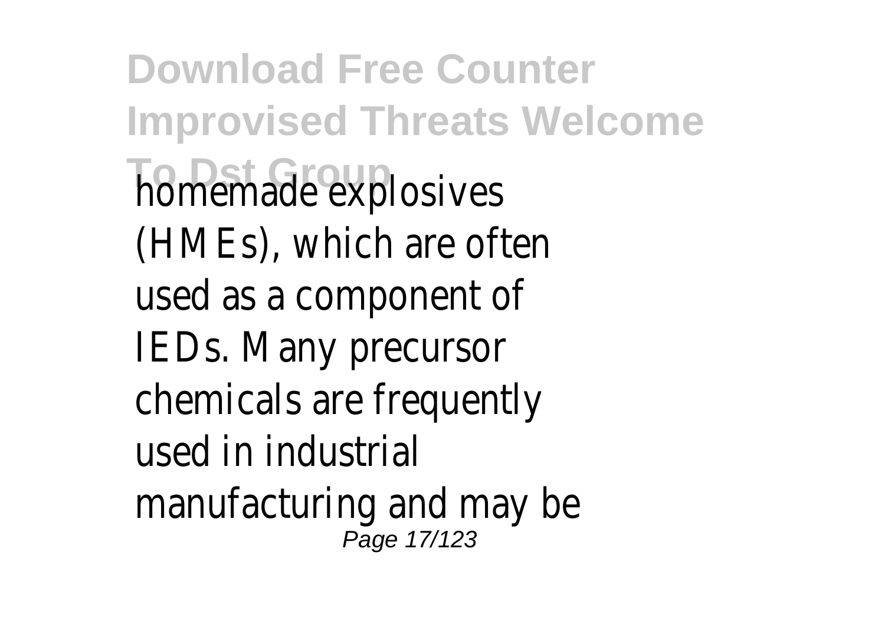homemade explosives (HMEs), which are often used as a component of IEDs. Many precursor chemicals are frequently used in industrial manufacturing and may be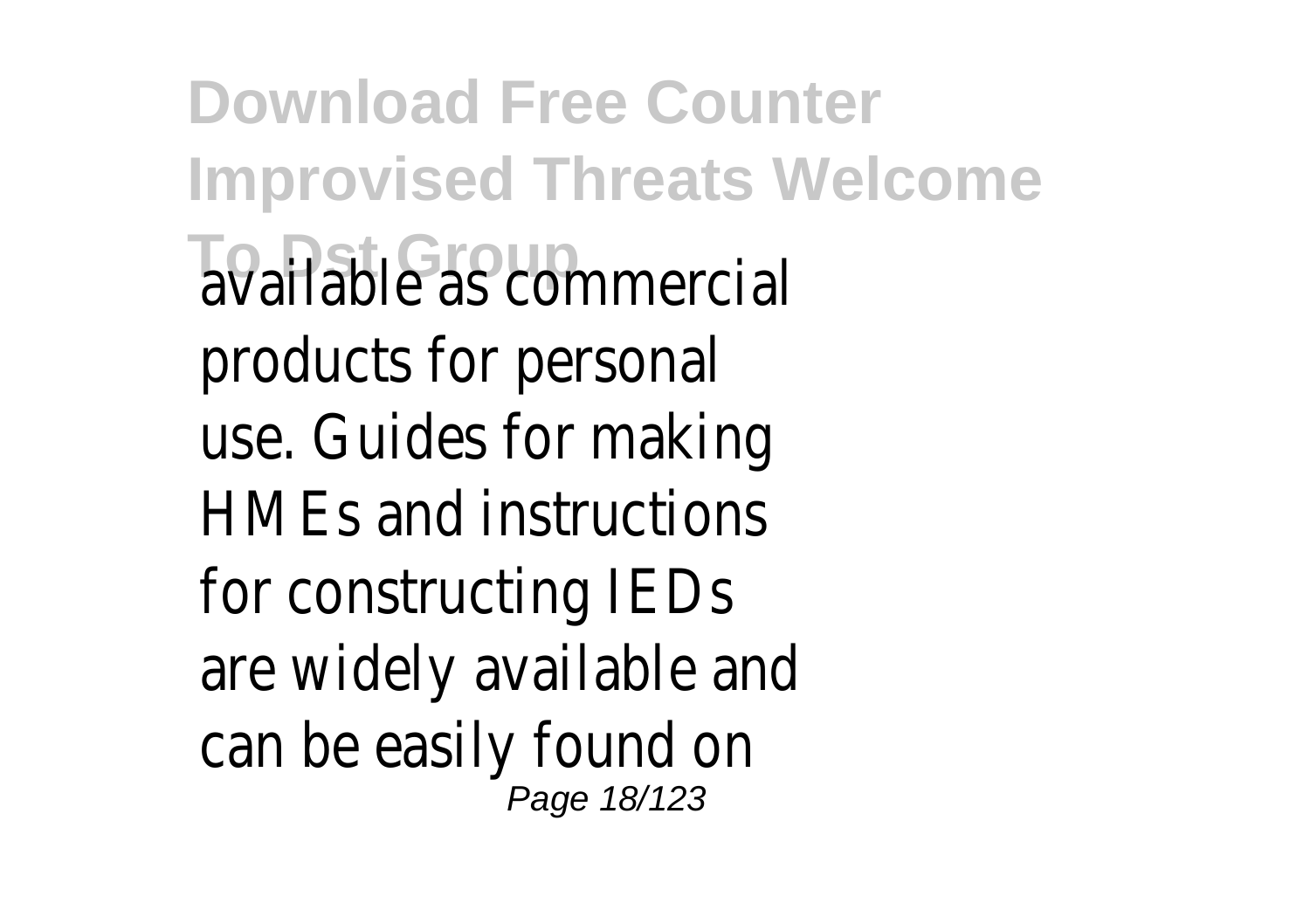available as commercial products for personal use. Guides for making HMEs and instructions for constructing IEDs are widely available and can be easily found on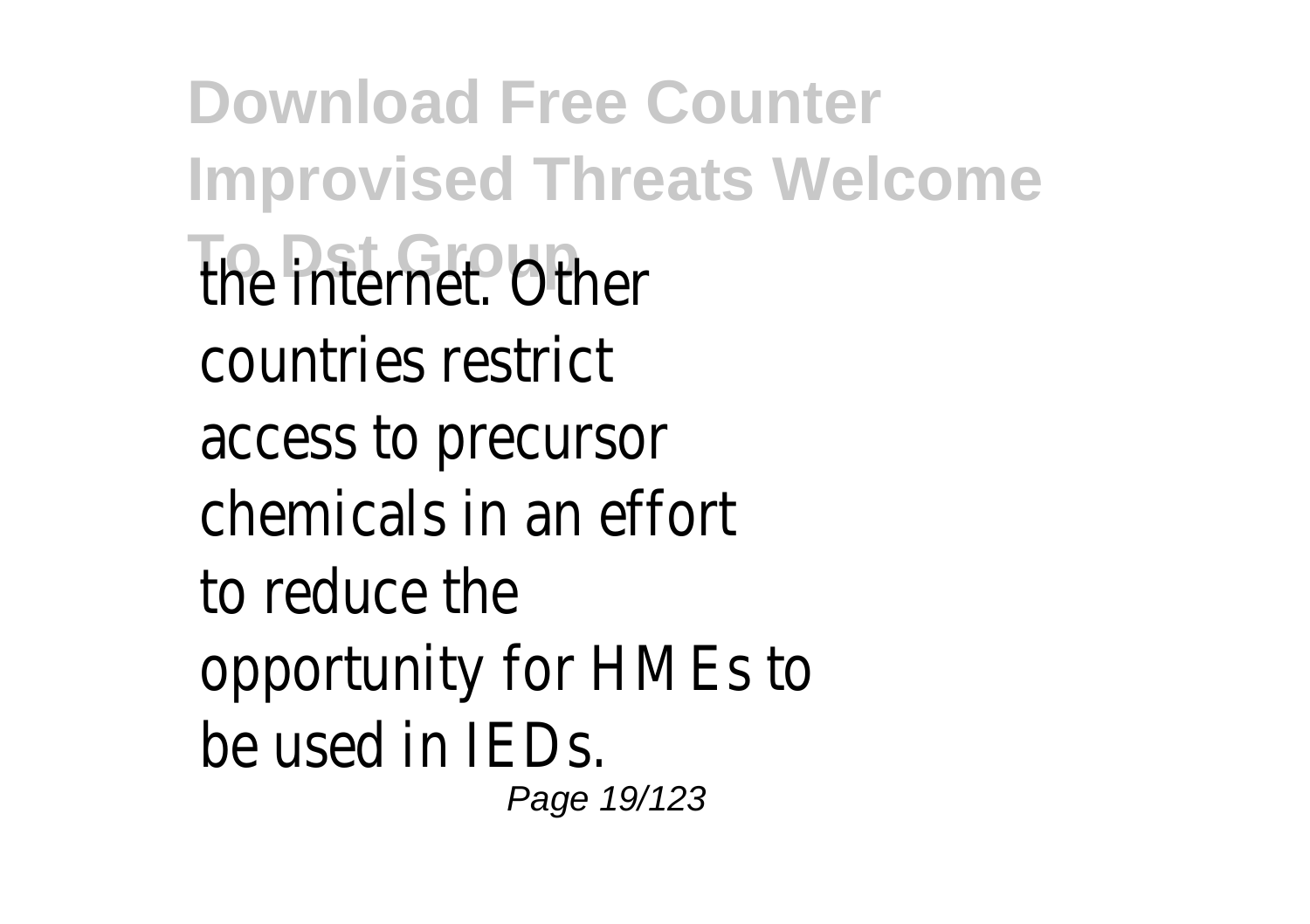the internet. Other countries restrict access to precursor chemicals in an effort to reduce the opportunity for HMEs to be used in IEDs.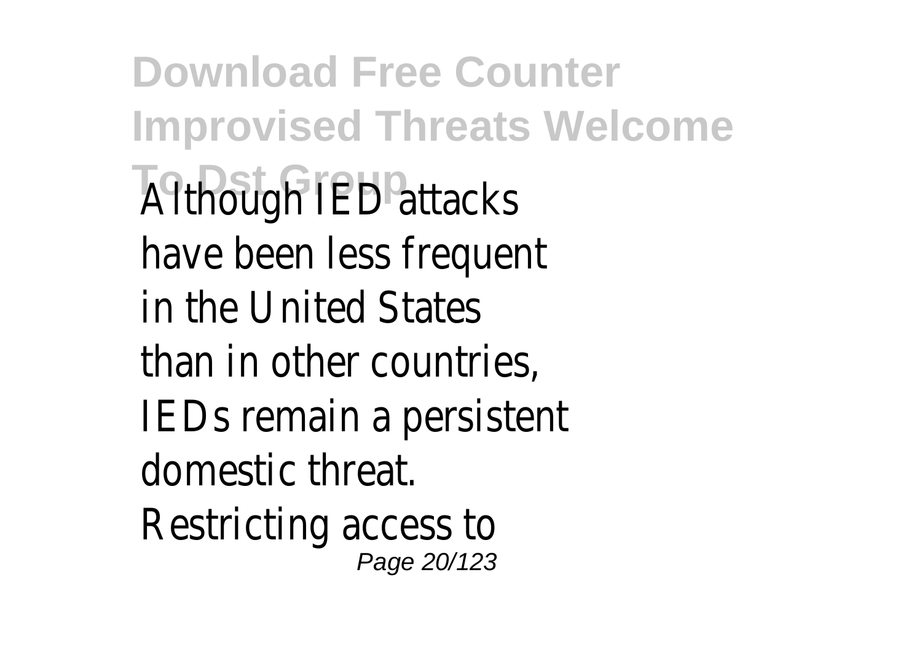Although IED attacks have been less frequent in the United States than in other countries, IEDs remain a persistent domestic threat. Restricting access to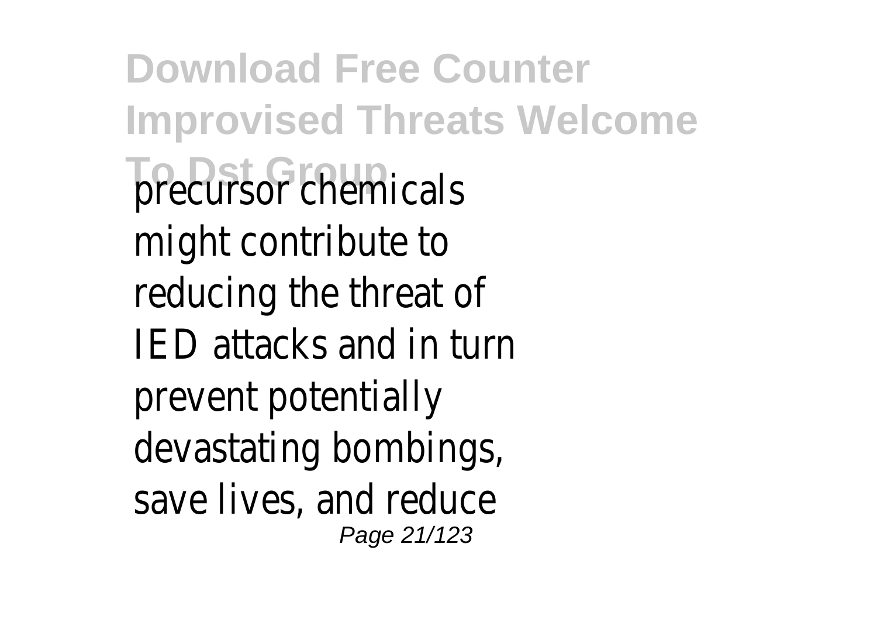precursor chemicals might contribute to reducing the threat of IED attacks and in turn prevent potentially devastating bombings, save lives, and reduce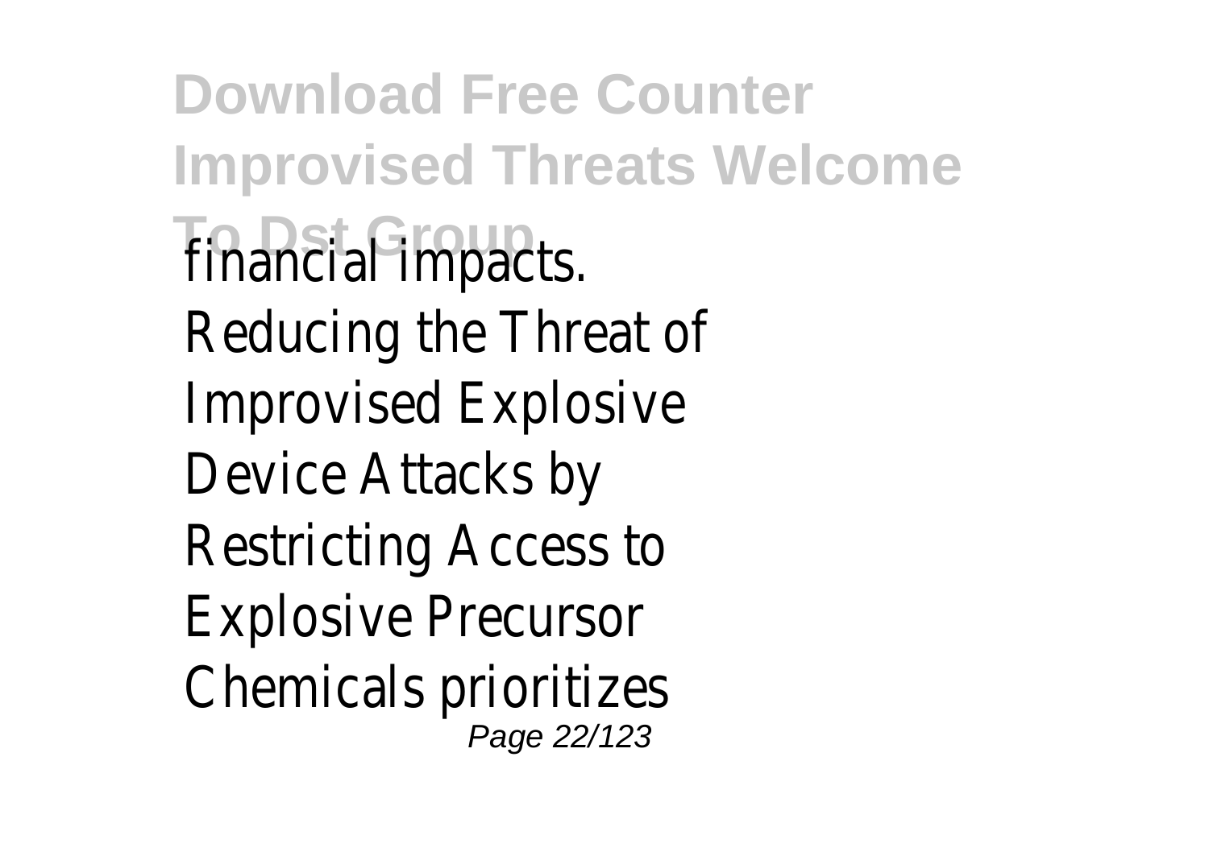financial impacts.
Reducing the Threat of Improvised Explosive Device Attacks by Restricting Access to Explosive Precursor Chemicals prioritizes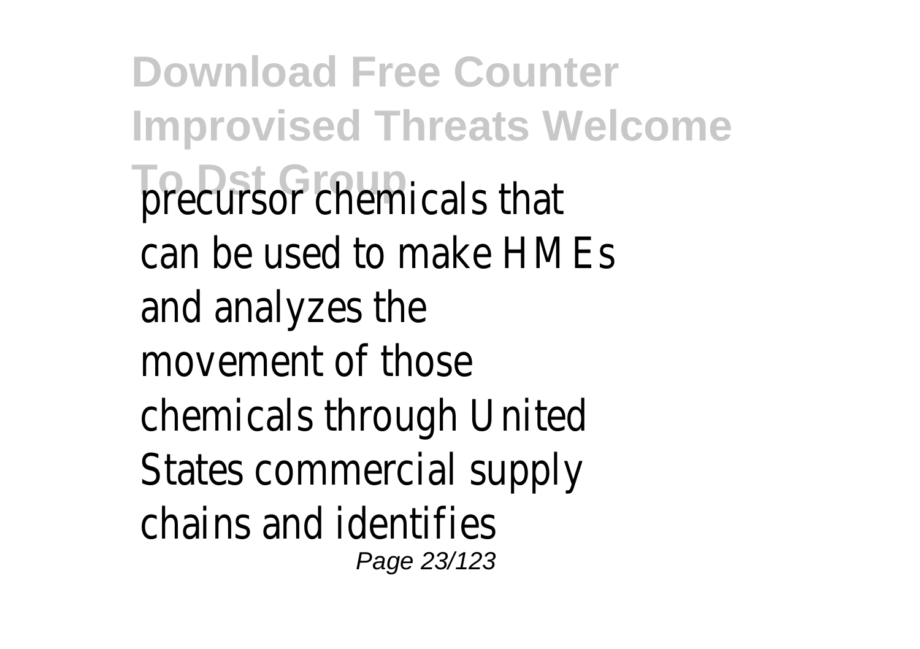precursor chemicals that can be used to make HMEs and analyzes the movement of those chemicals through United States commercial supply chains and identifies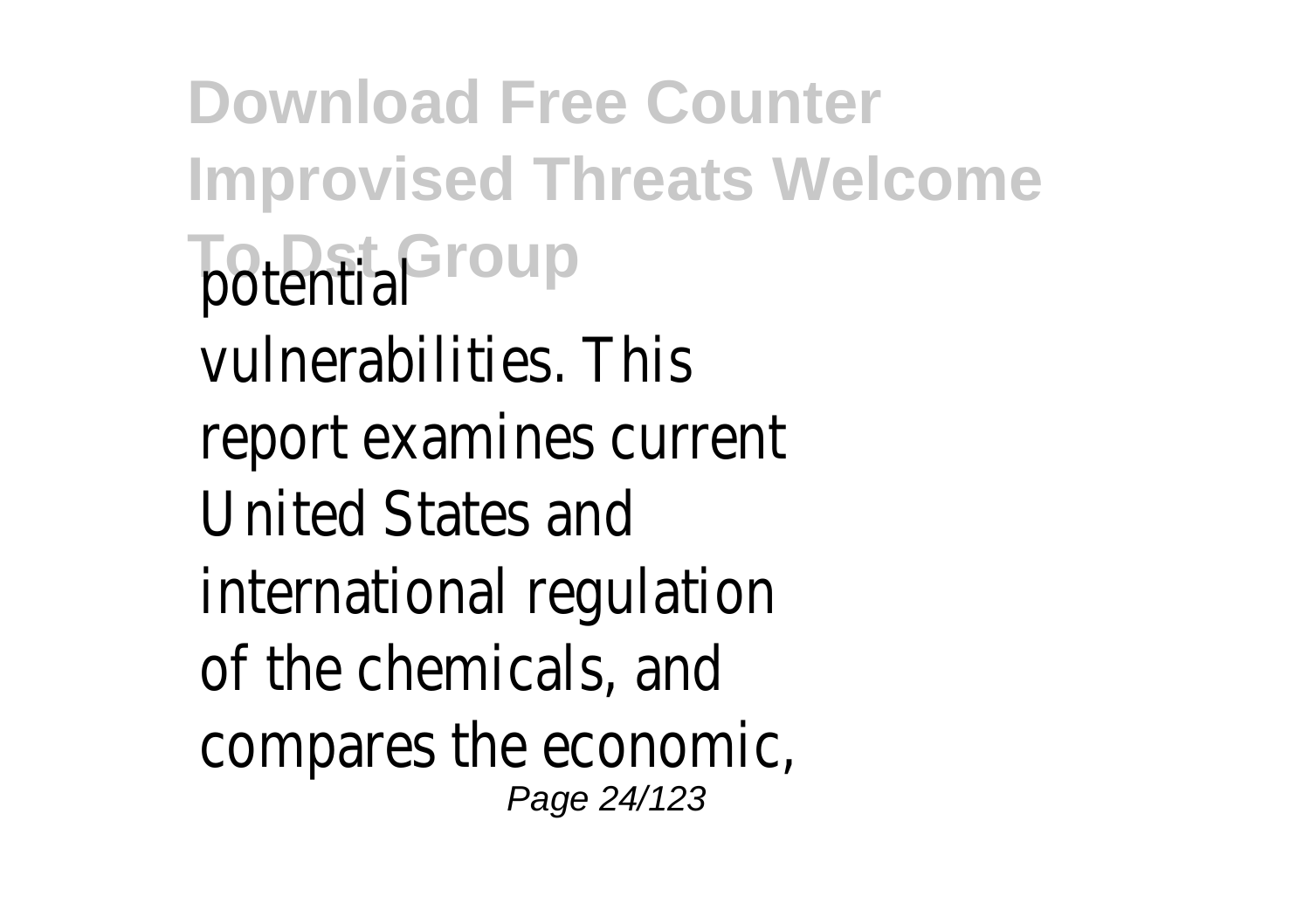potential vulnerabilities. This report examines current United States and international regulation of the chemicals, and compares the economic,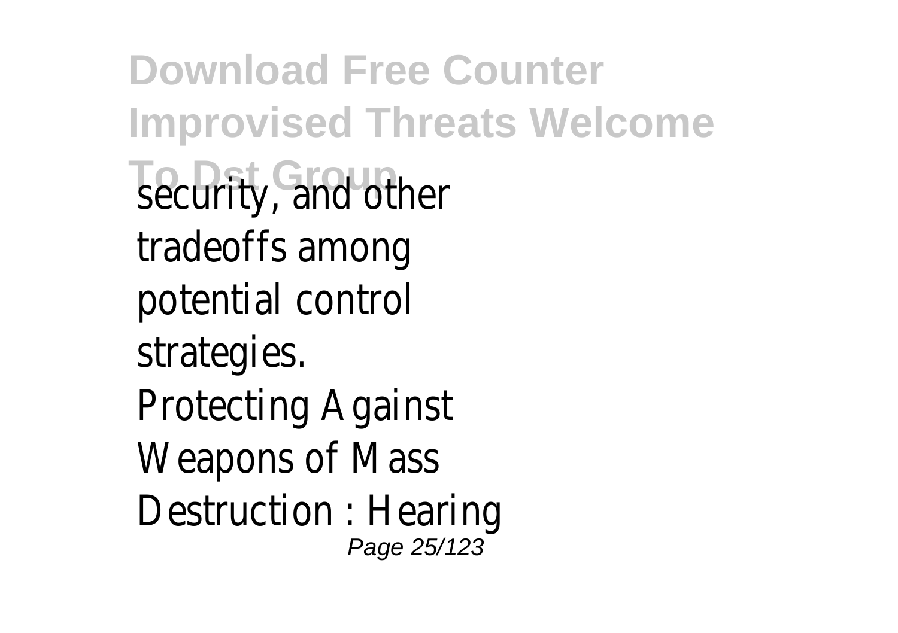security, and other tradeoffs among potential control strategies.

Protecting Against Weapons of Mass Destruction : Hearing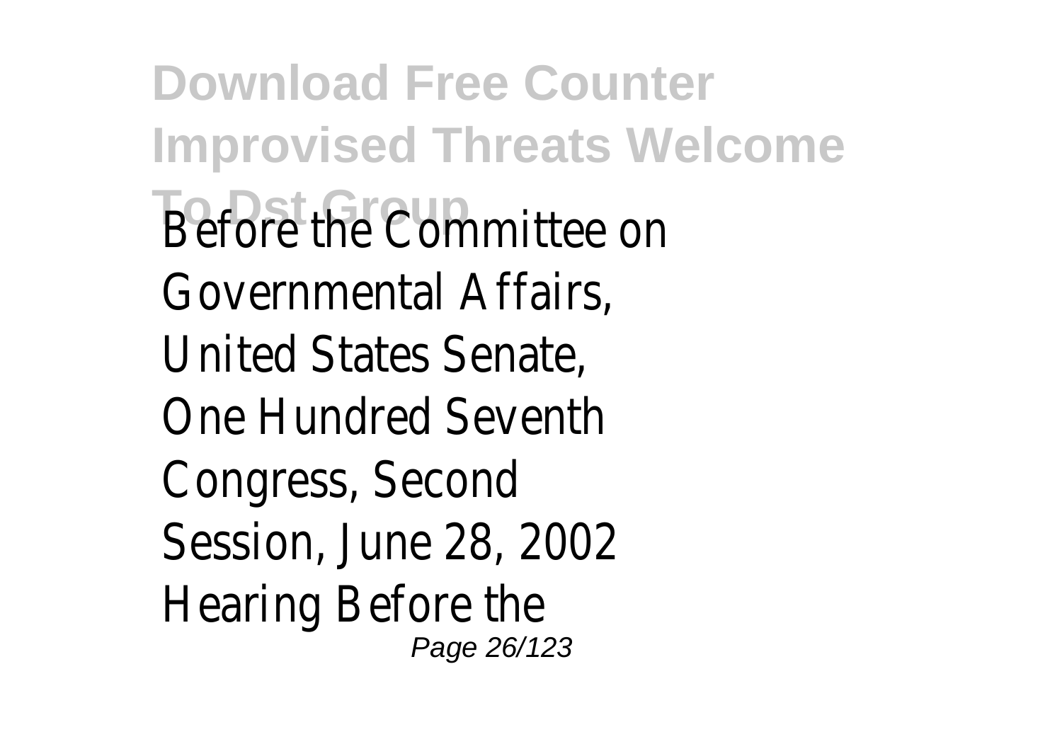Before the Committee on Governmental Affairs, United States Senate, One Hundred Seventh Congress, Second Session, June 28, 2002 Hearing Before the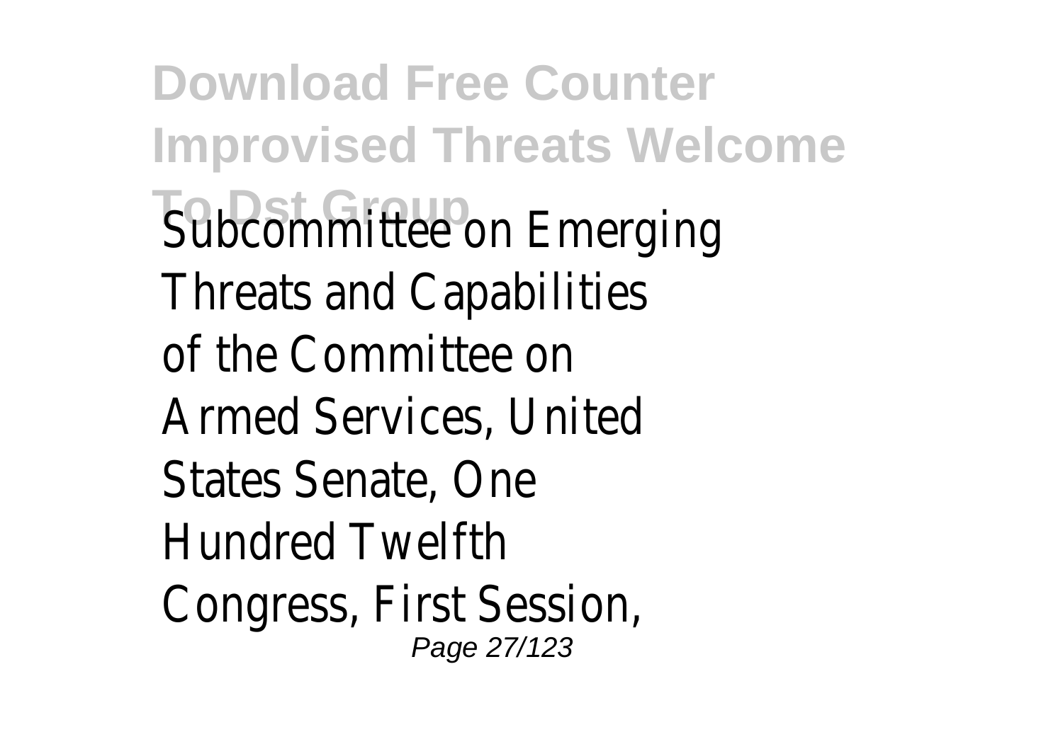Subcommittee on Emerging Threats and Capabilities of the Committee on Armed Services, United States Senate, One Hundred Twelfth Congress, First Session,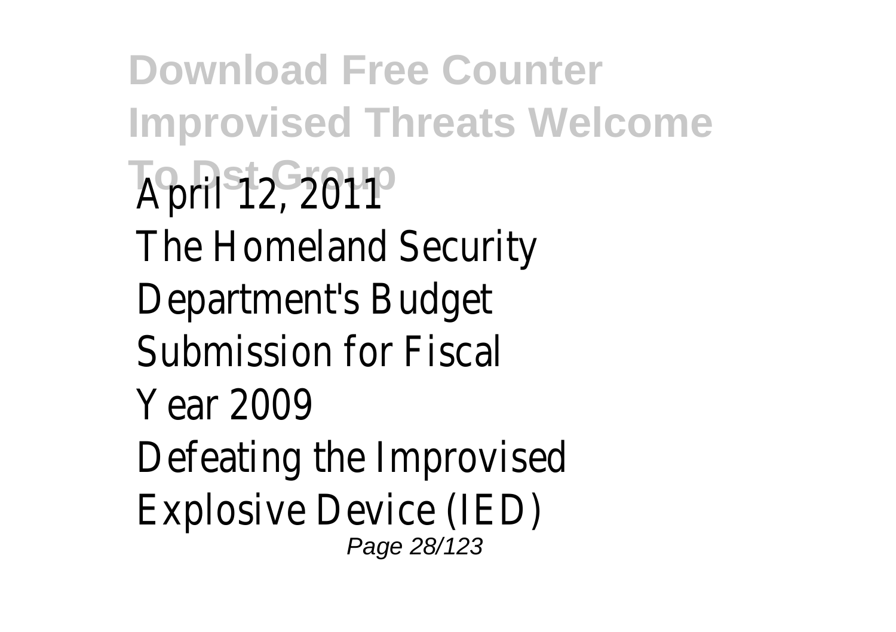April 12, 2011
The Homeland Security Department's Budget Submission for Fiscal Year 2009
Defeating the Improvised Explosive Device (IED)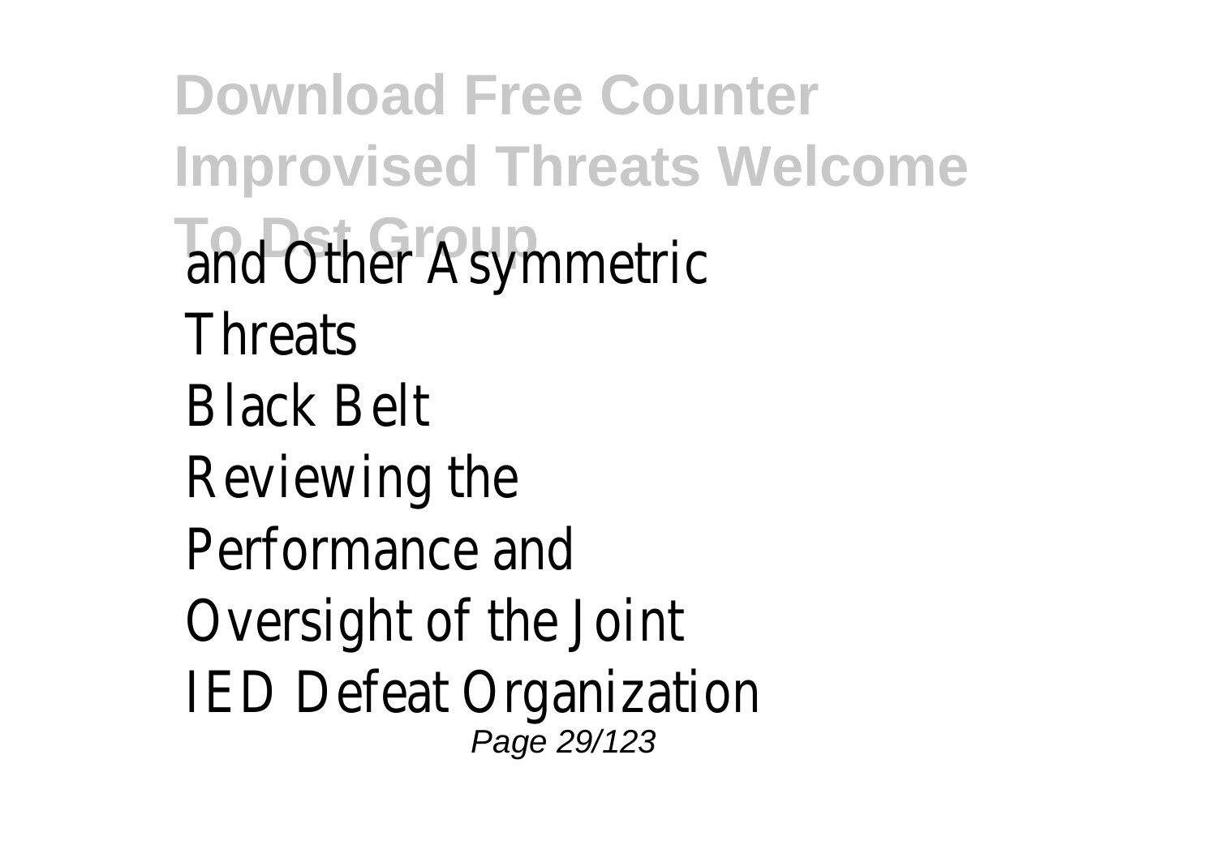and Other Asymmetric Threats
Black Belt
Reviewing the Performance and Oversight of the Joint IED Defeat Organization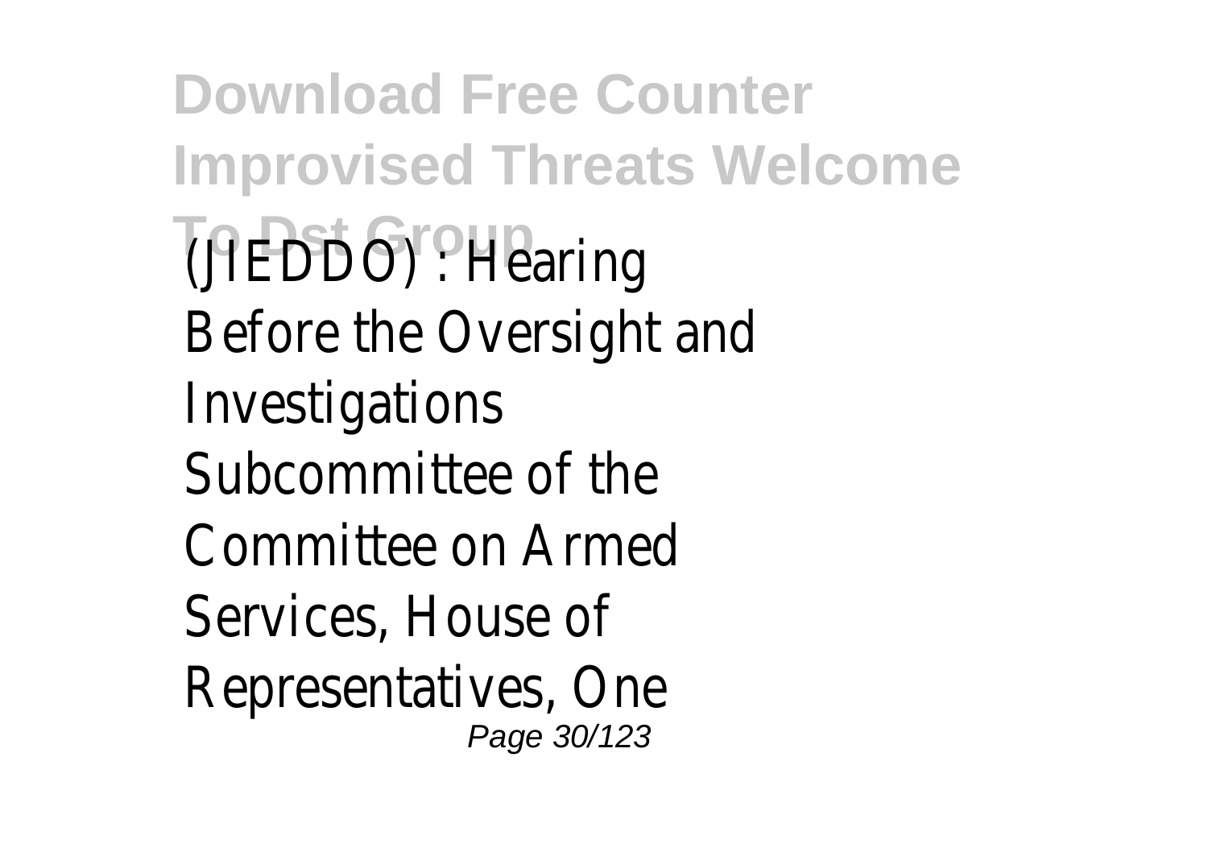(JIEDDO) : Hearing Before the Oversight and Investigations Subcommittee of the Committee on Armed Services, House of Representatives, One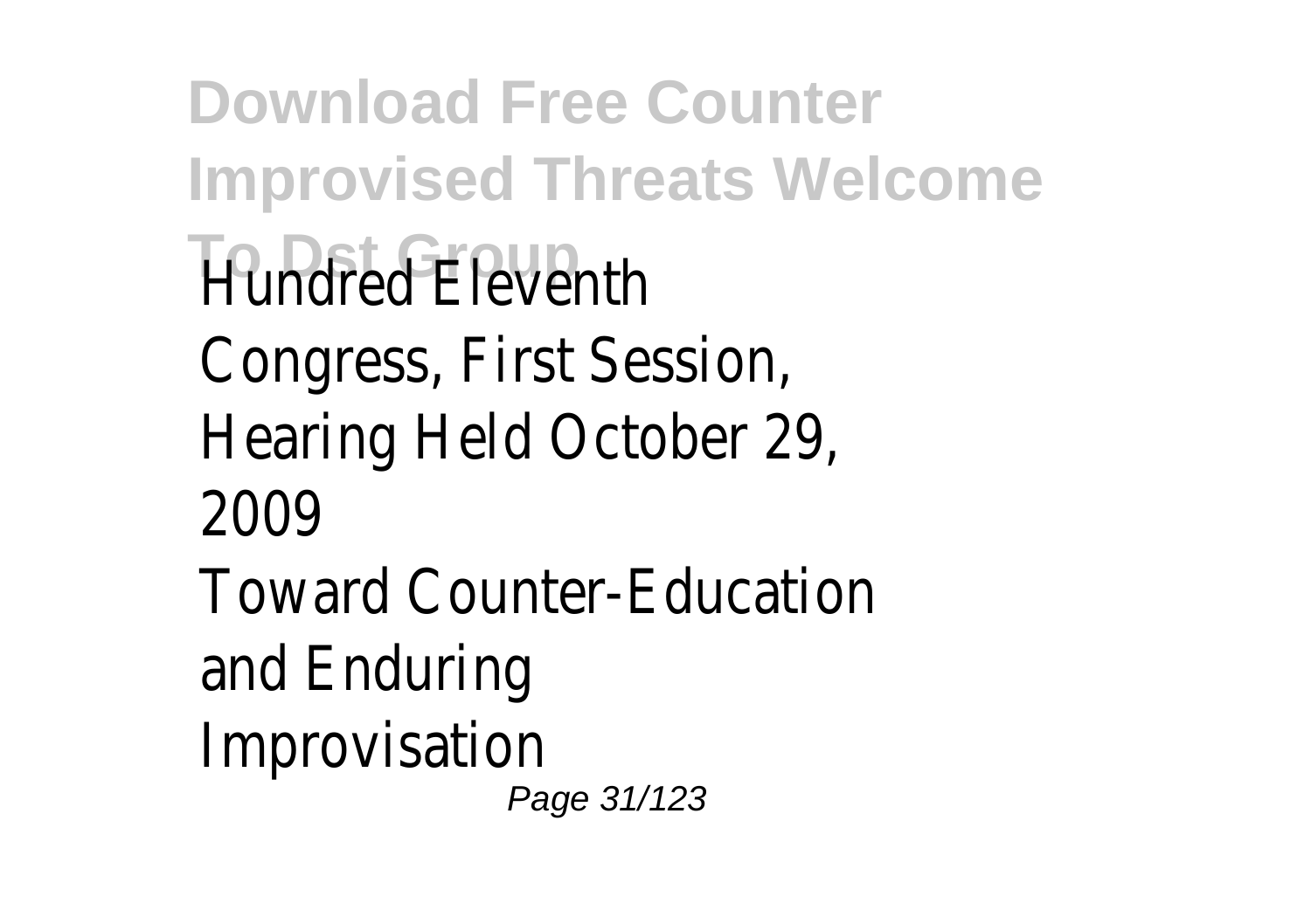Hundred Eleventh Congress, First Session, Hearing Held October 29, 2009

Toward Counter-Education and Enduring Improvisation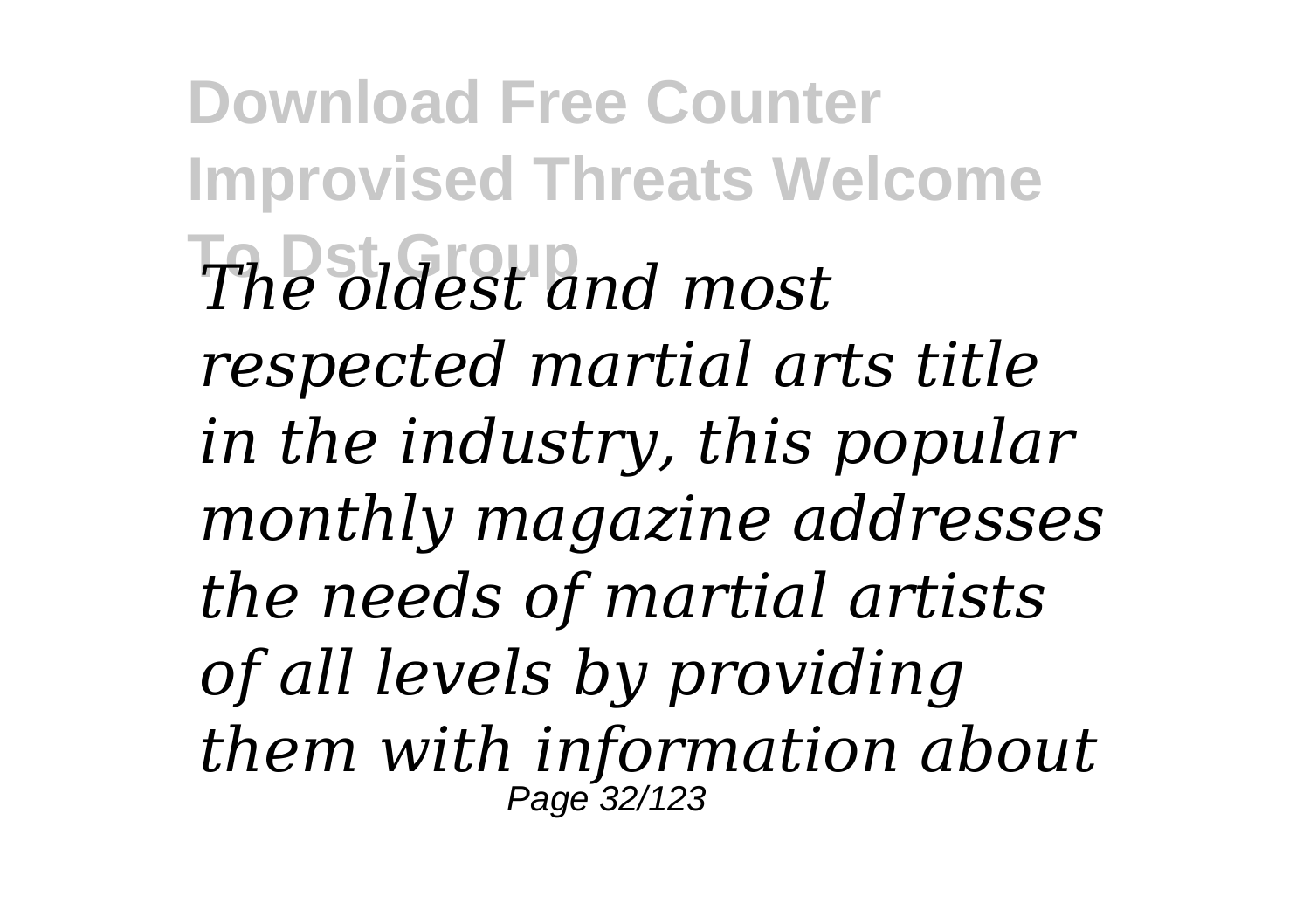*The oldest and most respected martial arts title in the industry, this popular monthly magazine addresses the needs of martial artists of all levels by providing them with information about*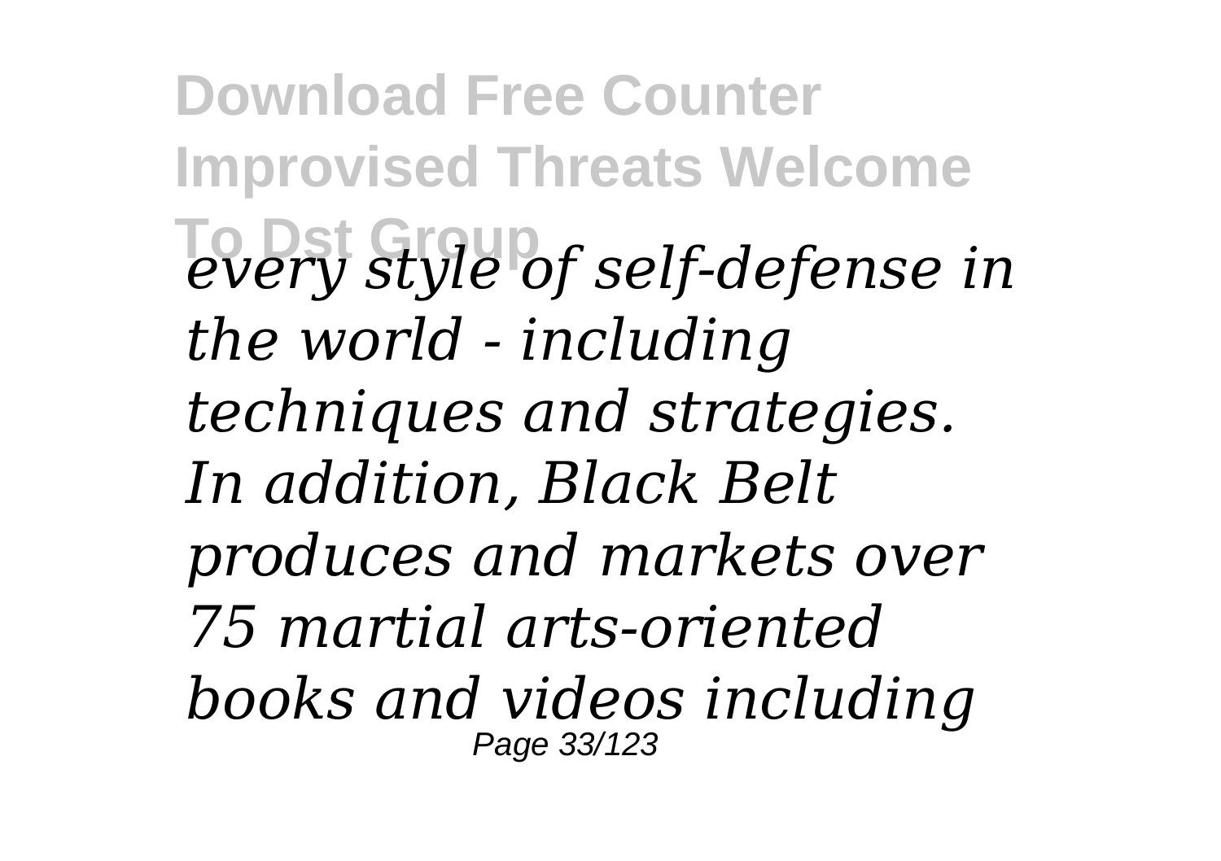*every style of self-defense in the world - including techniques and strategies. In addition, Black Belt produces and markets over 75 martial arts-oriented books and videos including*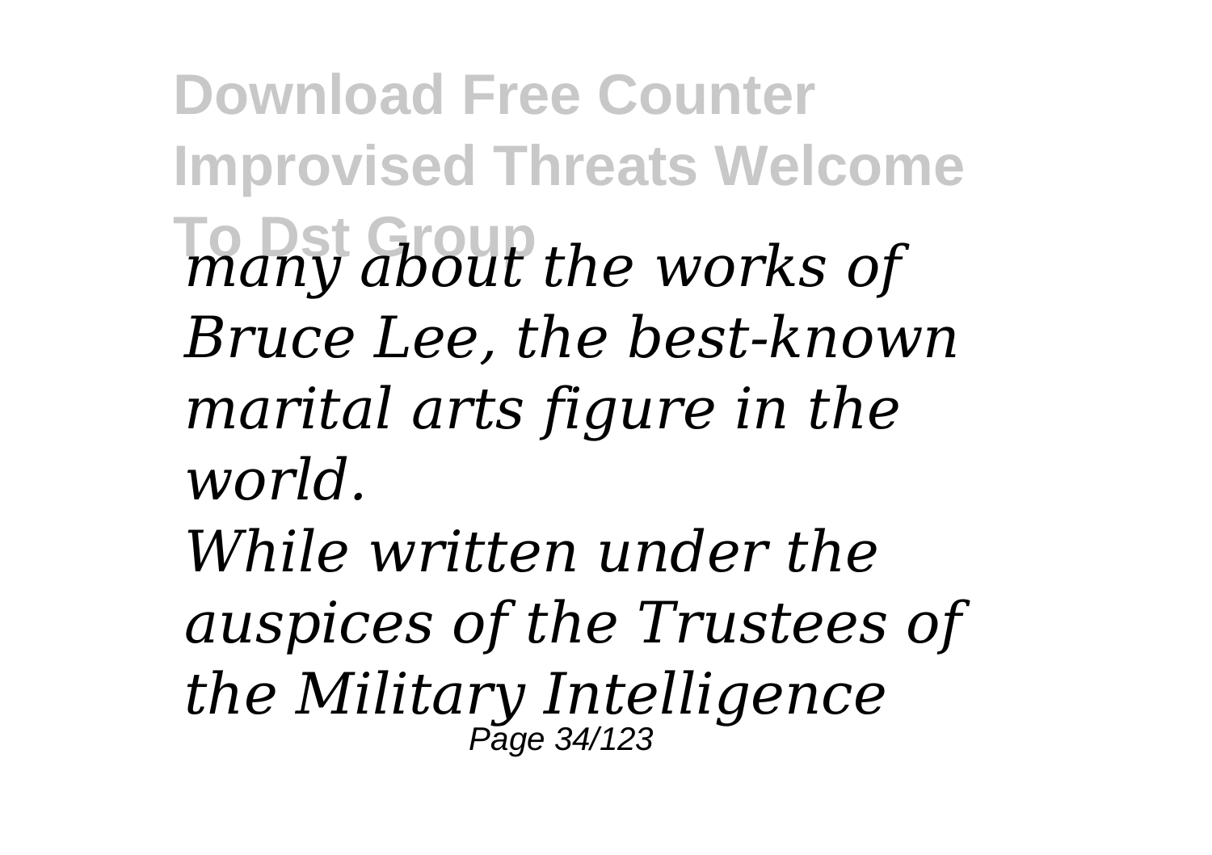*many about the works of Bruce Lee, the best-known marital arts figure in the world.*

*While written under the auspices of the Trustees of the Military Intelligence*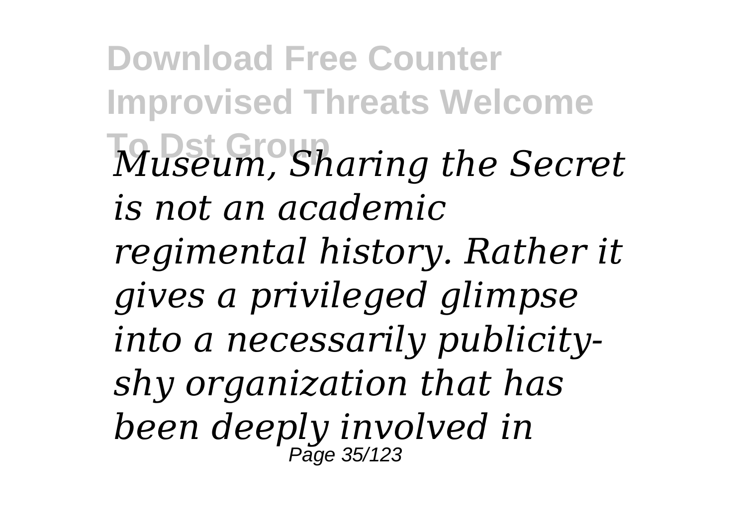*Museum, Sharing the Secret is not an academic regimental history. Rather it gives a privileged glimpse into a necessarily publicity-shy organization that has been deeply involved in*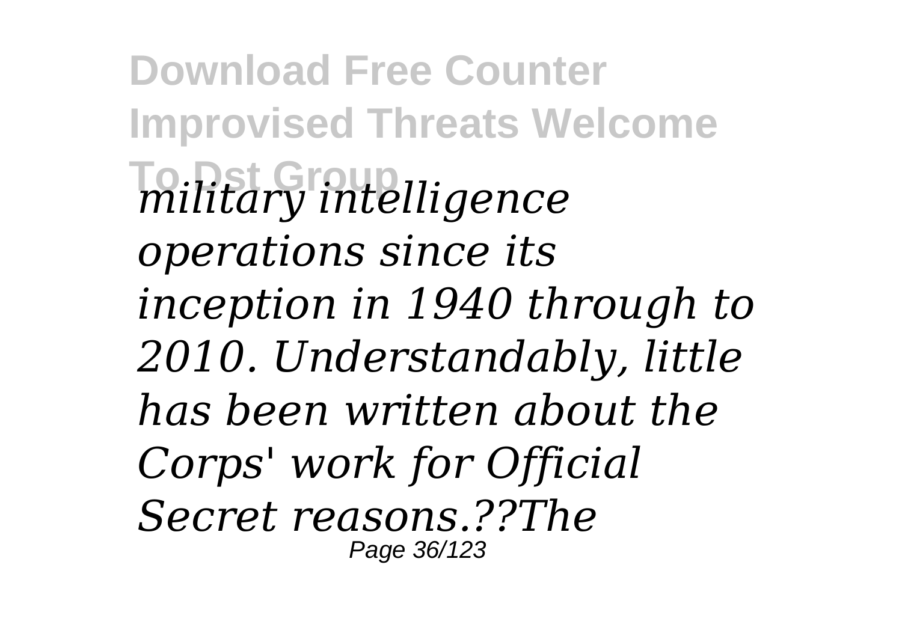*military intelligence operations since its inception in 1940 through to 2010. Understandably, little has been written about the Corps' work for Official Secret reasons.??The*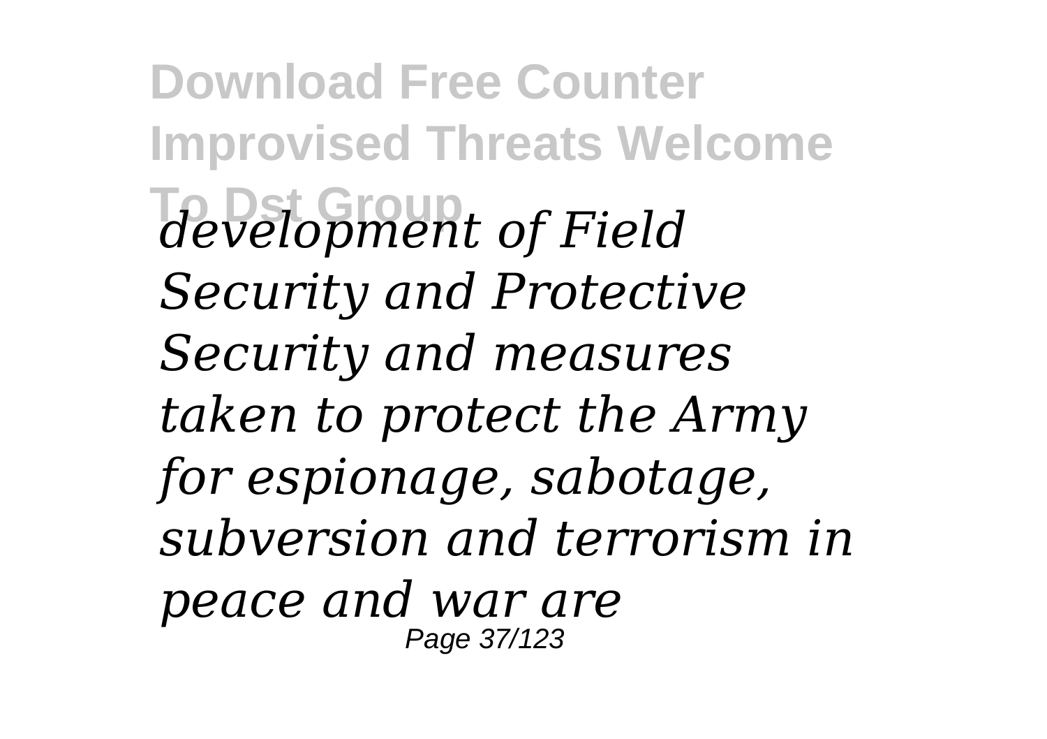*development of Field Security and Protective Security and measures taken to protect the Army for espionage, sabotage, subversion and terrorism in peace and war are*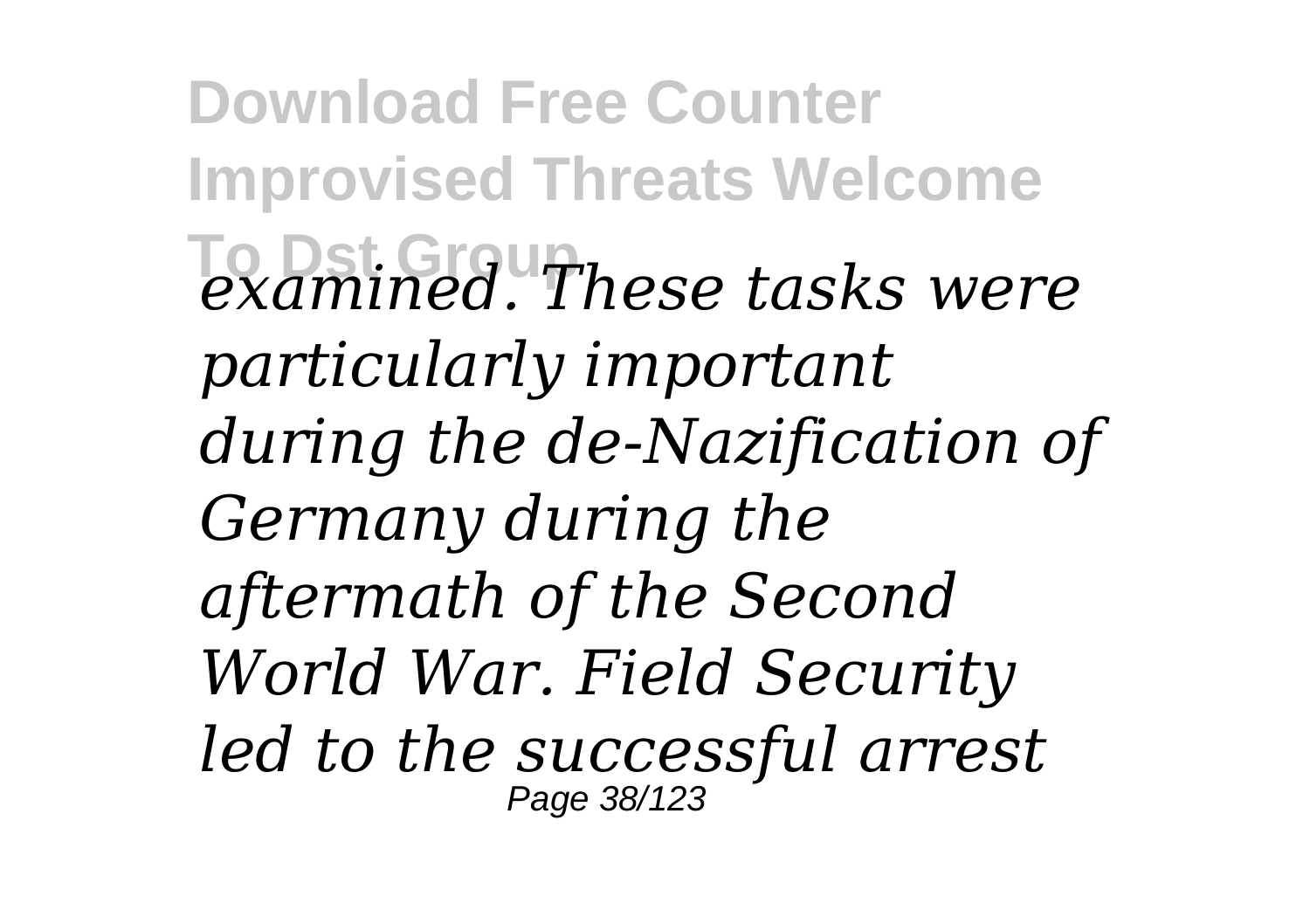*examined. These tasks were particularly important during the de-Nazification of Germany during the aftermath of the Second World War. Field Security led to the successful arrest*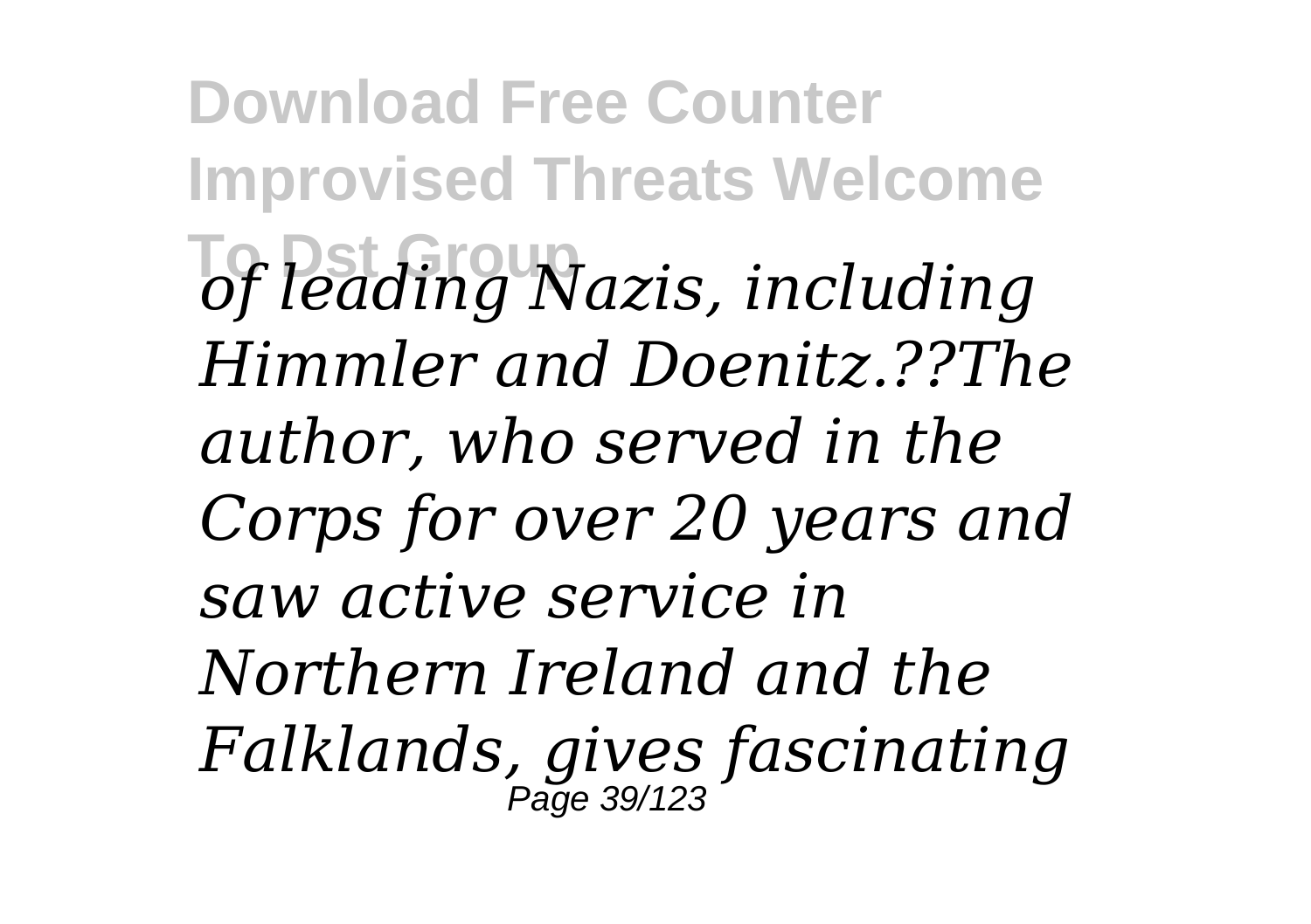*of leading Nazis, including Himmler and Doenitz.??The author, who served in the Corps for over 20 years and saw active service in Northern Ireland and the Falklands, gives fascinating*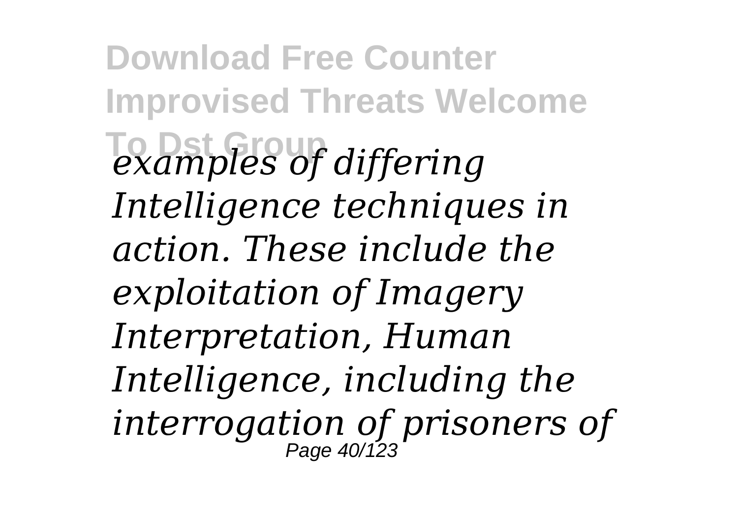*examples of differing Intelligence techniques in action. These include the exploitation of Imagery Interpretation, Human Intelligence, including the interrogation of prisoners of*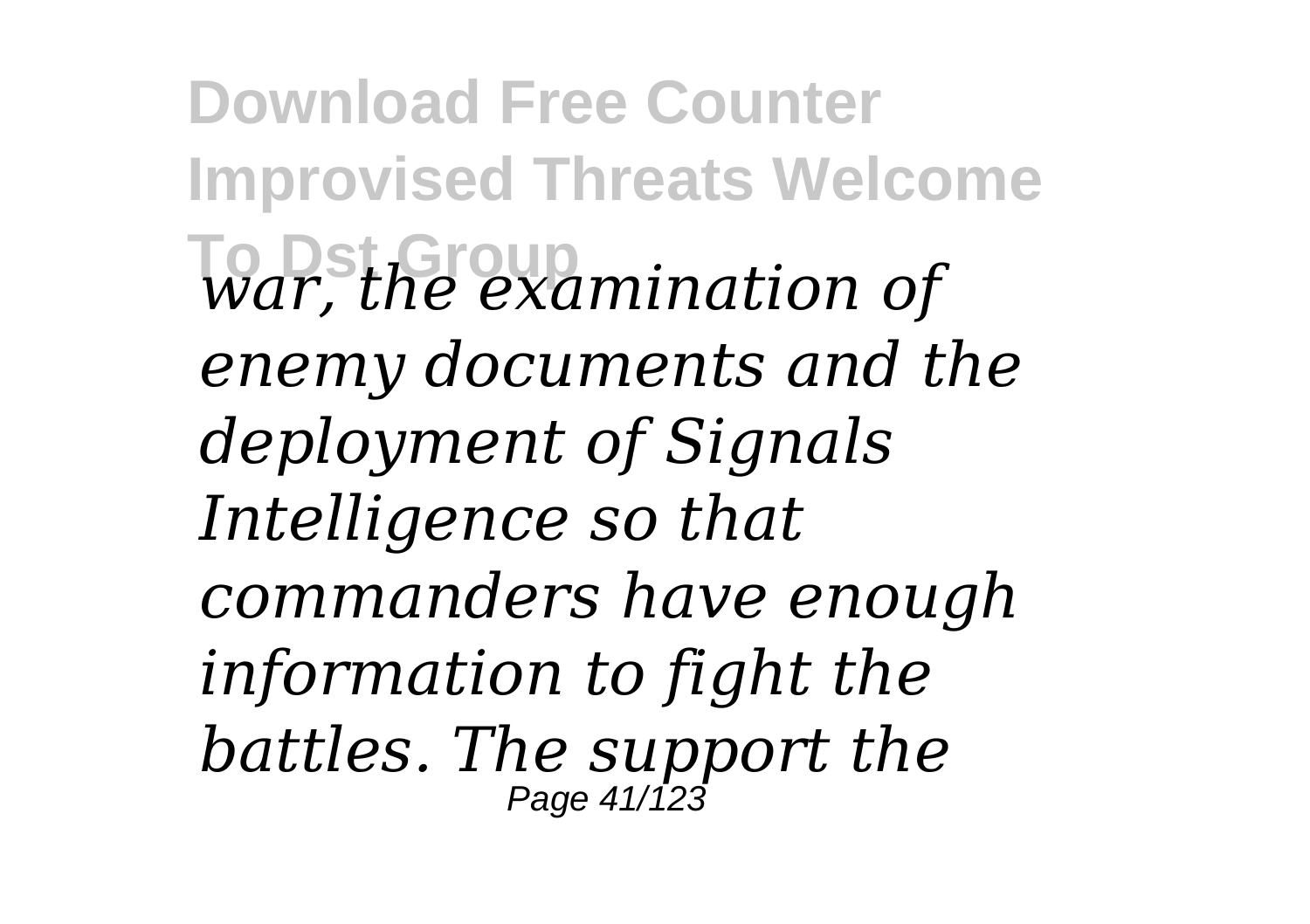*war, the examination of enemy documents and the deployment of Signals Intelligence so that commanders have enough information to fight the battles. The support the*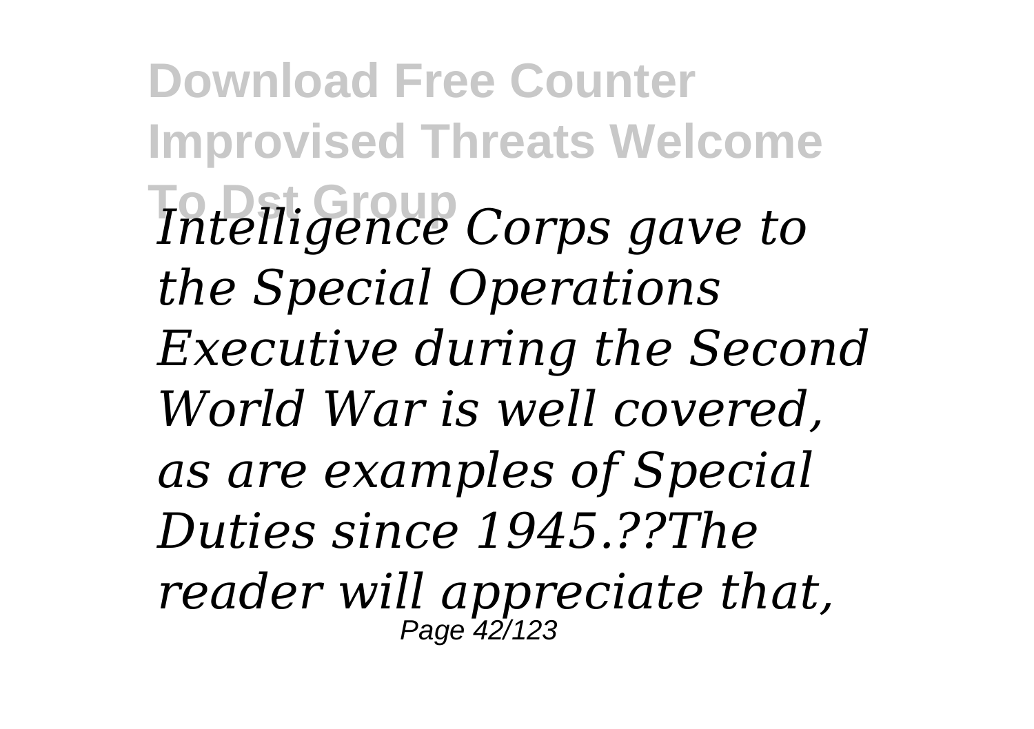*Intelligence Corps gave to the Special Operations Executive during the Second World War is well covered, as are examples of Special Duties since 1945.??The reader will appreciate that,*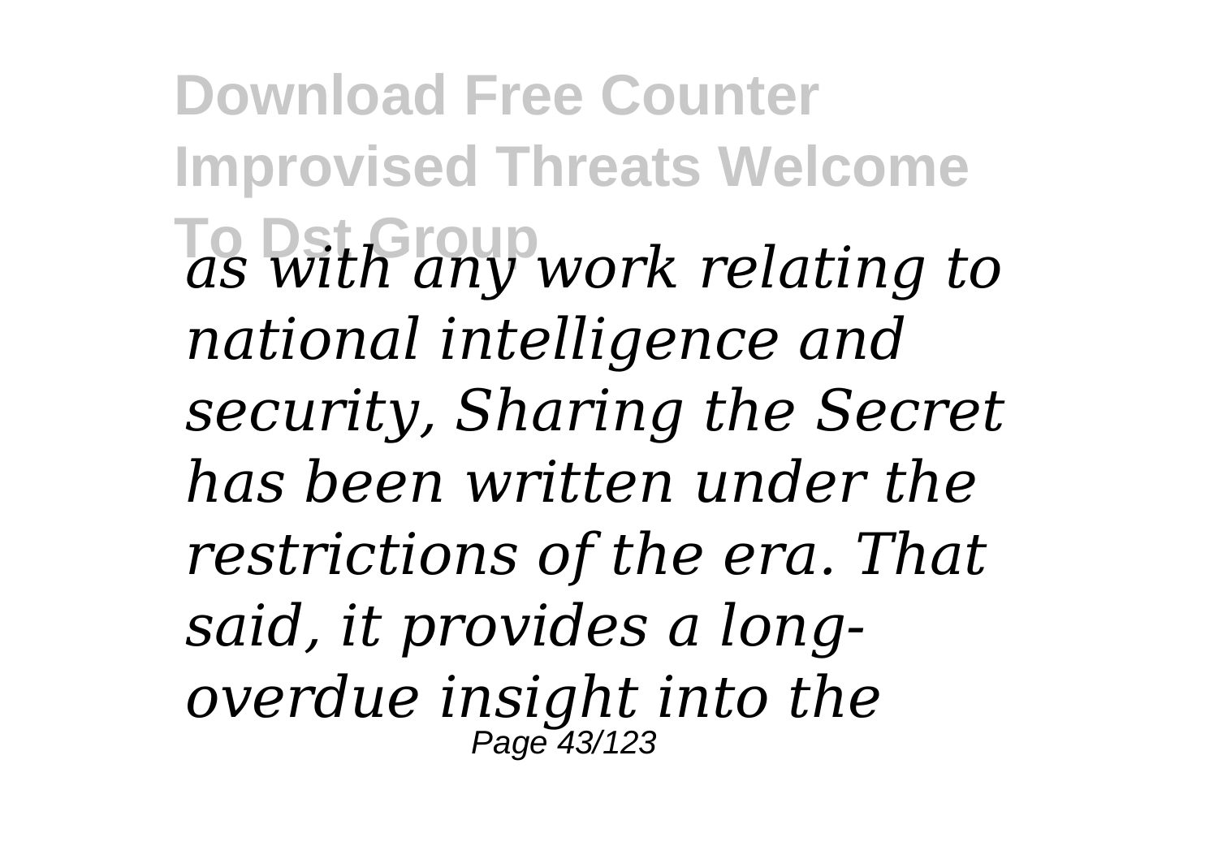*as with any work relating to national intelligence and security, Sharing the Secret has been written under the restrictions of the era. That said, it provides a long-overdue insight into the*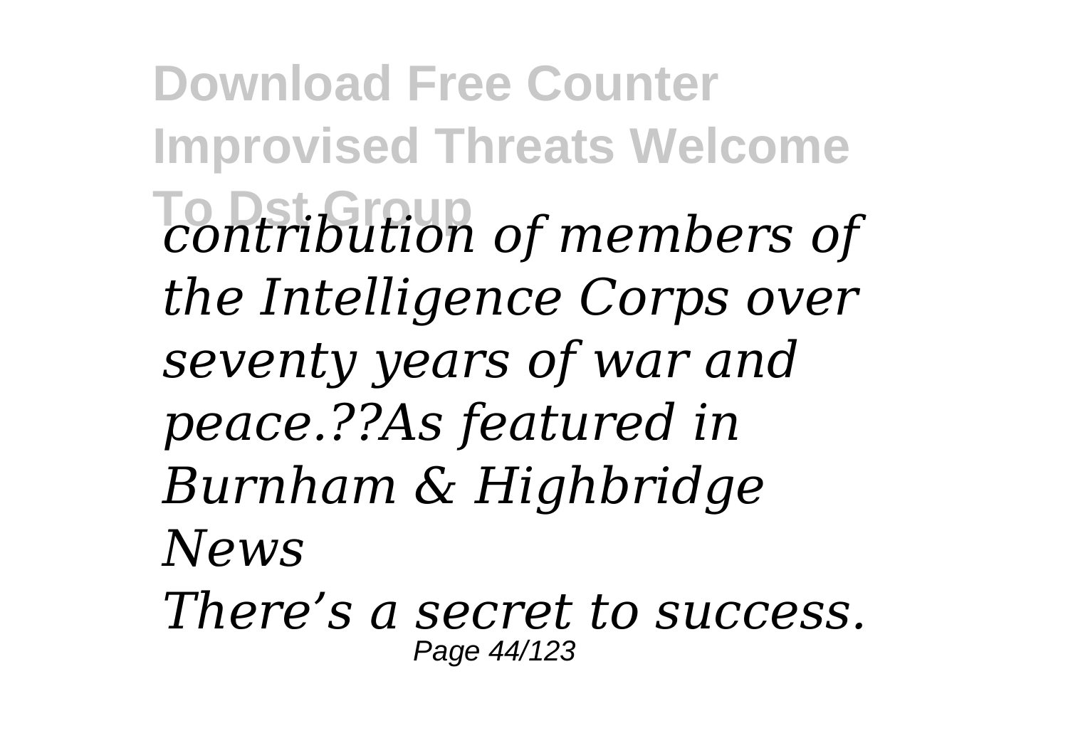*contribution of members of the Intelligence Corps over seventy years of war and peace.??As featured in Burnham & Highbridge News*

*There's a secret to success.*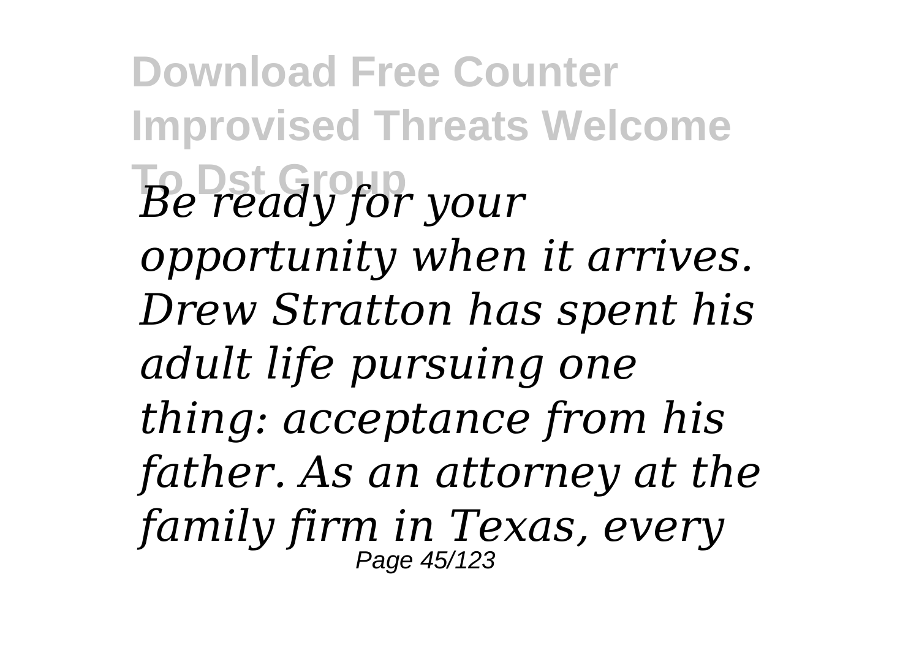*Be ready for your opportunity when it arrives. Drew Stratton has spent his adult life pursuing one thing: acceptance from his father. As an attorney at the family firm in Texas, every*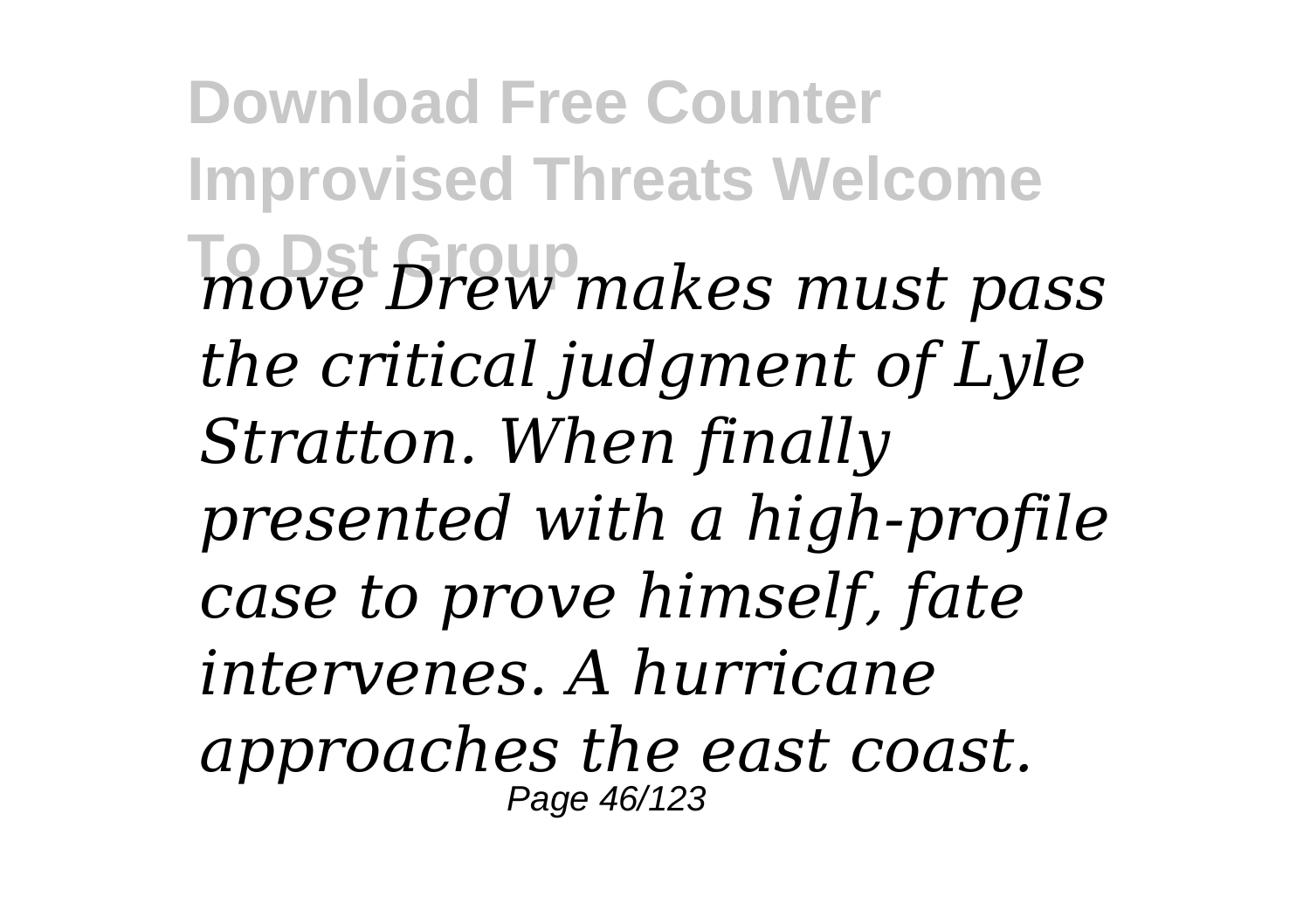*move Drew makes must pass the critical judgment of Lyle Stratton. When finally presented with a high-profile case to prove himself, fate intervenes. A hurricane approaches the east coast.*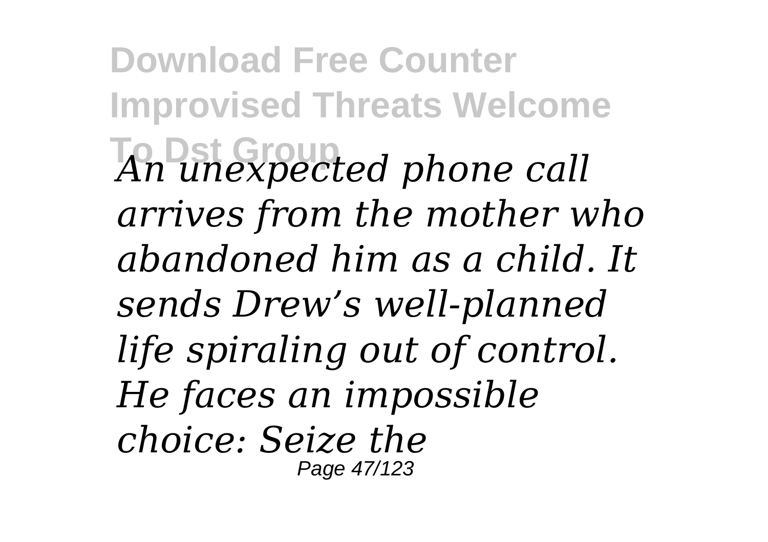*An unexpected phone call arrives from the mother who abandoned him as a child. It sends Drew's well-planned life spiraling out of control. He faces an impossible choice: Seize the*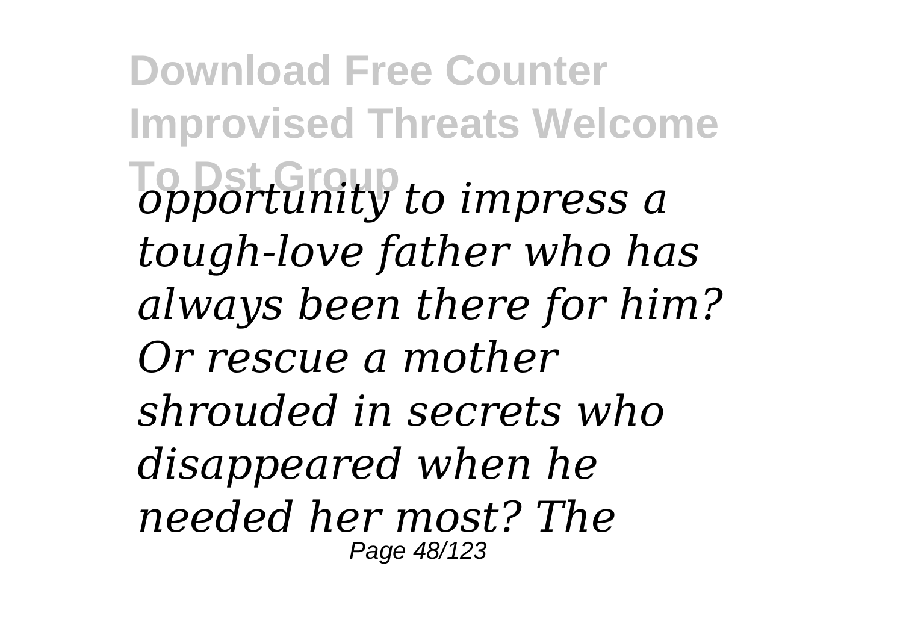*opportunity to impress a tough-love father who has always been there for him? Or rescue a mother shrouded in secrets who disappeared when he needed her most? The*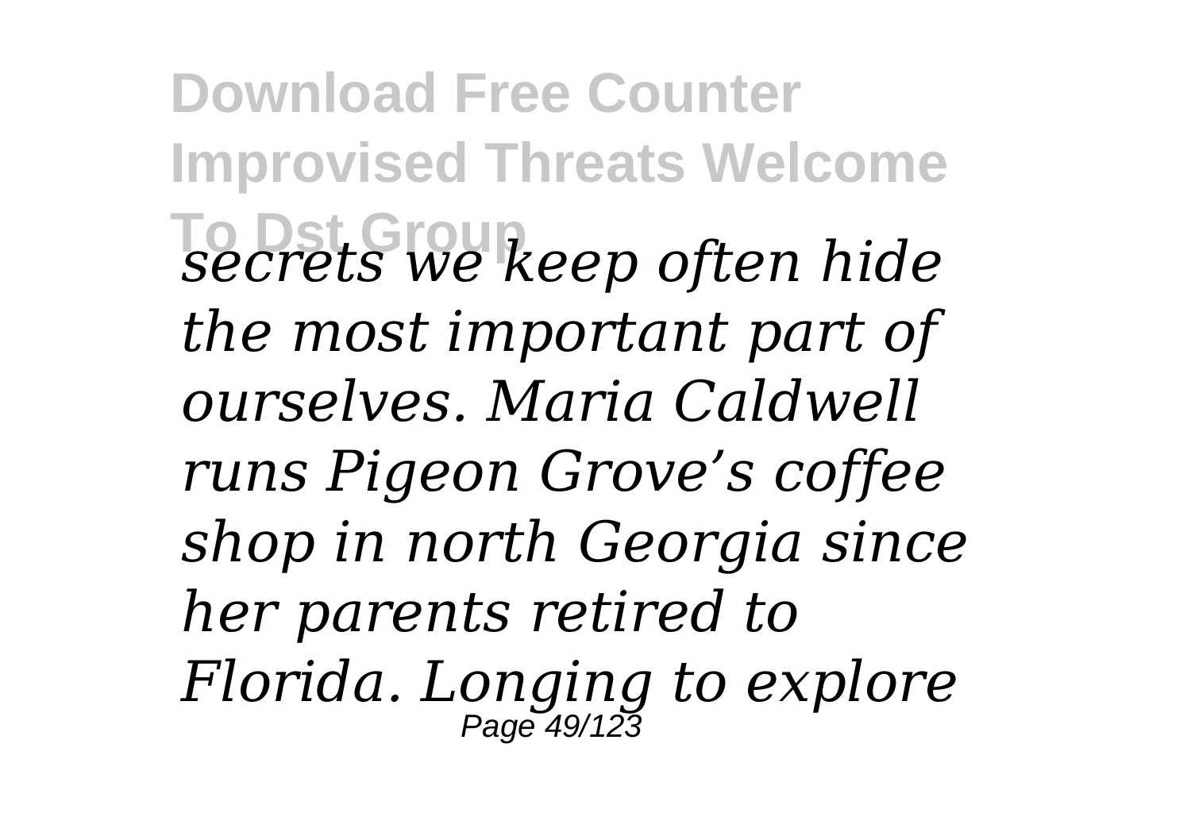*secrets we keep often hide the most important part of ourselves. Maria Caldwell runs Pigeon Grove's coffee shop in north Georgia since her parents retired to Florida. Longing to explore*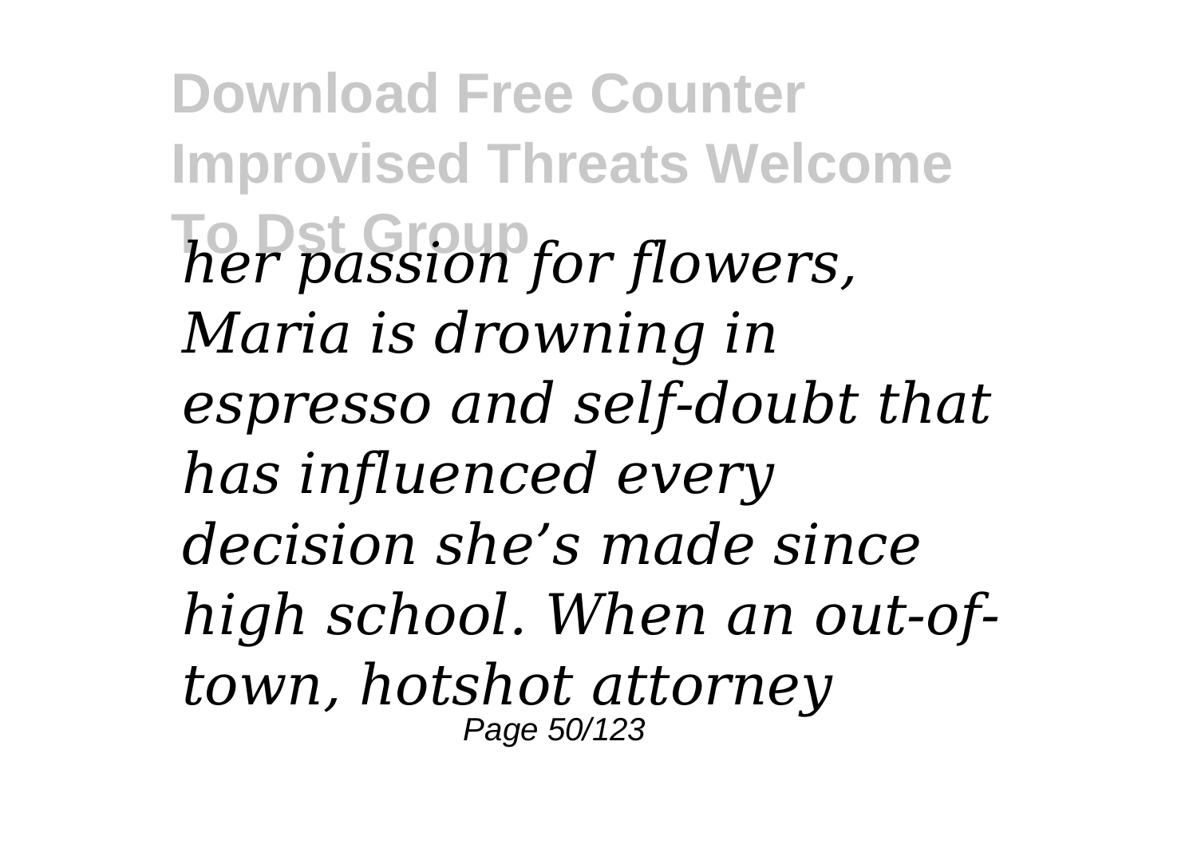*her passion for flowers, Maria is drowning in espresso and self-doubt that has influenced every decision she's made since high school. When an out-of-town, hotshot attorney*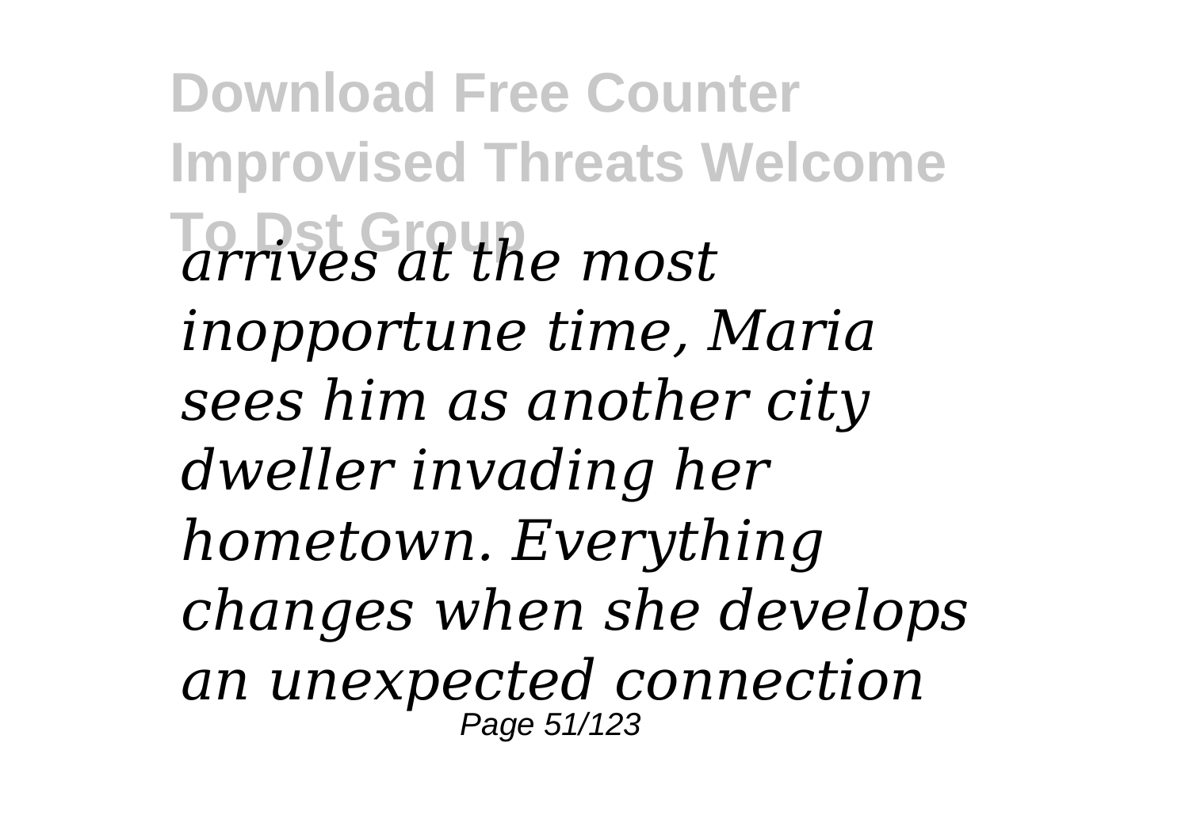*arrives at the most inopportune time, Maria sees him as another city dweller invading her hometown. Everything changes when she develops an unexpected connection*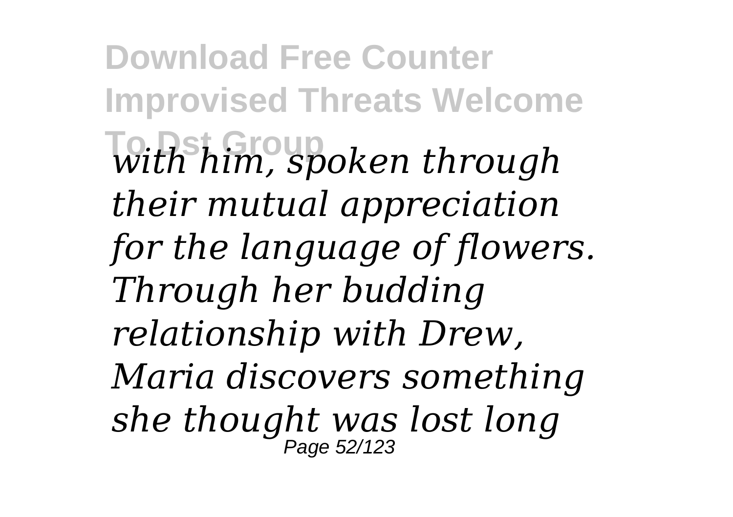*with him, spoken through their mutual appreciation for the language of flowers. Through her budding relationship with Drew, Maria discovers something she thought was lost long*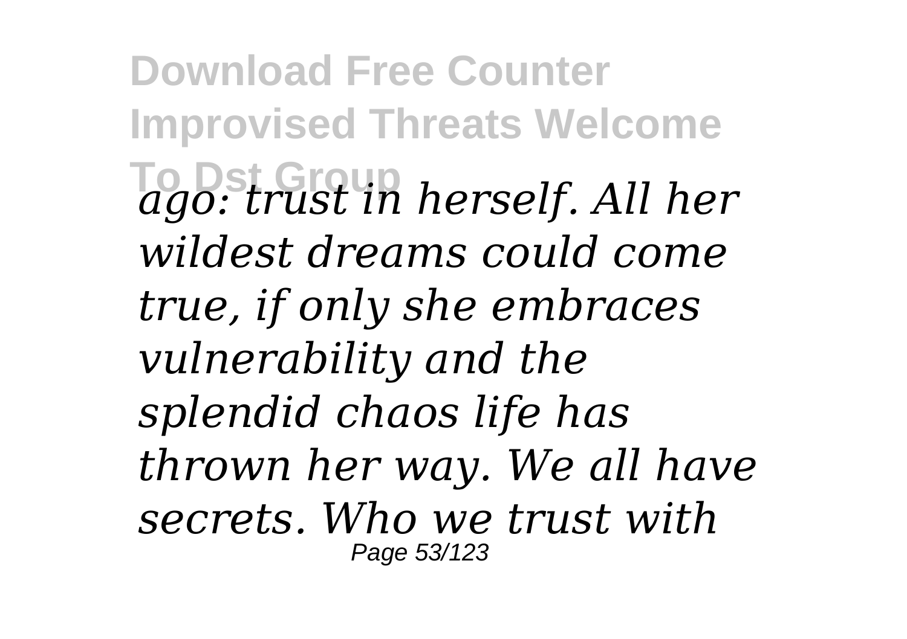*ago: trust in herself. All her wildest dreams could come true, if only she embraces vulnerability and the splendid chaos life has thrown her way. We all have secrets. Who we trust with*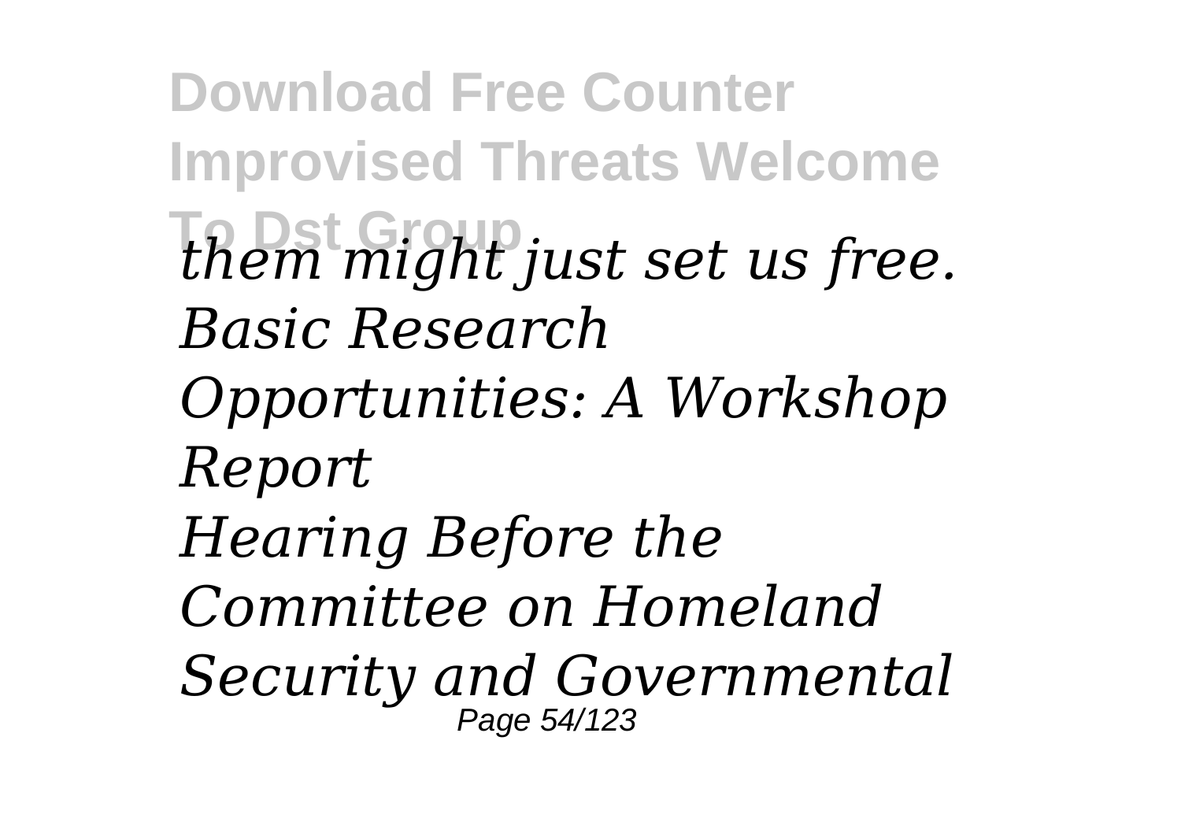*them might just set us free.*
*Basic Research Opportunities: A Workshop Report*
*Hearing Before the Committee on Homeland Security and Governmental*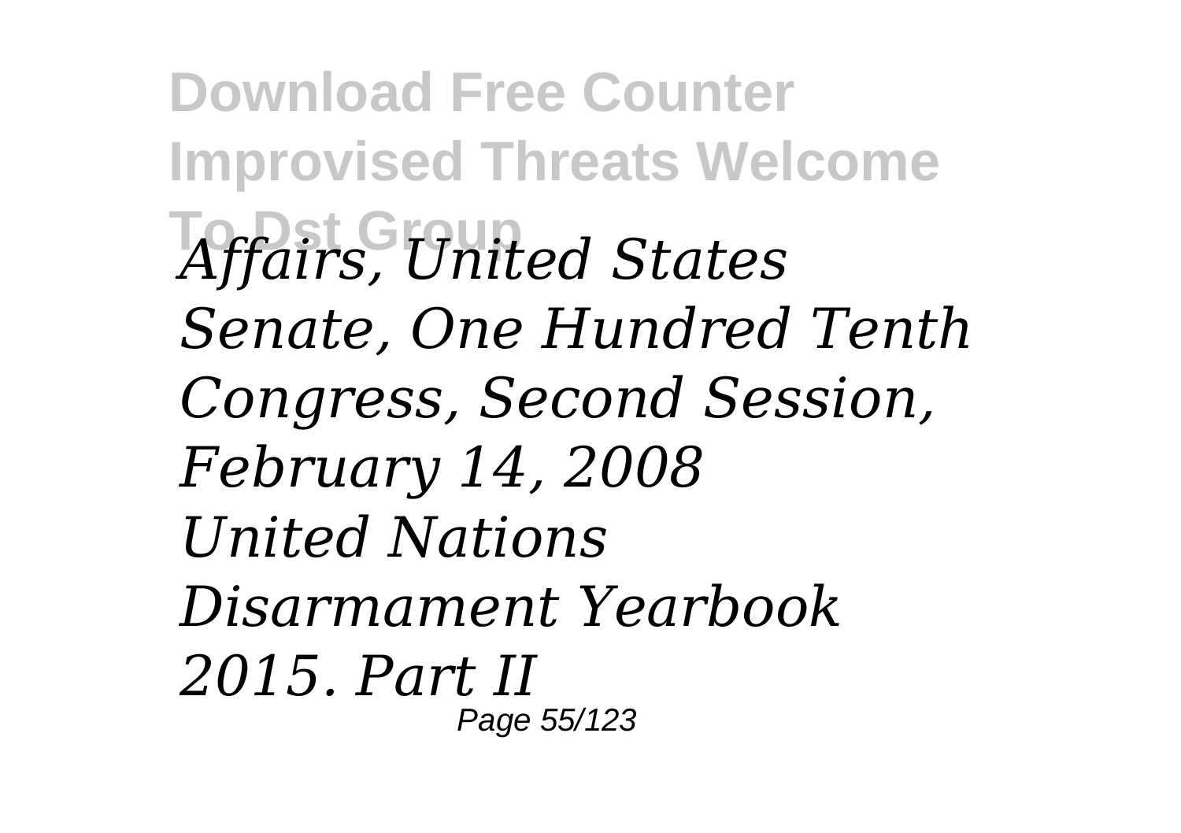*Affairs, United States Senate, One Hundred Tenth Congress, Second Session, February 14, 2008*

*United Nations Disarmament Yearbook 2015. Part II*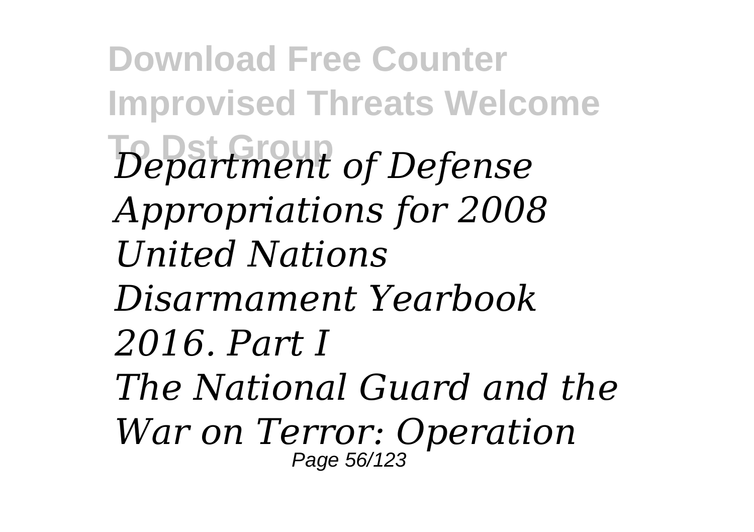*Department of Defense Appropriations for 2008*
*United Nations Disarmament Yearbook 2016. Part I*
*The National Guard and the War on Terror: Operation*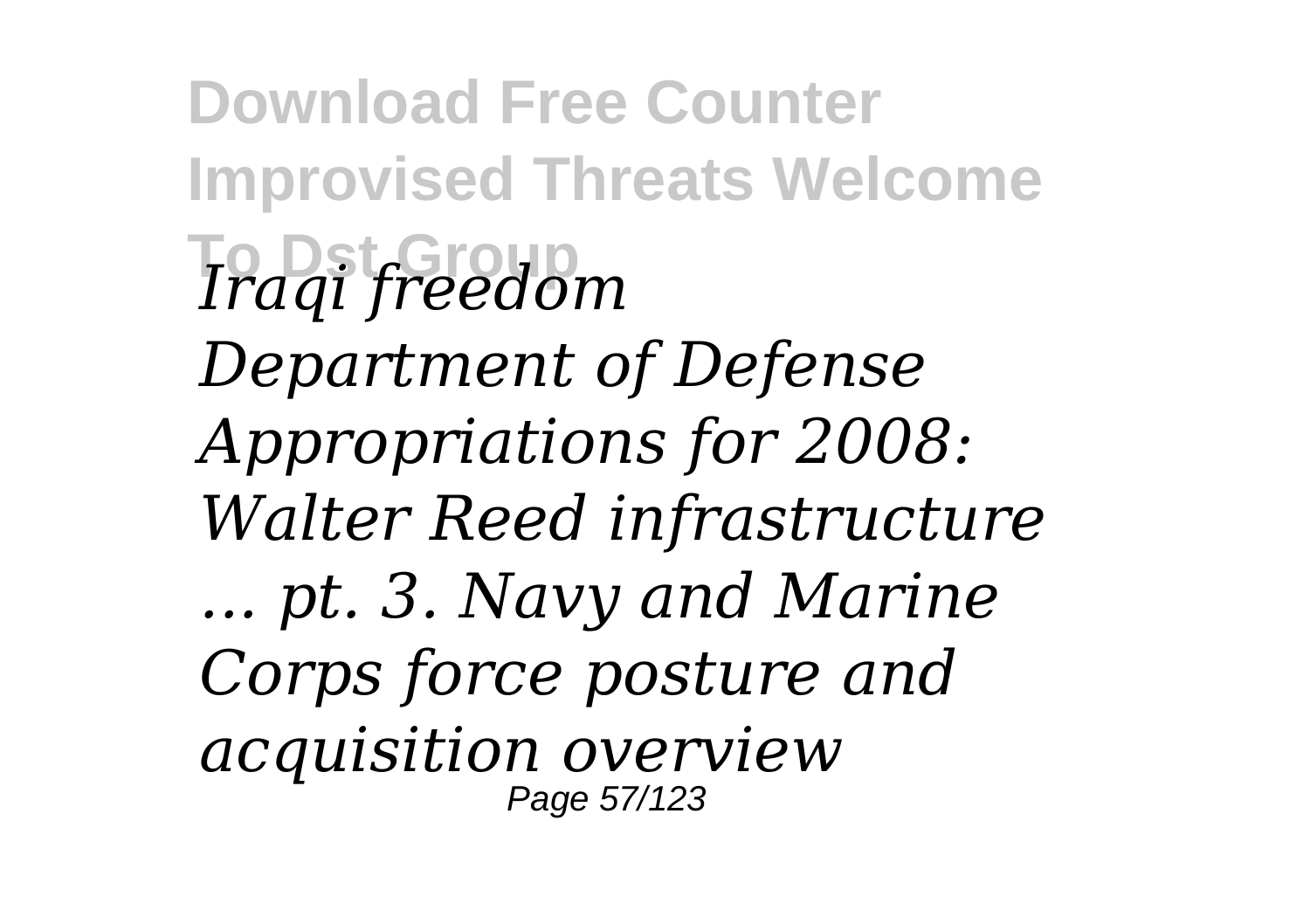*Iraqi freedom*

*Department of Defense Appropriations for 2008: Walter Reed infrastructure ... pt. 3. Navy and Marine Corps force posture and acquisition overview*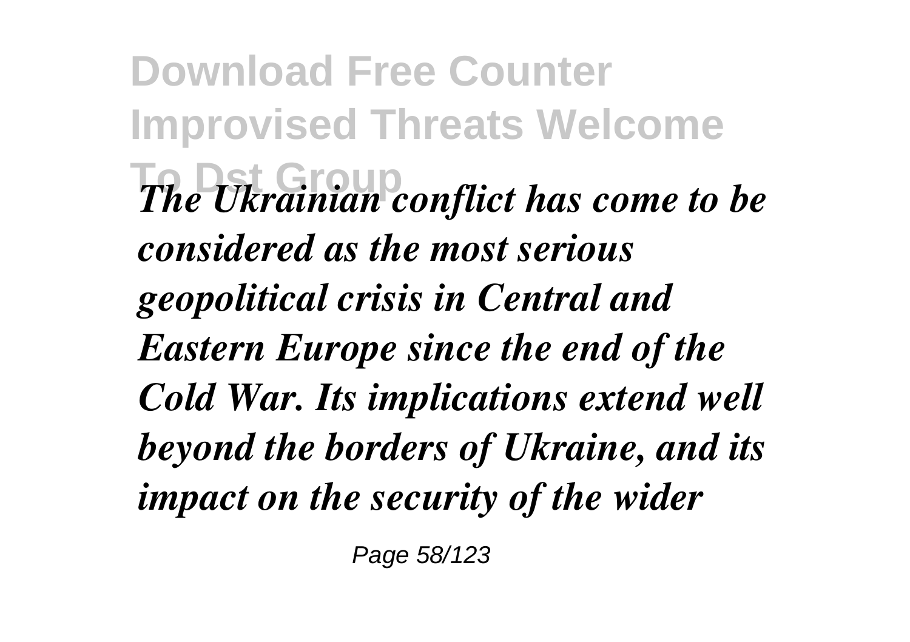*The Ukrainian conflict has come to be considered as the most serious geopolitical crisis in Central and Eastern Europe since the end of the Cold War. Its implications extend well beyond the borders of Ukraine, and its impact on the security of the wider*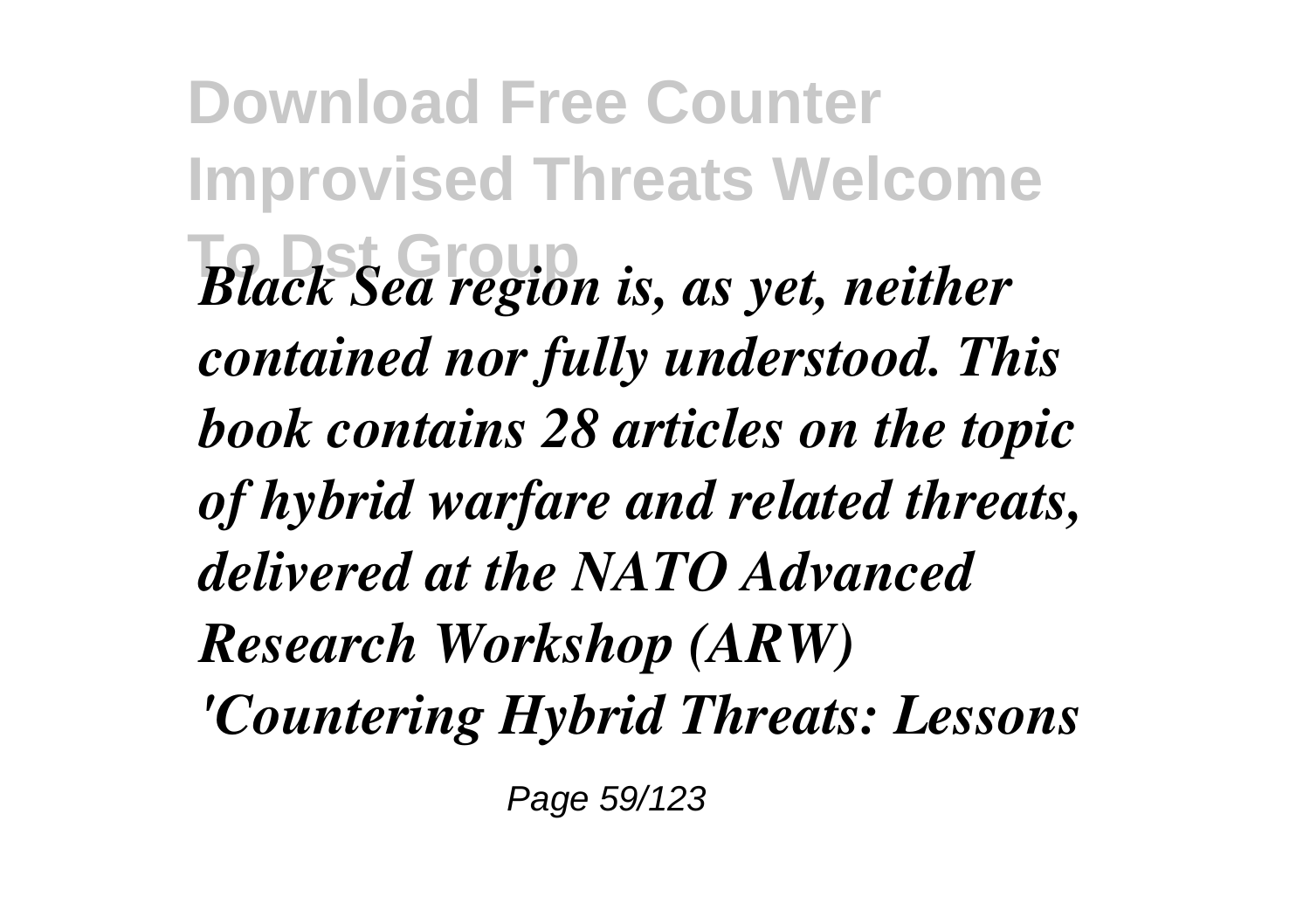*Black Sea region is, as yet, neither contained nor fully understood. This book contains 28 articles on the topic of hybrid warfare and related threats, delivered at the NATO Advanced Research Workshop (ARW) 'Countering Hybrid Threats: Lessons*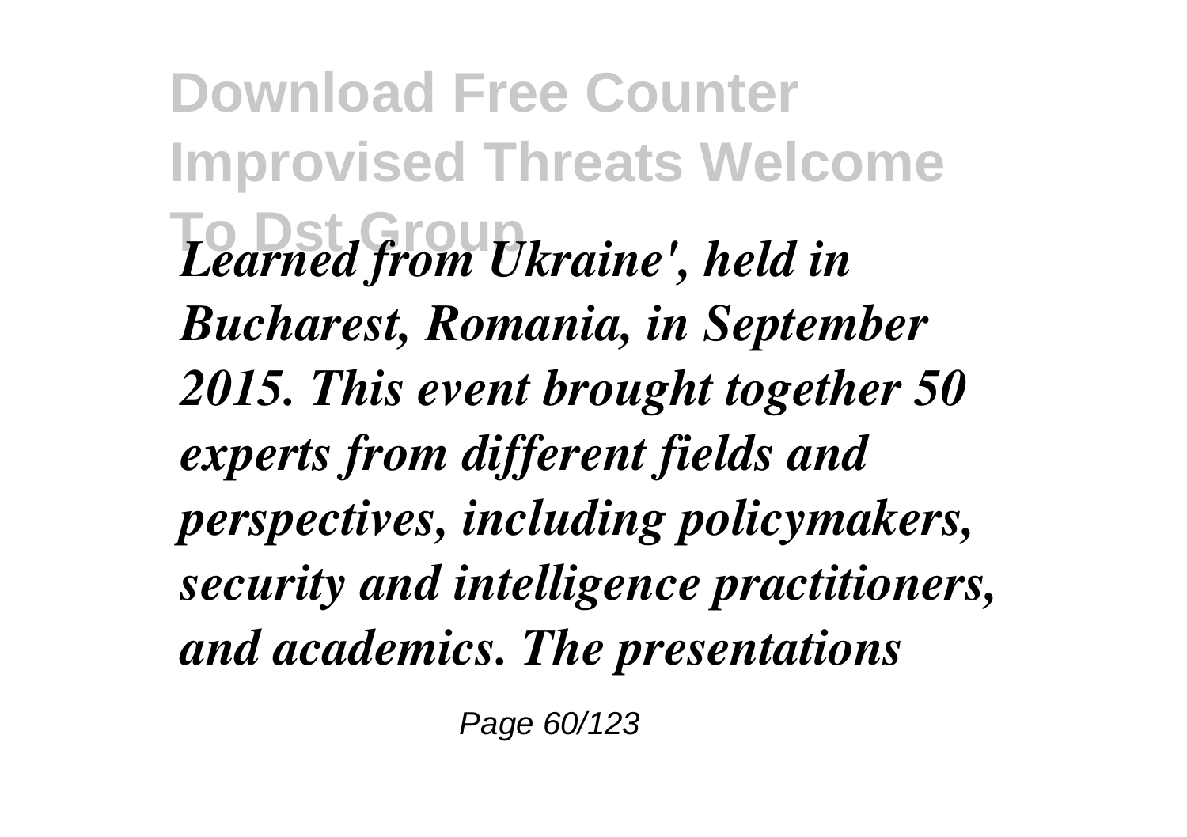*Learned from Ukraine', held in Bucharest, Romania, in September 2015. This event brought together 50 experts from different fields and perspectives, including policymakers, security and intelligence practitioners, and academics. The presentations*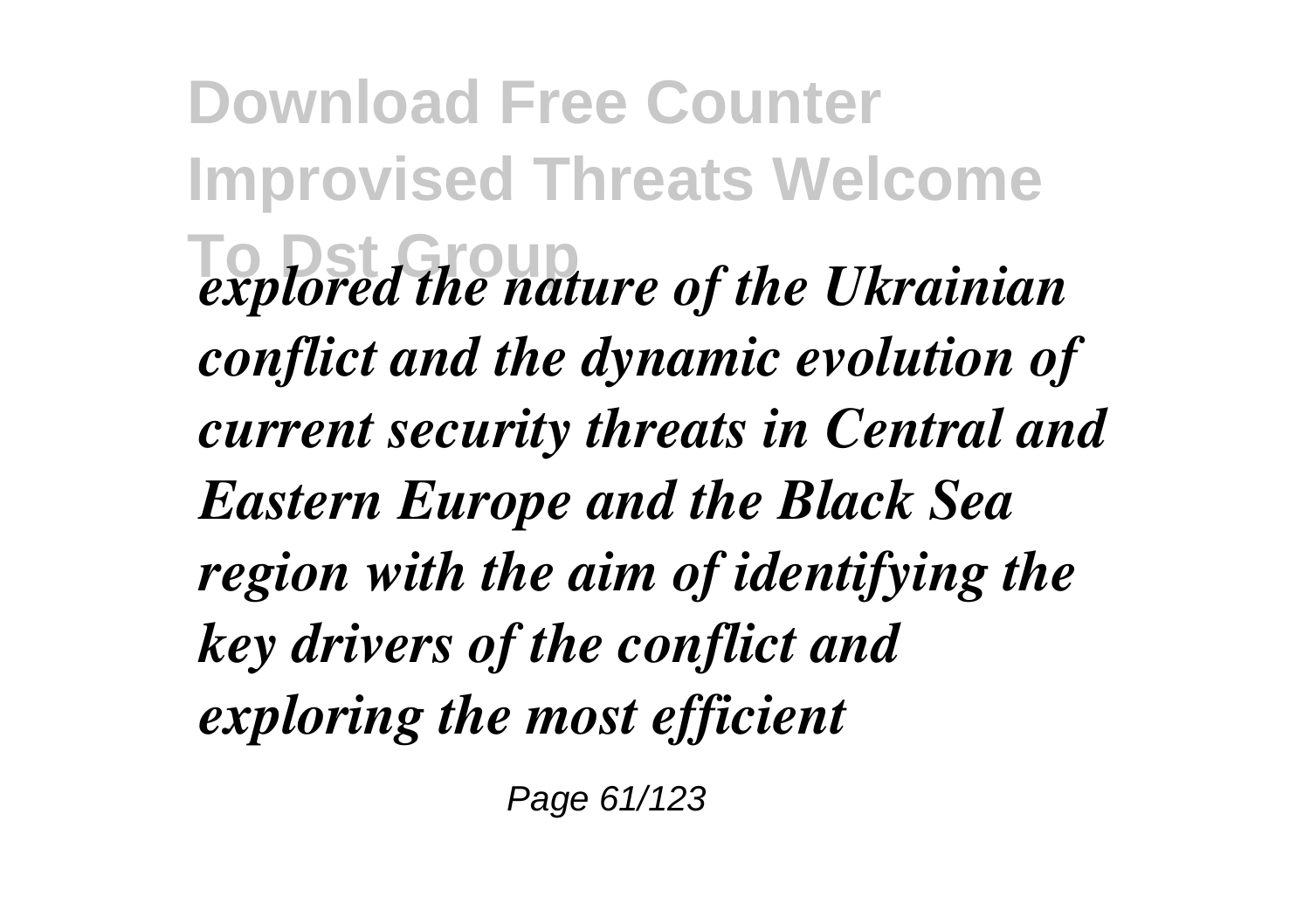*explored the nature of the Ukrainian conflict and the dynamic evolution of current security threats in Central and Eastern Europe and the Black Sea region with the aim of identifying the key drivers of the conflict and exploring the most efficient*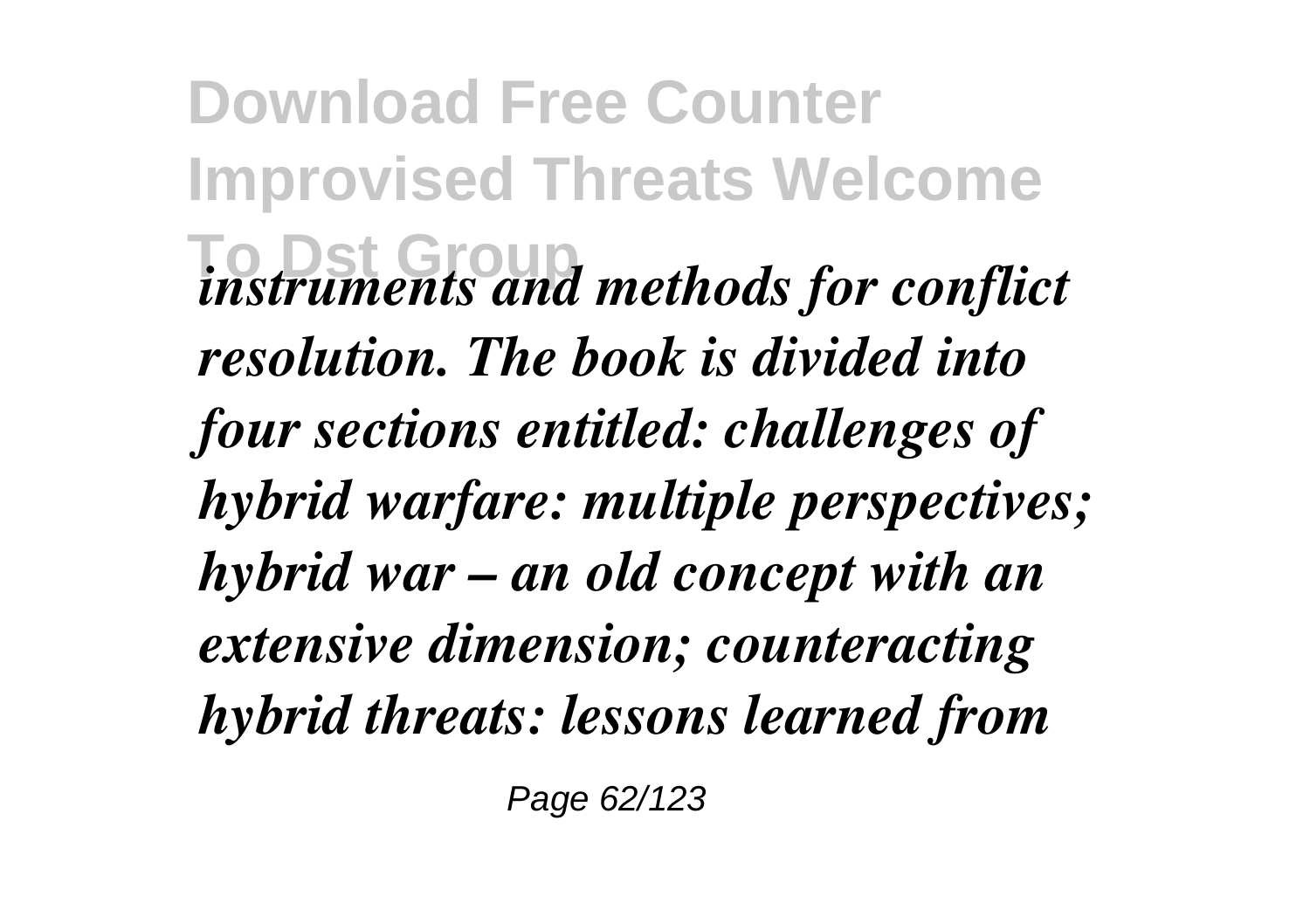*instruments and methods for conflict resolution. The book is divided into four sections entitled: challenges of hybrid warfare: multiple perspectives; hybrid war – an old concept with an extensive dimension; counteracting hybrid threats: lessons learned from*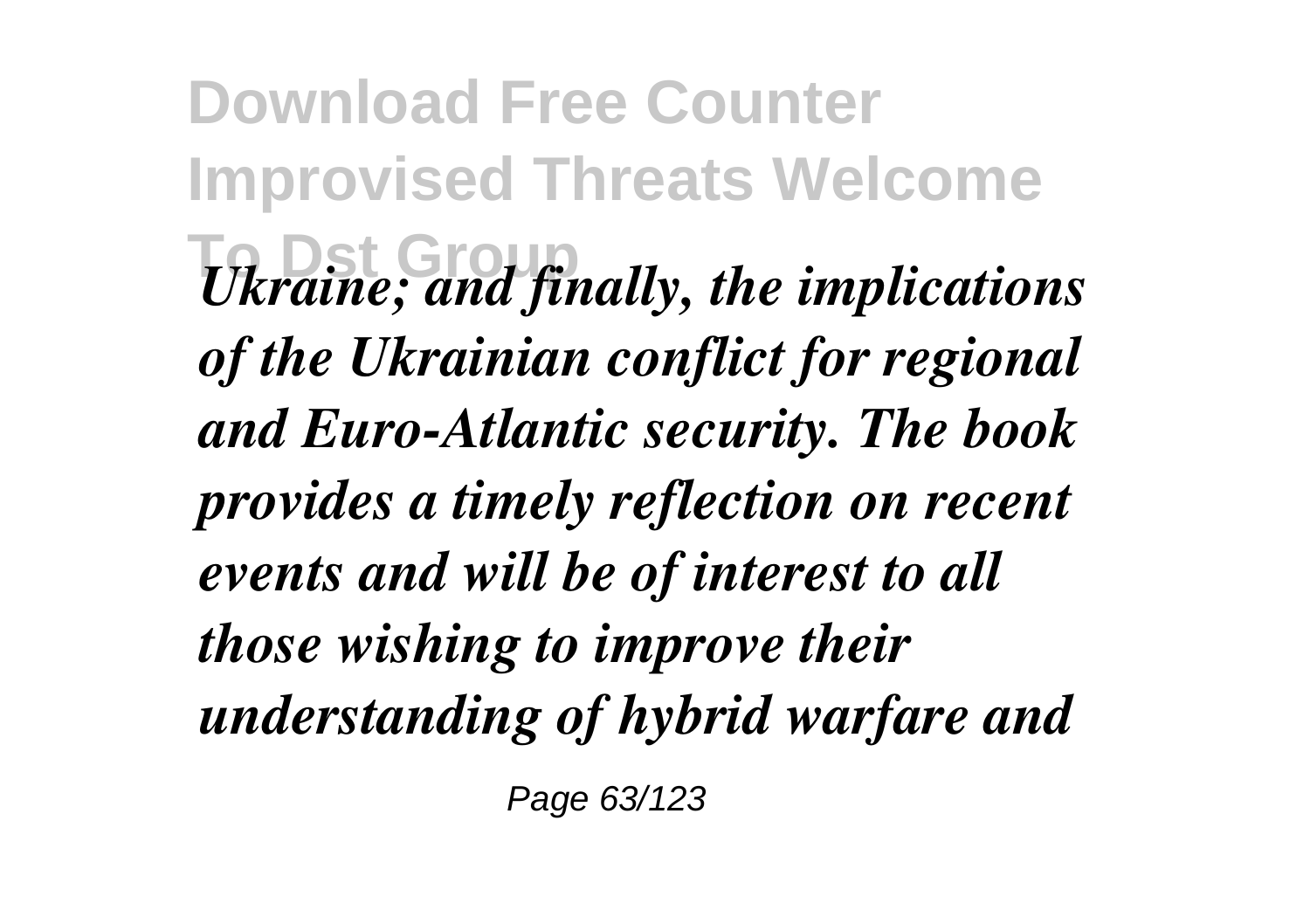*Ukraine; and finally, the implications of the Ukrainian conflict for regional and Euro-Atlantic security. The book provides a timely reflection on recent events and will be of interest to all those wishing to improve their understanding of hybrid warfare and*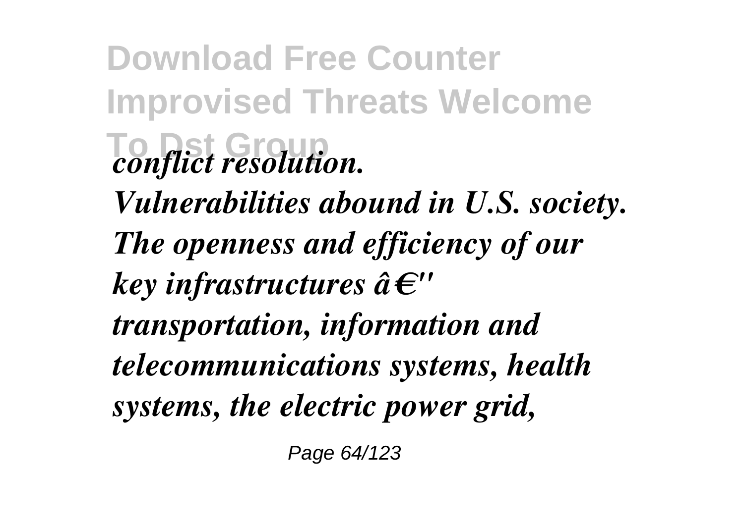*conflict resolution.*

*Vulnerabilities abound in U.S. society. The openness and efficiency of our key infrastructures â€" transportation, information and telecommunications systems, health systems, the electric power grid,*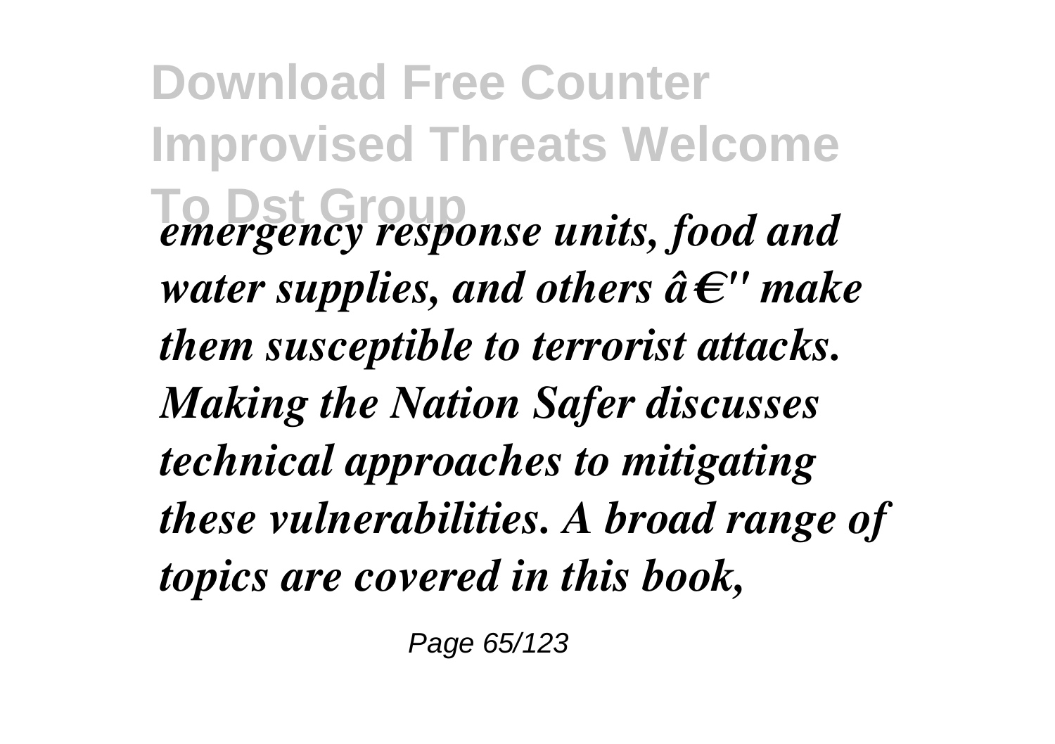*emergency response units, food and water supplies, and others â€" make them susceptible to terrorist attacks. Making the Nation Safer discusses technical approaches to mitigating these vulnerabilities. A broad range of topics are covered in this book,*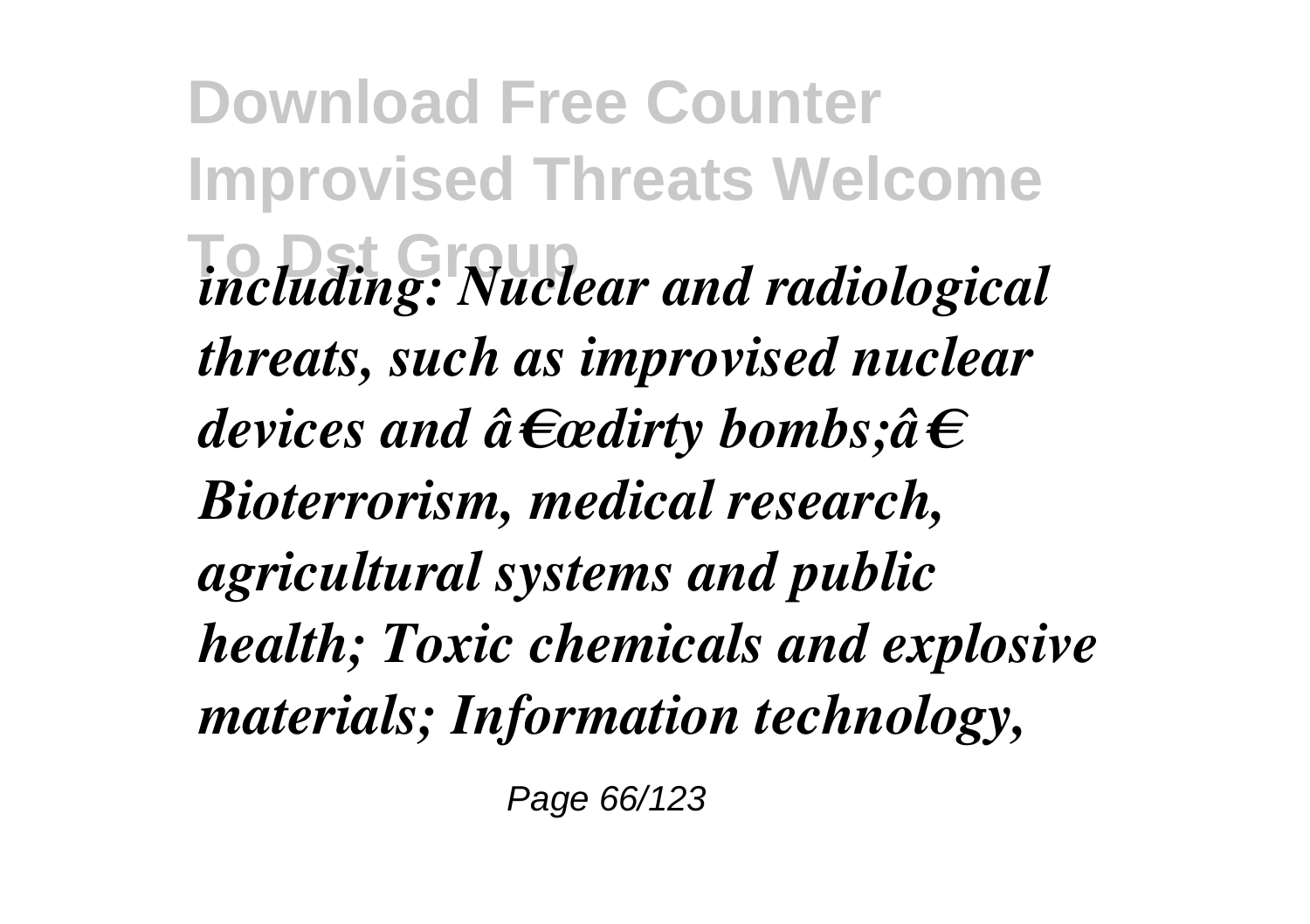*including: Nuclear and radiological threats, such as improvised nuclear devices and â€œdirty bombs;â€ Bioterrorism, medical research, agricultural systems and public health; Toxic chemicals and explosive materials; Information technology,*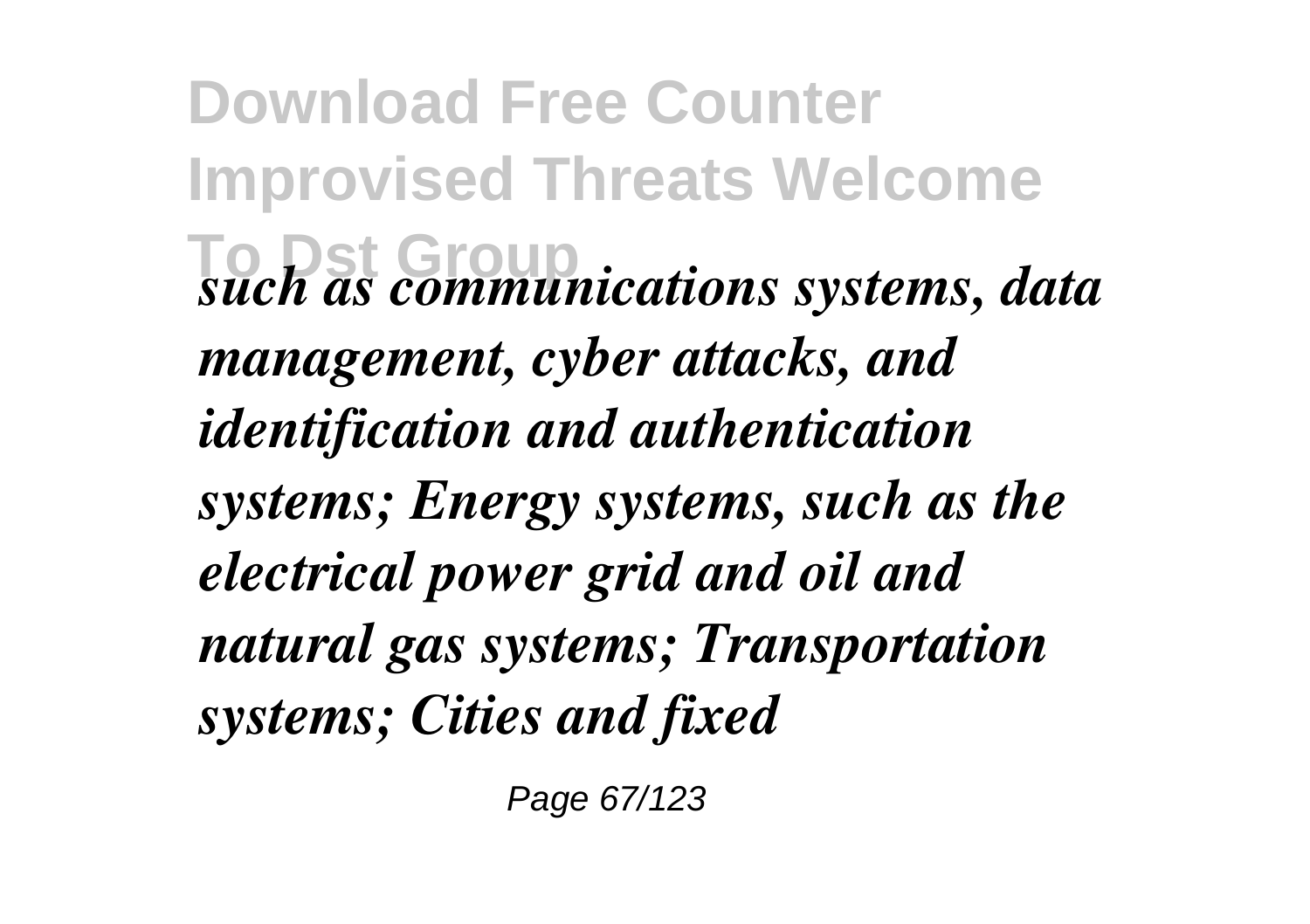*such as communications systems, data management, cyber attacks, and identification and authentication systems; Energy systems, such as the electrical power grid and oil and natural gas systems; Transportation systems; Cities and fixed*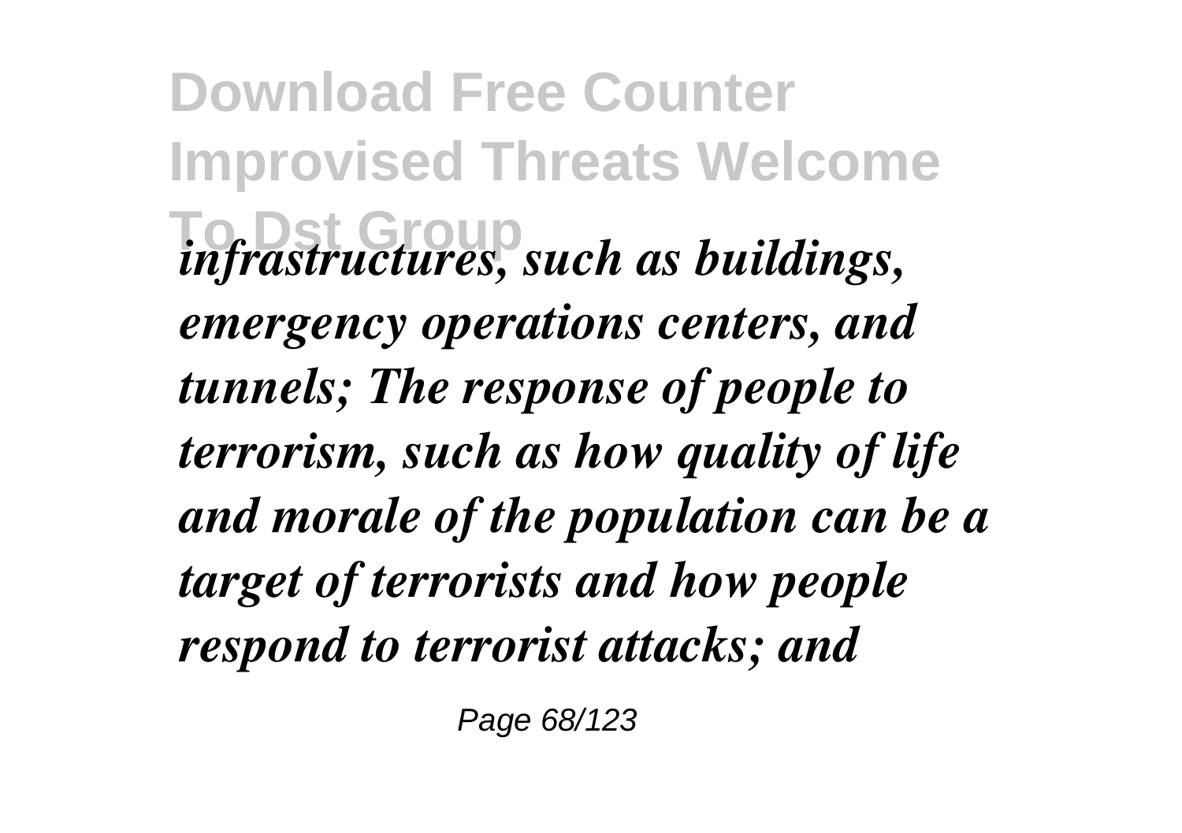*infrastructures, such as buildings, emergency operations centers, and tunnels; The response of people to terrorism, such as how quality of life and morale of the population can be a target of terrorists and how people respond to terrorist attacks; and*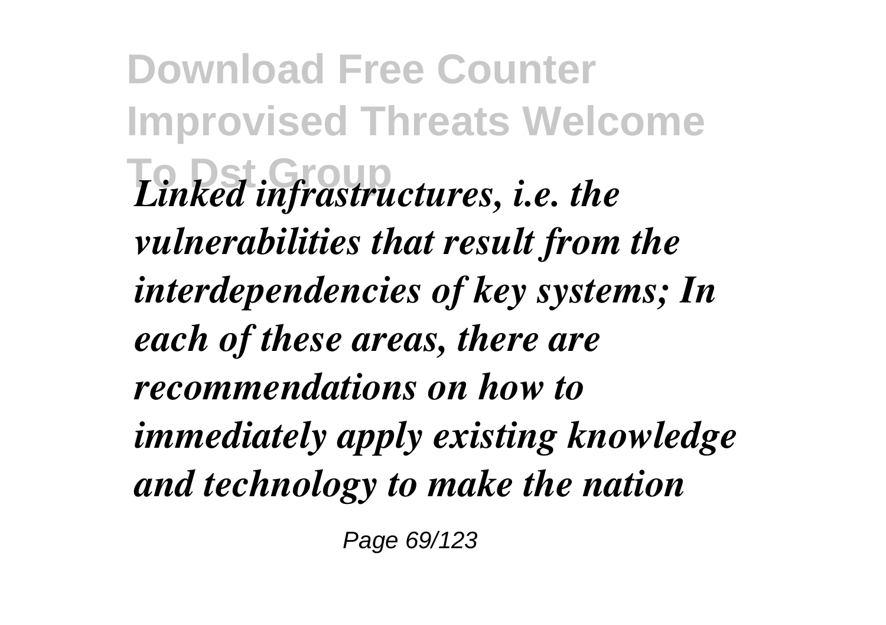*Linked infrastructures, i.e. the vulnerabilities that result from the interdependencies of key systems; In each of these areas, there are recommendations on how to immediately apply existing knowledge and technology to make the nation*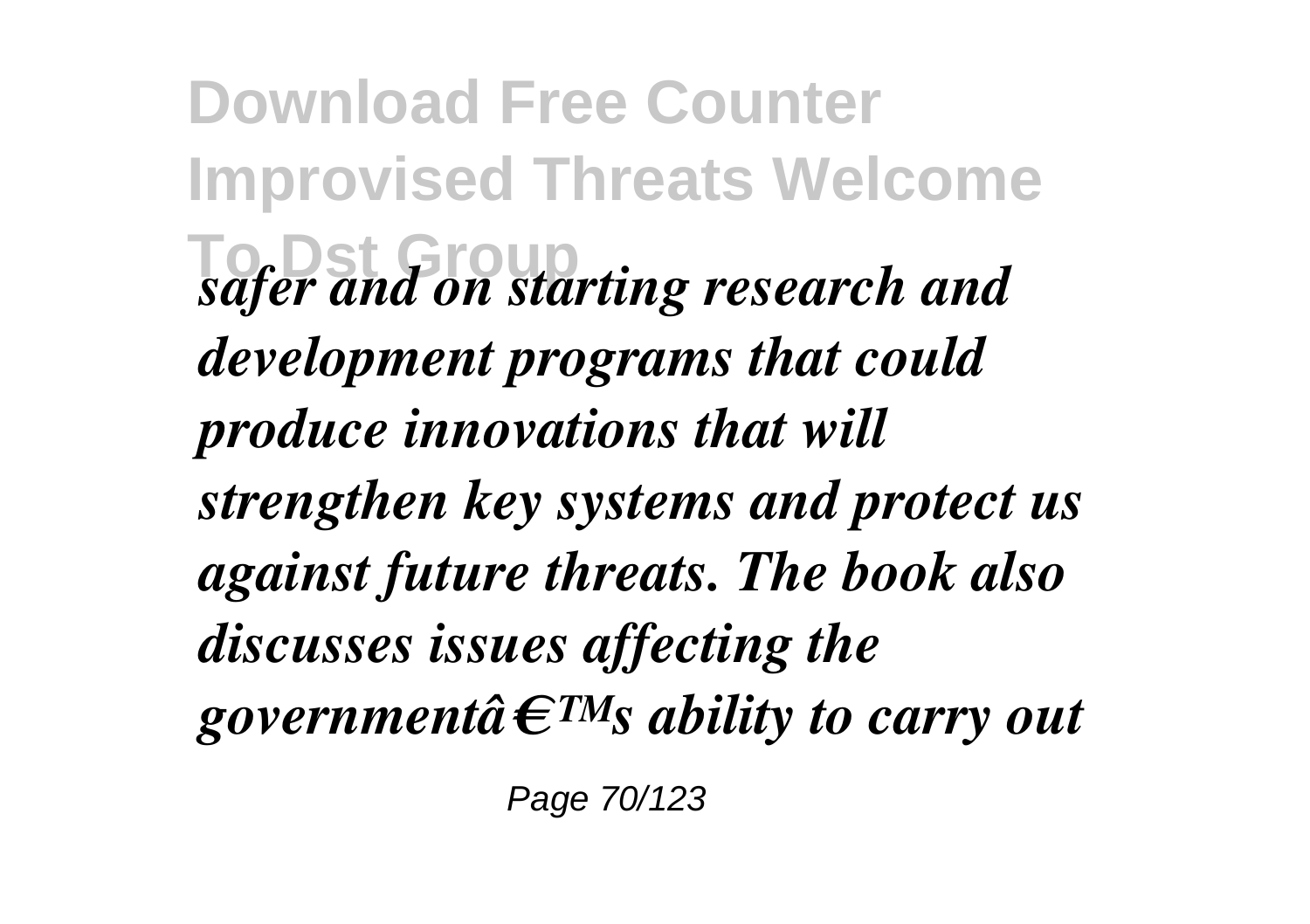*safer and on starting research and development programs that could produce innovations that will strengthen key systems and protect us against future threats. The book also discusses issues affecting the governmentâ€™s ability to carry out*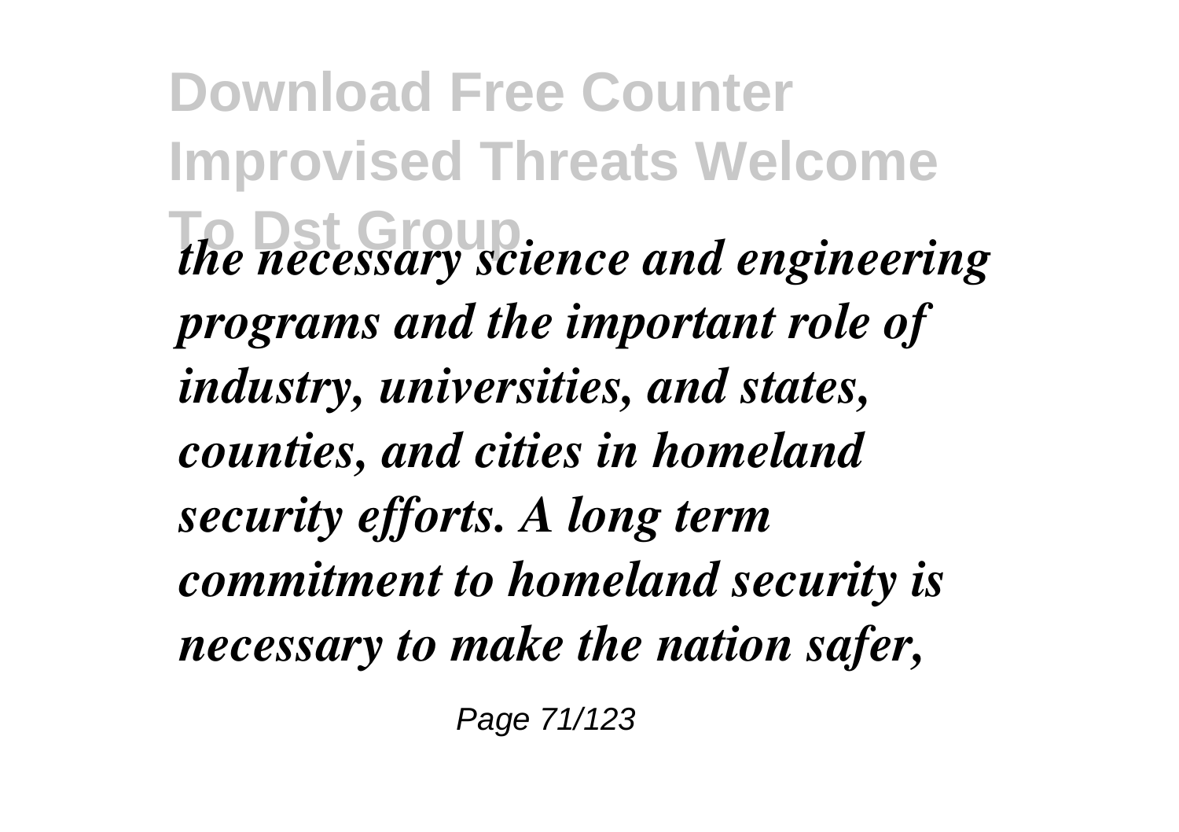*the necessary science and engineering programs and the important role of industry, universities, and states, counties, and cities in homeland security efforts. A long term commitment to homeland security is necessary to make the nation safer,*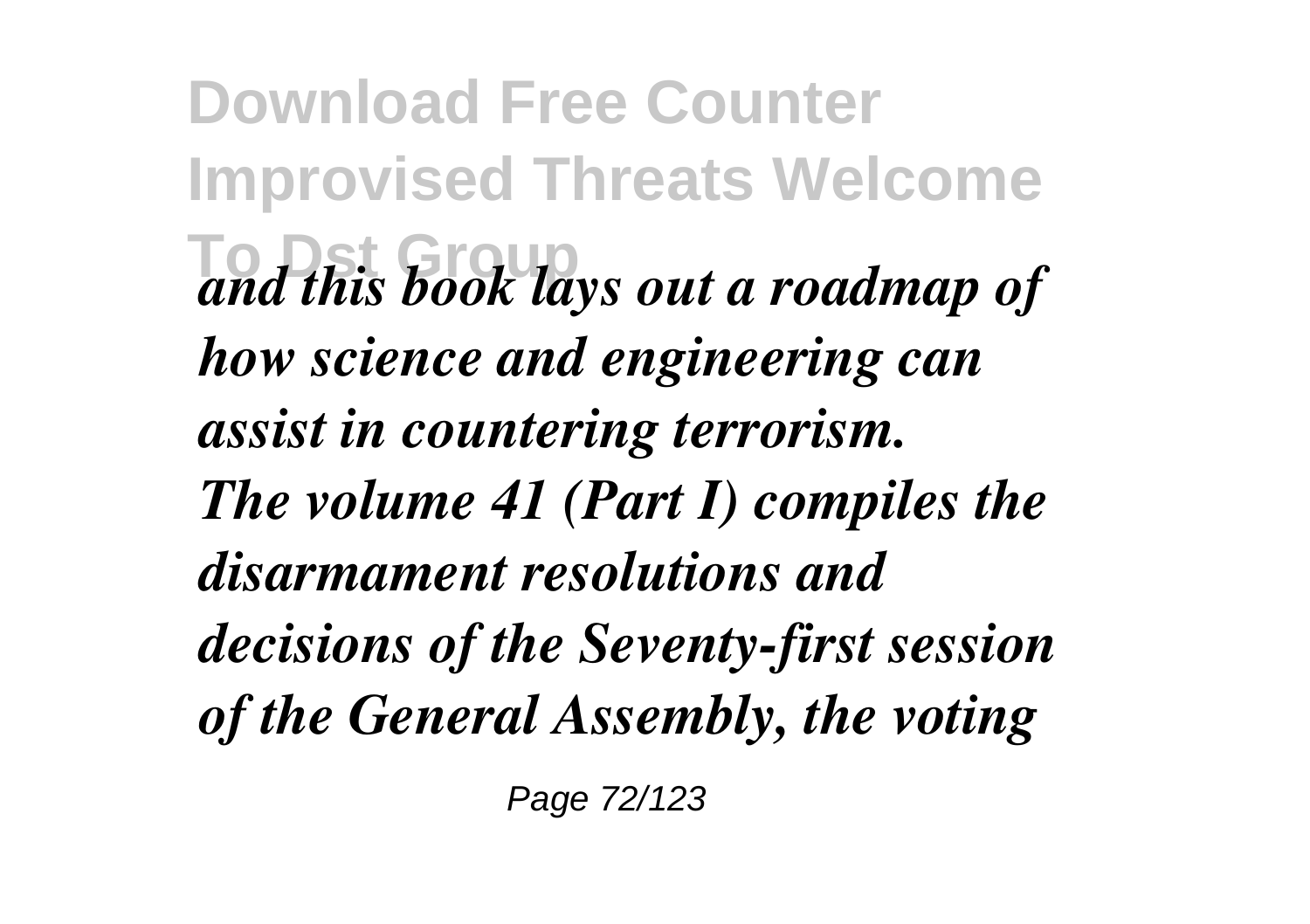*and this book lays out a roadmap of how science and engineering can assist in countering terrorism.*

*The volume 41 (Part I) compiles the disarmament resolutions and decisions of the Seventy-first session of the General Assembly, the voting*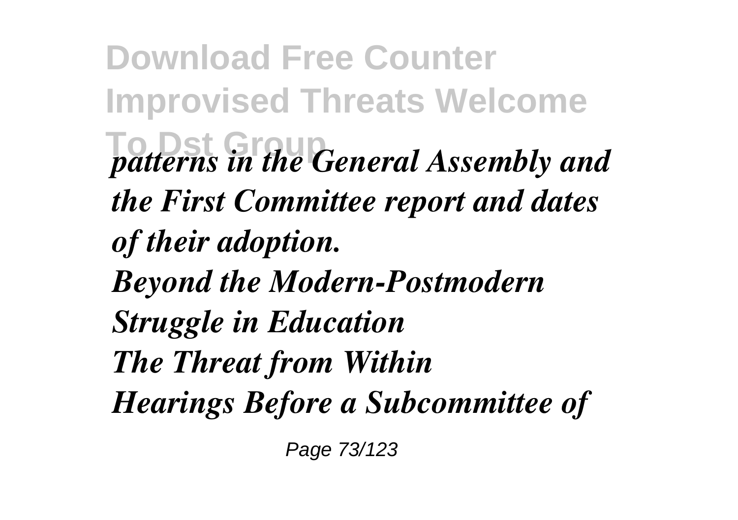*patterns in the General Assembly and the First Committee report and dates of their adoption.*

*Beyond the Modern-Postmodern Struggle in Education*

*The Threat from Within*

*Hearings Before a Subcommittee of*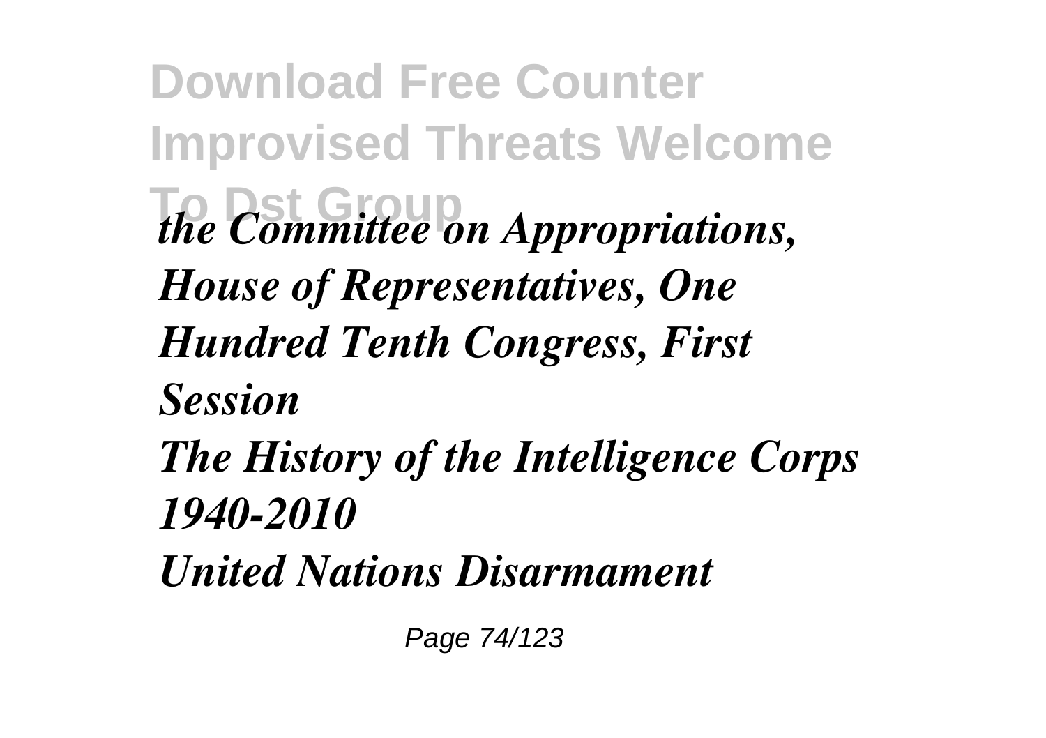*the Committee on Appropriations, House of Representatives, One Hundred Tenth Congress, First Session*

*The History of the Intelligence Corps 1940-2010*

*United Nations Disarmament*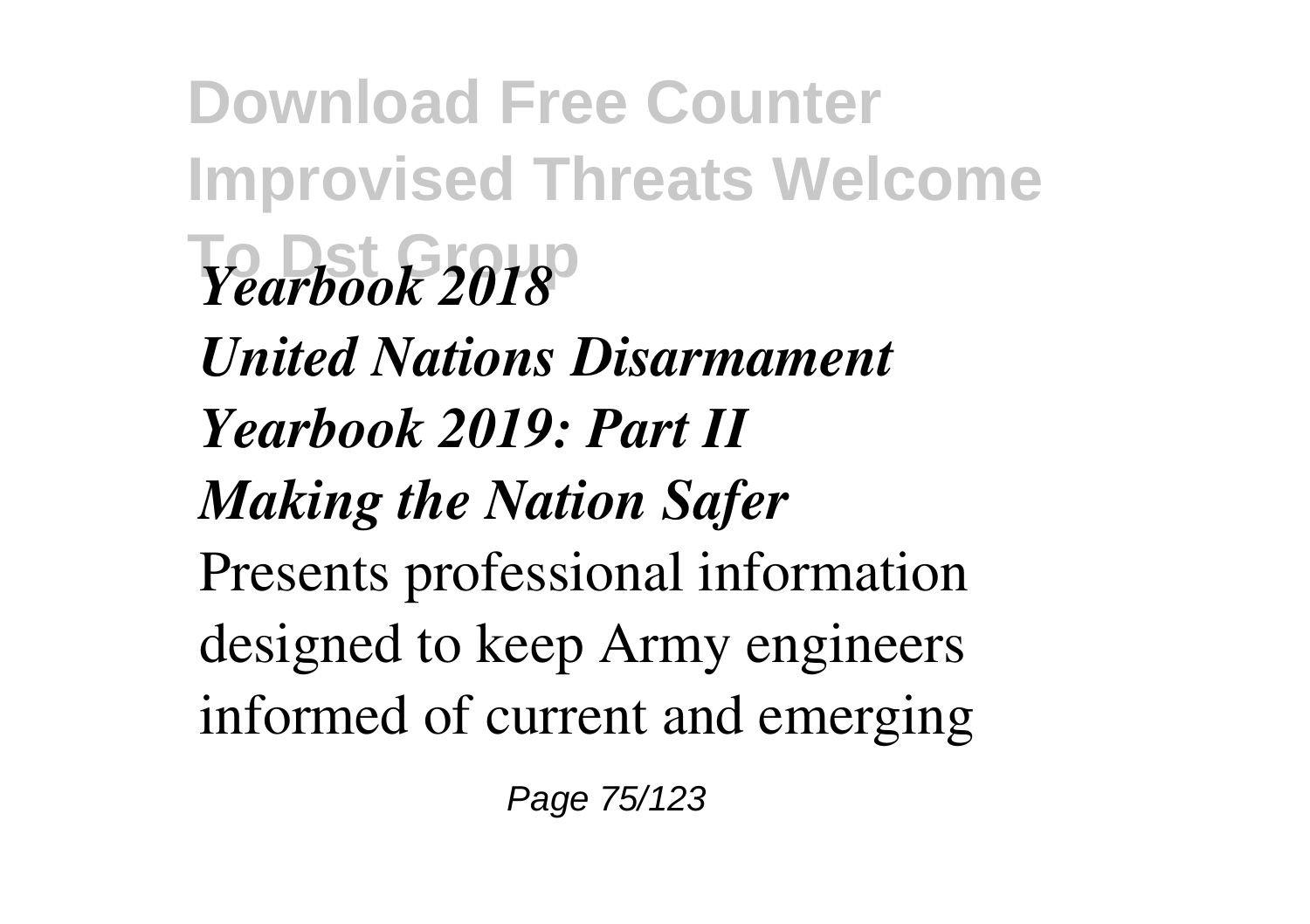*Yearbook 2018*

*United Nations Disarmament Yearbook 2019: Part II*

*Making the Nation Safer*

Presents professional information designed to keep Army engineers informed of current and emerging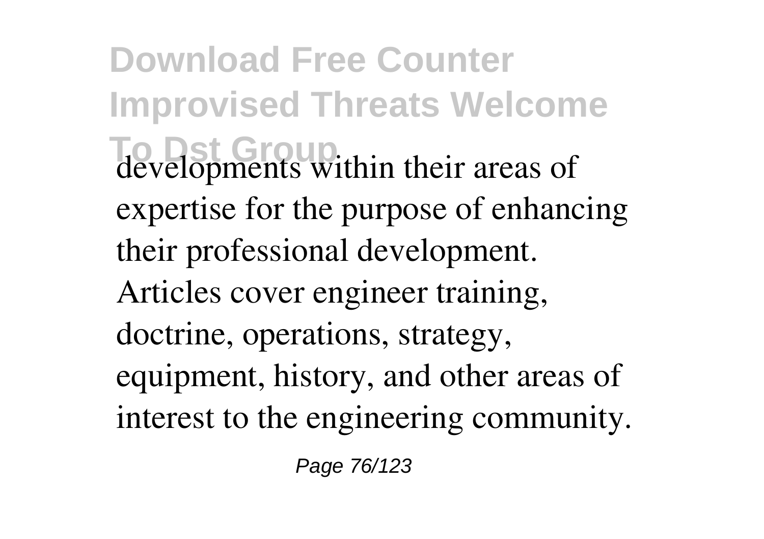developments within their areas of expertise for the purpose of enhancing their professional development. Articles cover engineer training, doctrine, operations, strategy, equipment, history, and other areas of interest to the engineering community.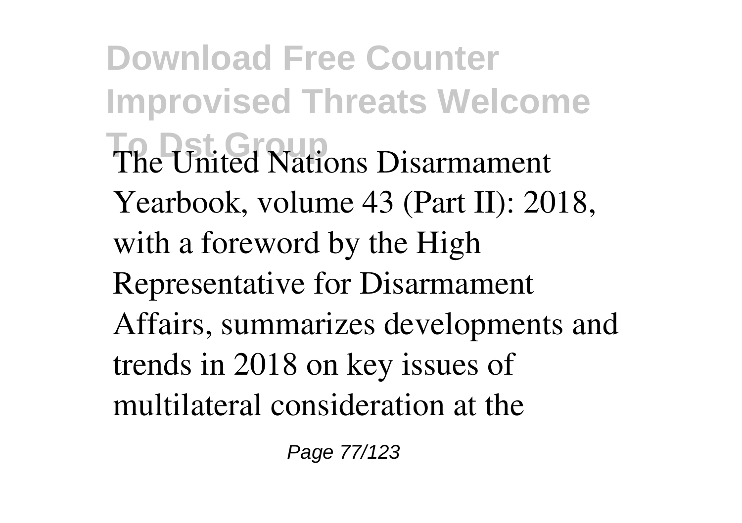The United Nations Disarmament Yearbook, volume 43 (Part II): 2018, with a foreword by the High Representative for Disarmament Affairs, summarizes developments and trends in 2018 on key issues of multilateral consideration at the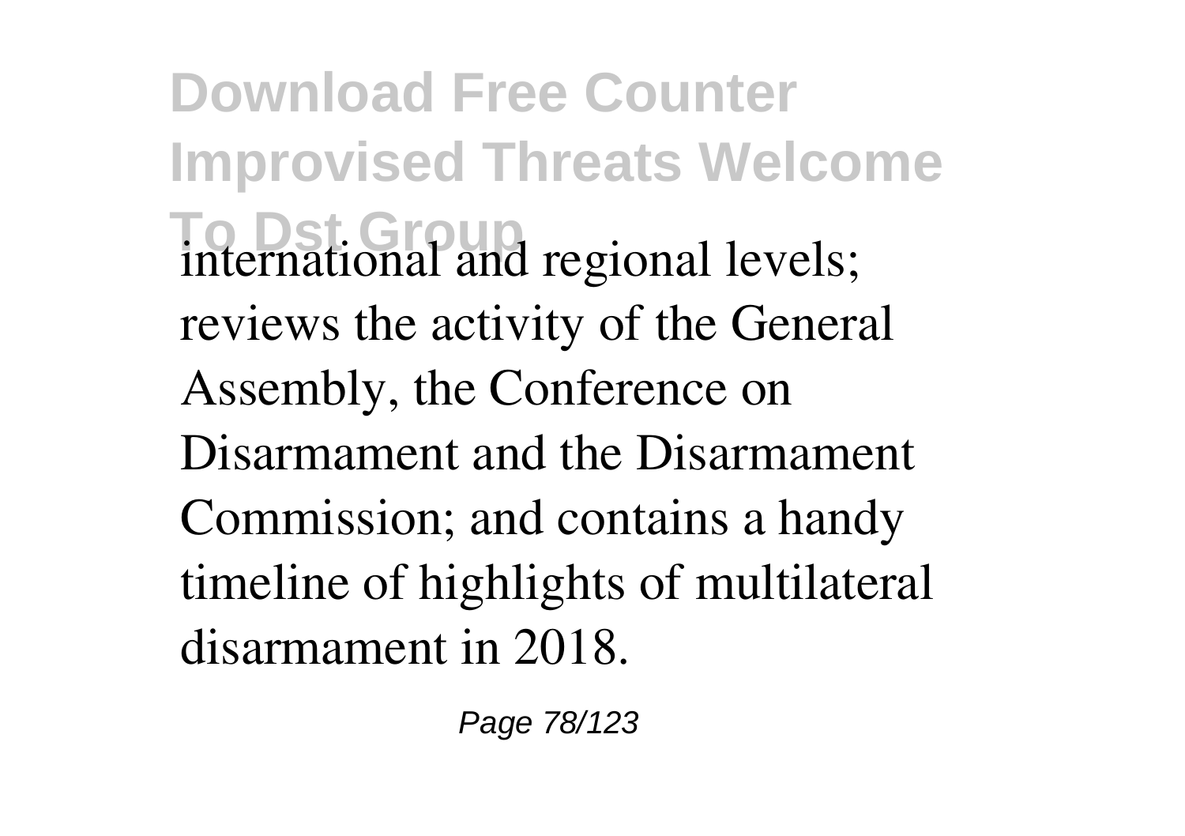international and regional levels; reviews the activity of the General Assembly, the Conference on Disarmament and the Disarmament Commission; and contains a handy timeline of highlights of multilateral disarmament in 2018.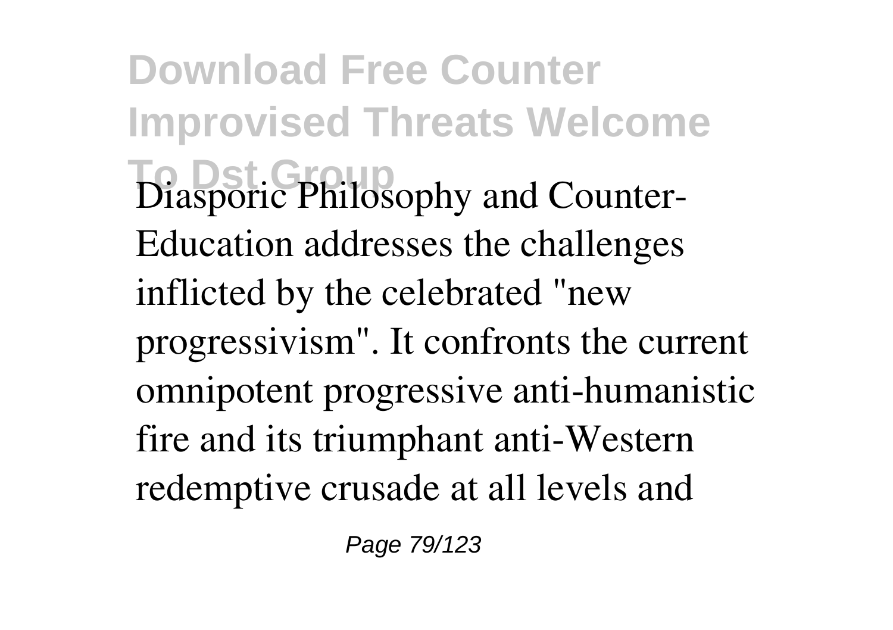Diasporic Philosophy and Counter-Education addresses the challenges inflicted by the celebrated "new progressivism". It confronts the current omnipotent progressive anti-humanistic fire and its triumphant anti-Western redemptive crusade at all levels and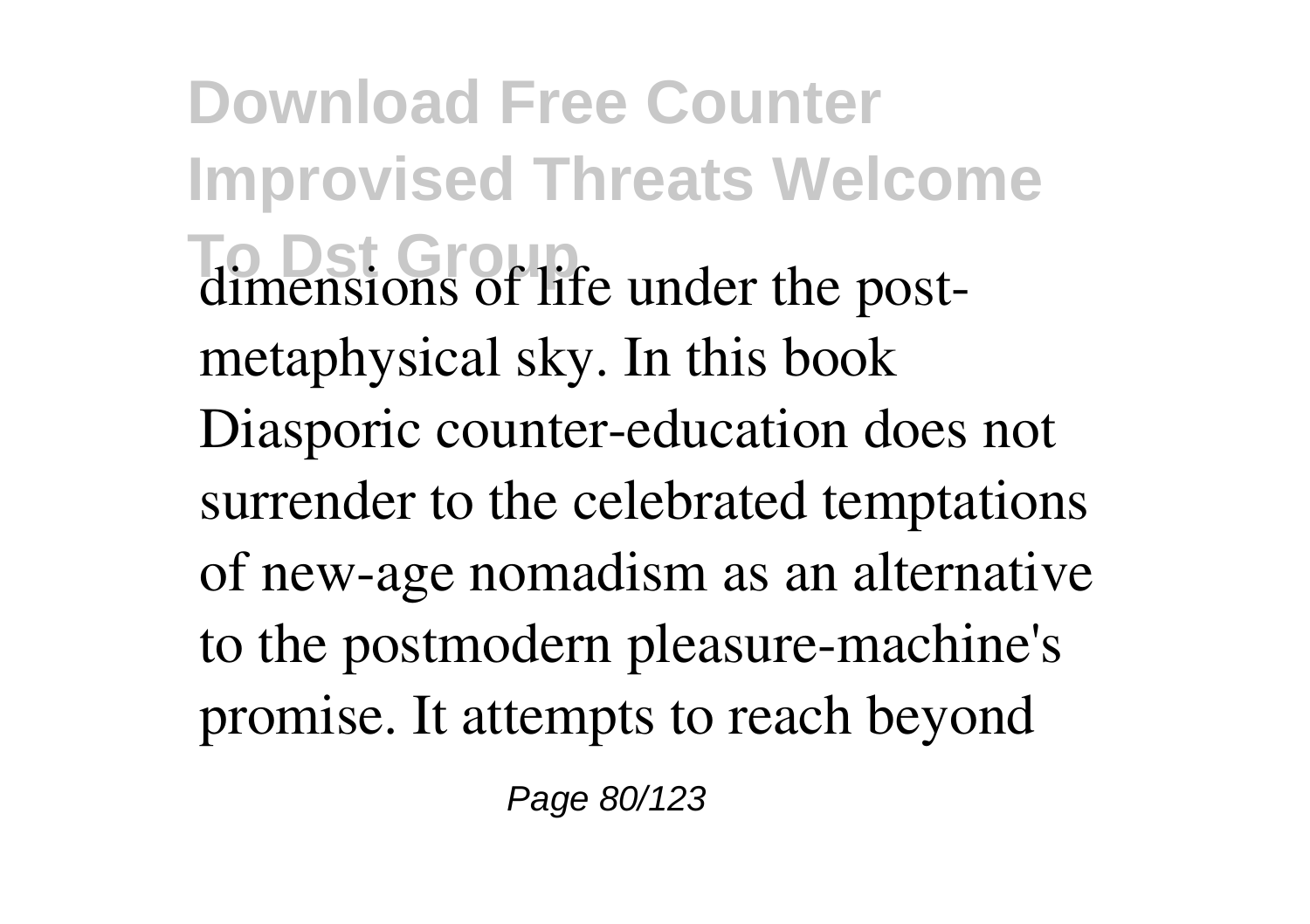dimensions of life under the post-metaphysical sky. In this book Diasporic counter-education does not surrender to the celebrated temptations of new-age nomadism as an alternative to the postmodern pleasure-machine's promise. It attempts to reach beyond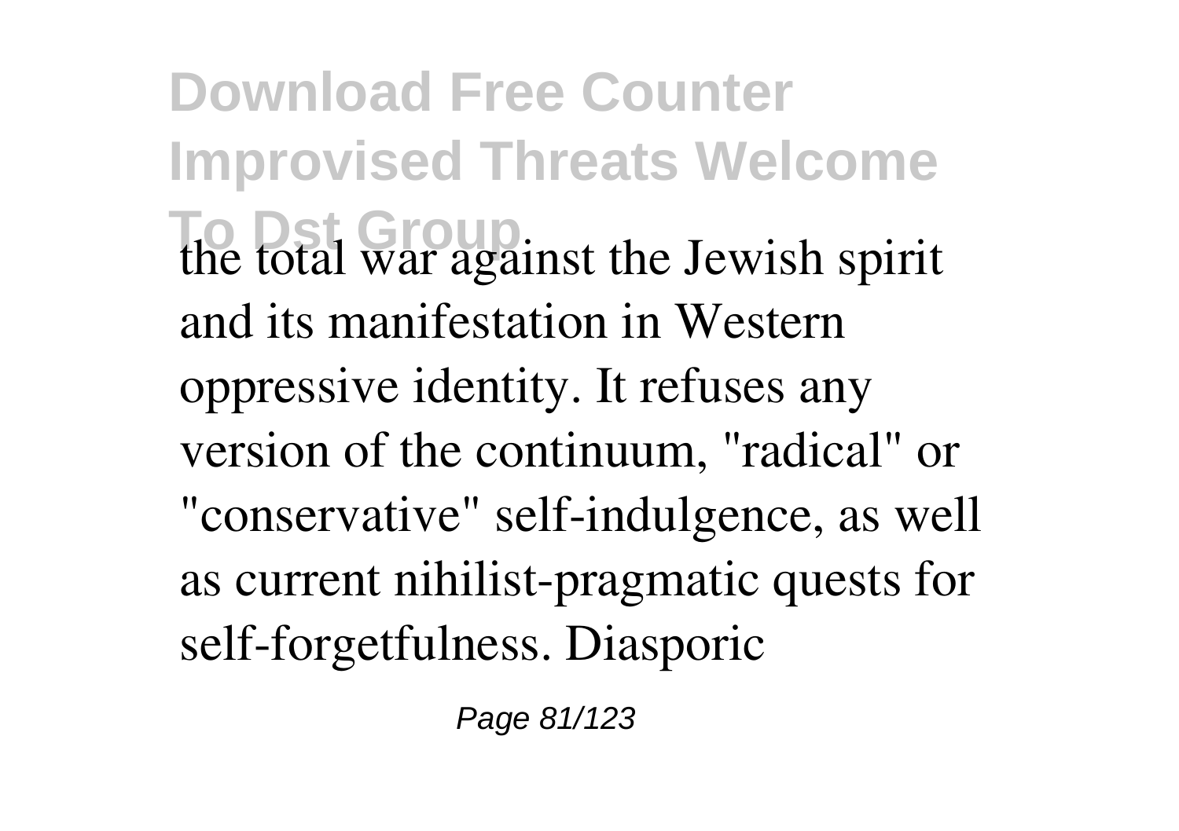the total war against the Jewish spirit and its manifestation in Western oppressive identity. It refuses any version of the continuum, "radical" or "conservative" self-indulgence, as well as current nihilist-pragmatic quests for self-forgetfulness. Diasporic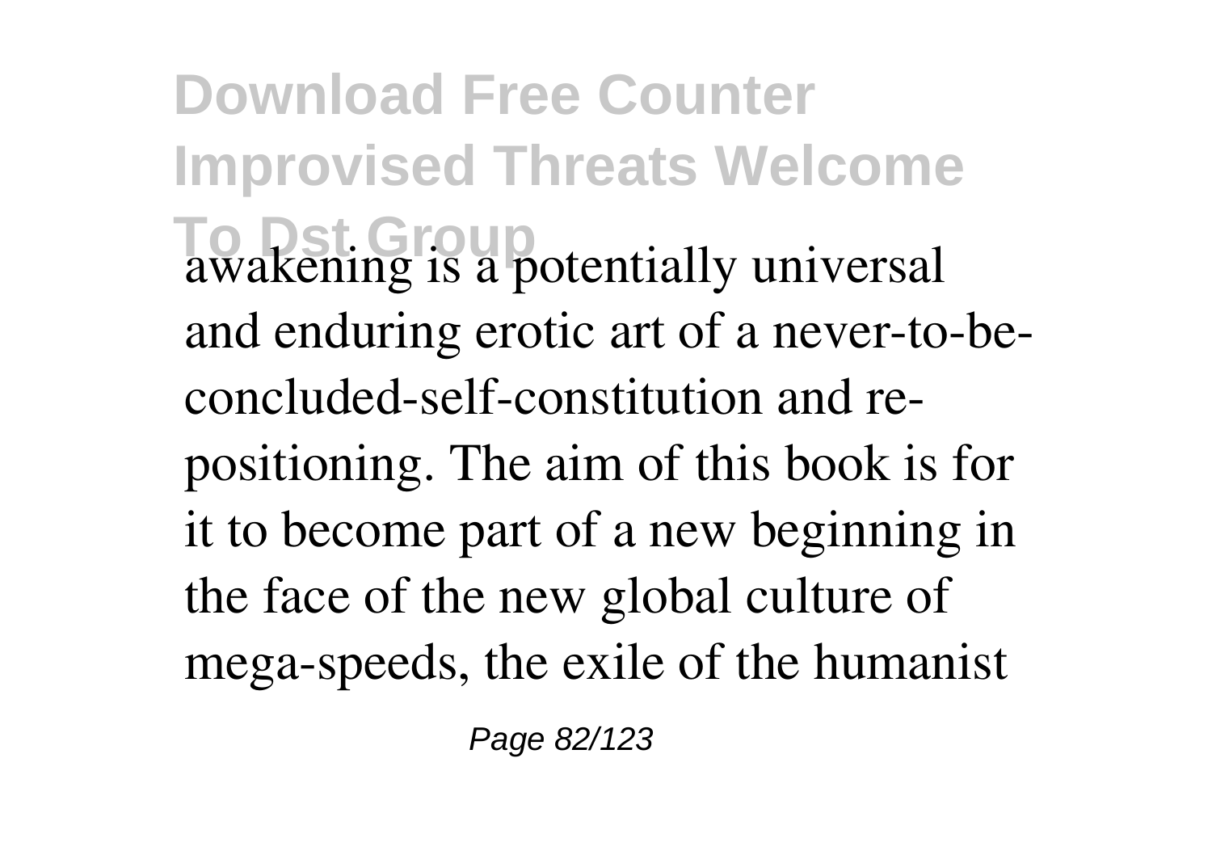awakening is a potentially universal and enduring erotic art of a never-to-be-concluded-self-constitution and re-positioning. The aim of this book is for it to become part of a new beginning in the face of the new global culture of mega-speeds, the exile of the humanist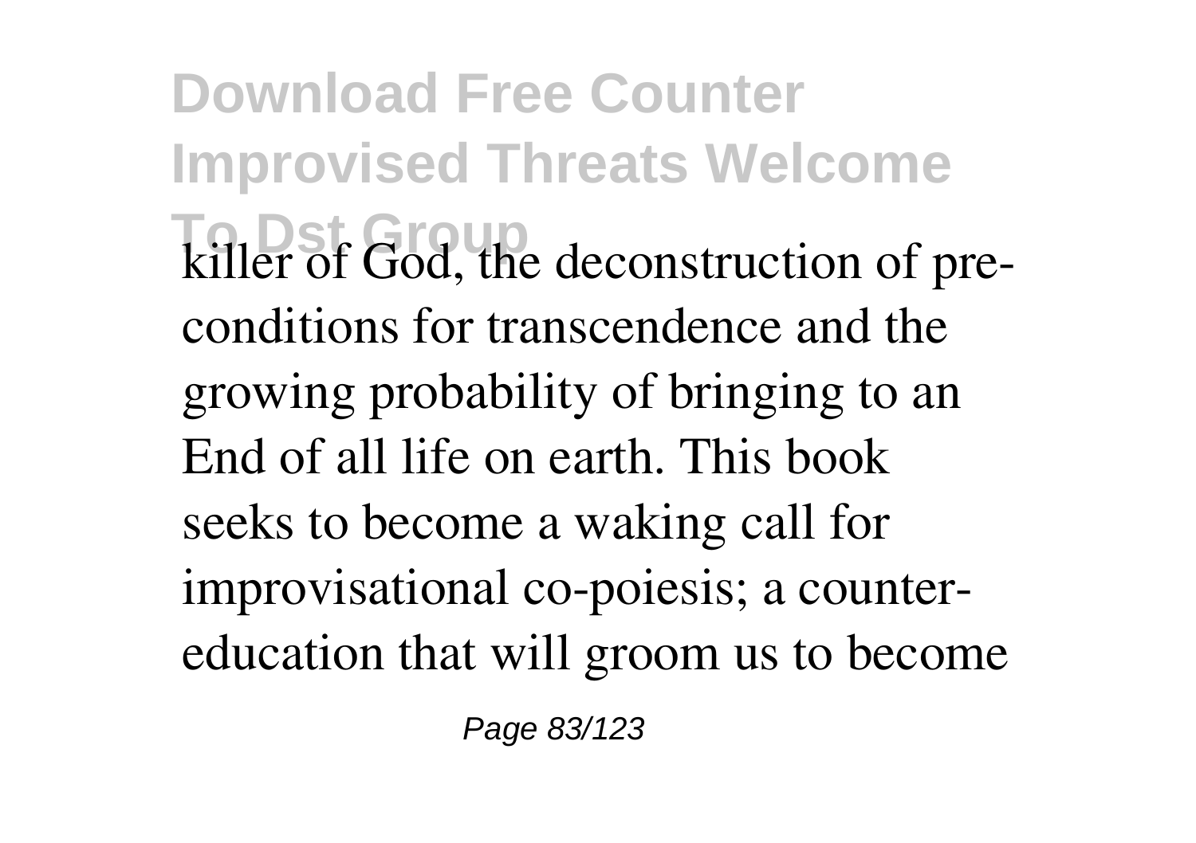killer of God, the deconstruction of pre-conditions for transcendence and the growing probability of bringing to an End of all life on earth. This book seeks to become a waking call for improvisational co-poiesis; a counter-education that will groom us to become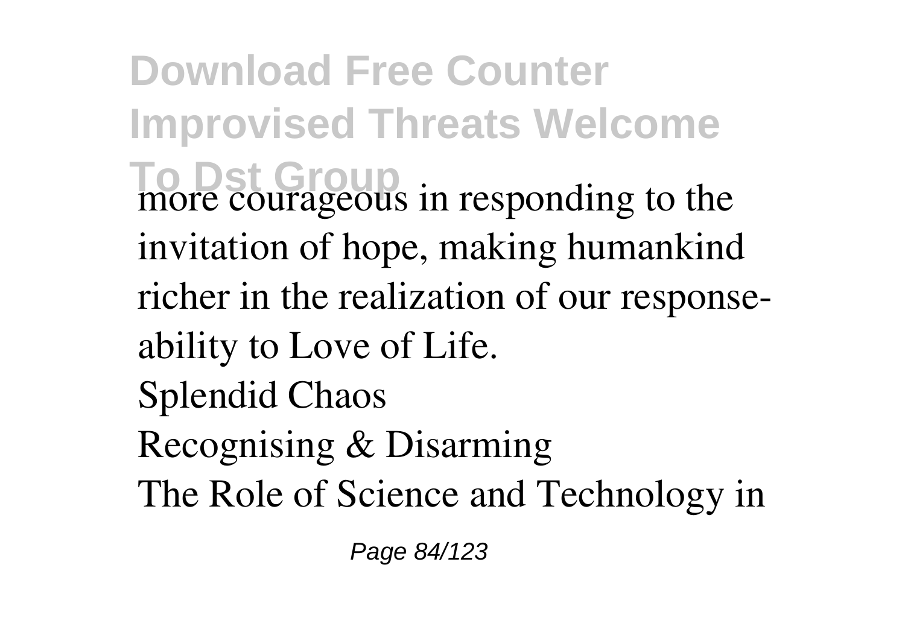more courageous in responding to the invitation of hope, making humankind richer in the realization of our response-ability to Love of Life.

Splendid Chaos

Recognising & Disarming

The Role of Science and Technology in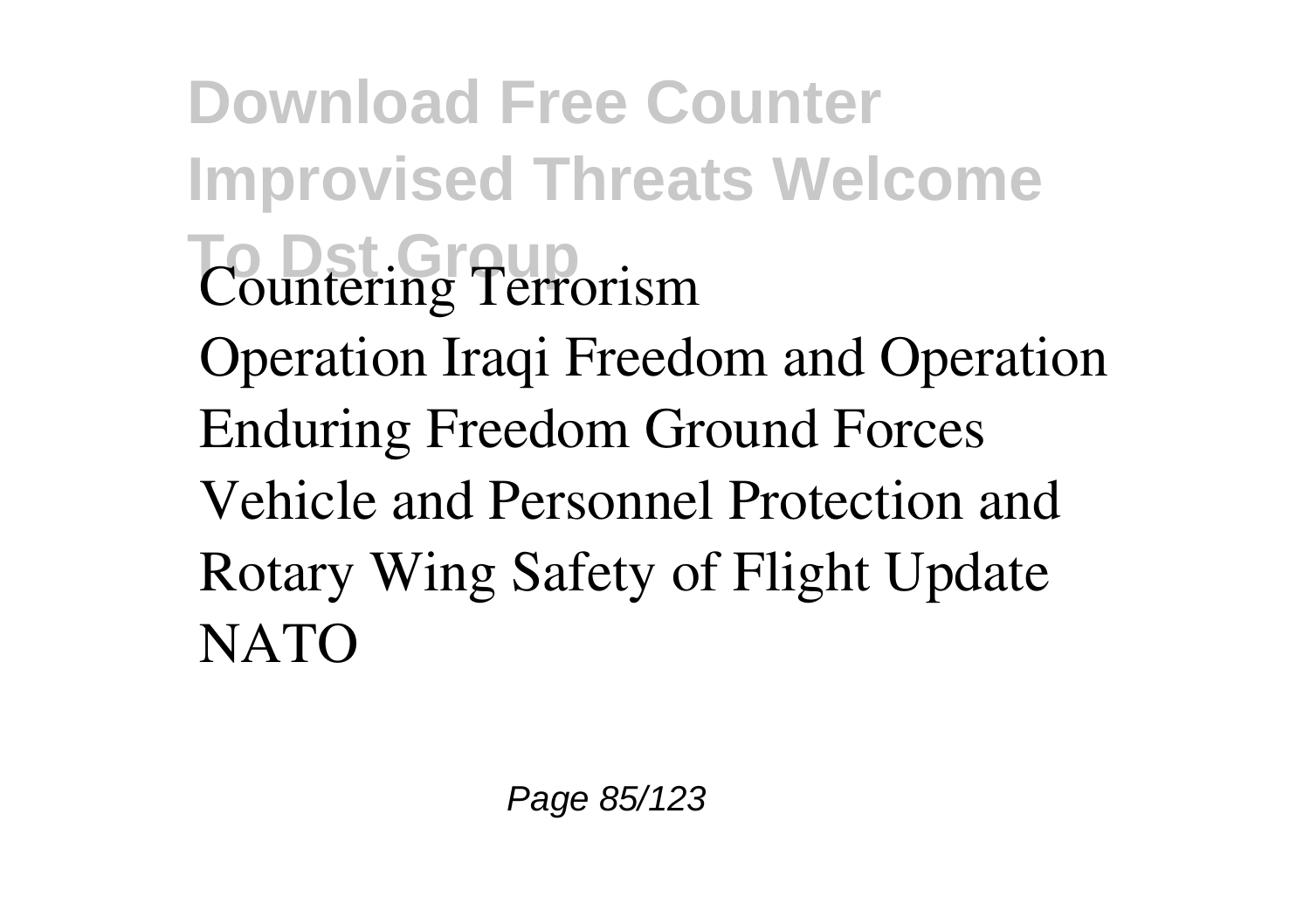Countering Terrorism

Operation Iraqi Freedom and Operation Enduring Freedom Ground Forces Vehicle and Personnel Protection and Rotary Wing Safety of Flight Update

NATO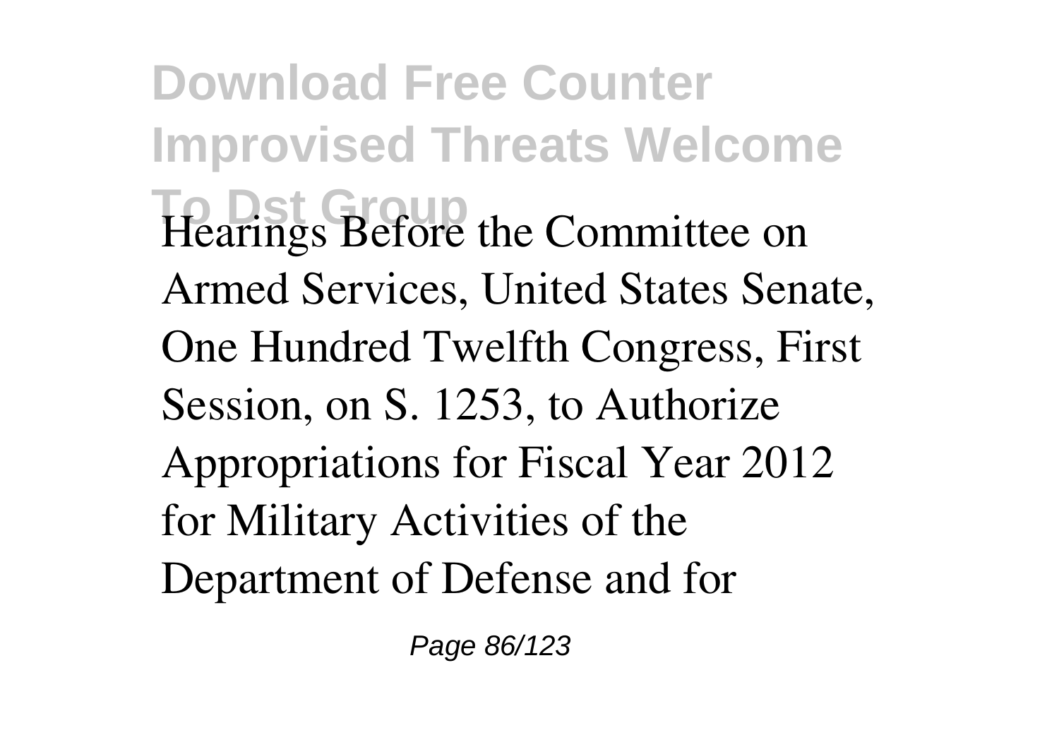Hearings Before the Committee on Armed Services, United States Senate, One Hundred Twelfth Congress, First Session, on S. 1253, to Authorize Appropriations for Fiscal Year 2012 for Military Activities of the Department of Defense and for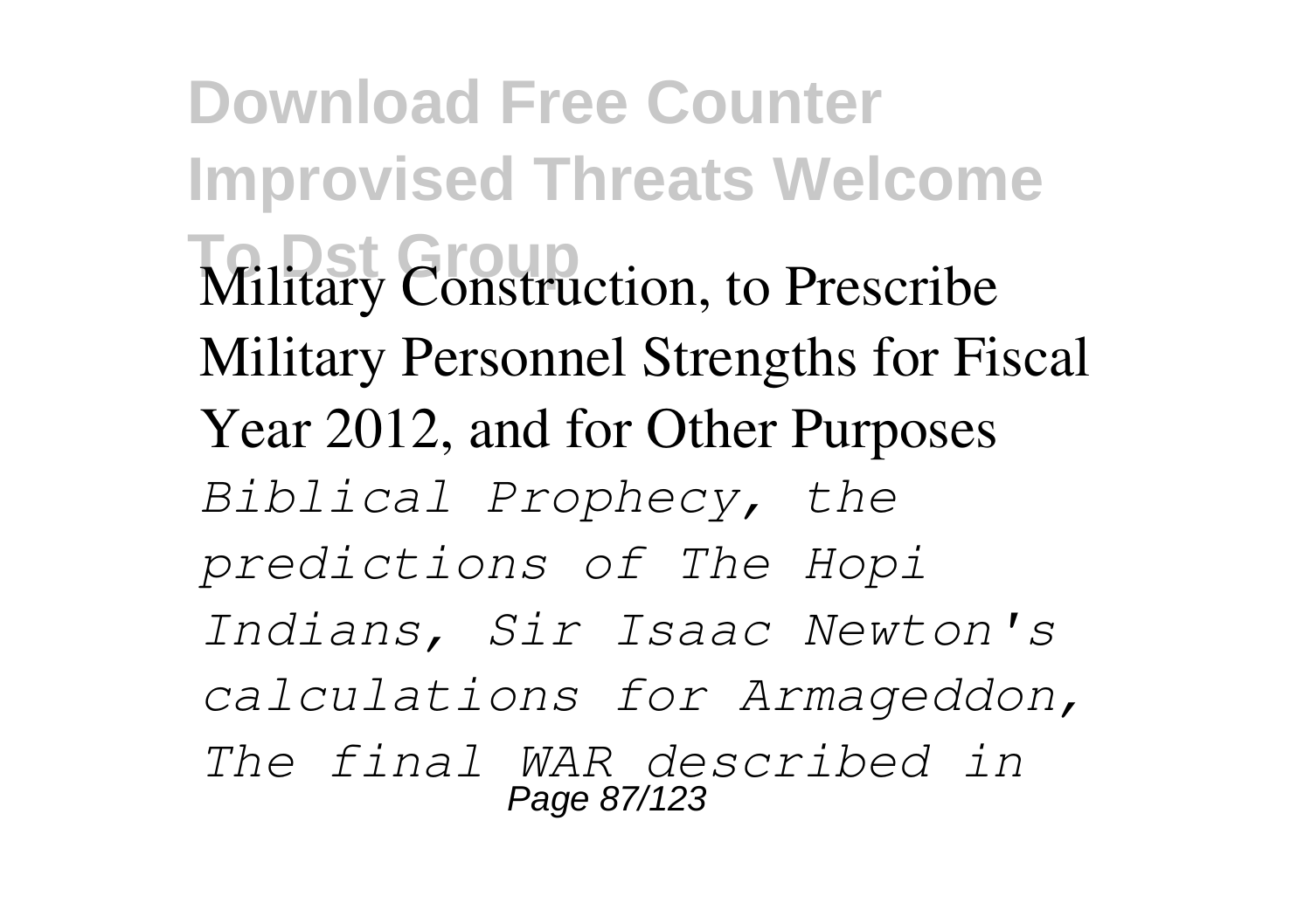Military Construction, to Prescribe Military Personnel Strengths for Fiscal Year 2012, and for Other Purposes

*Biblical Prophecy, the predictions of The Hopi Indians, Sir Isaac Newton's calculations for Armageddon, The final WAR described in*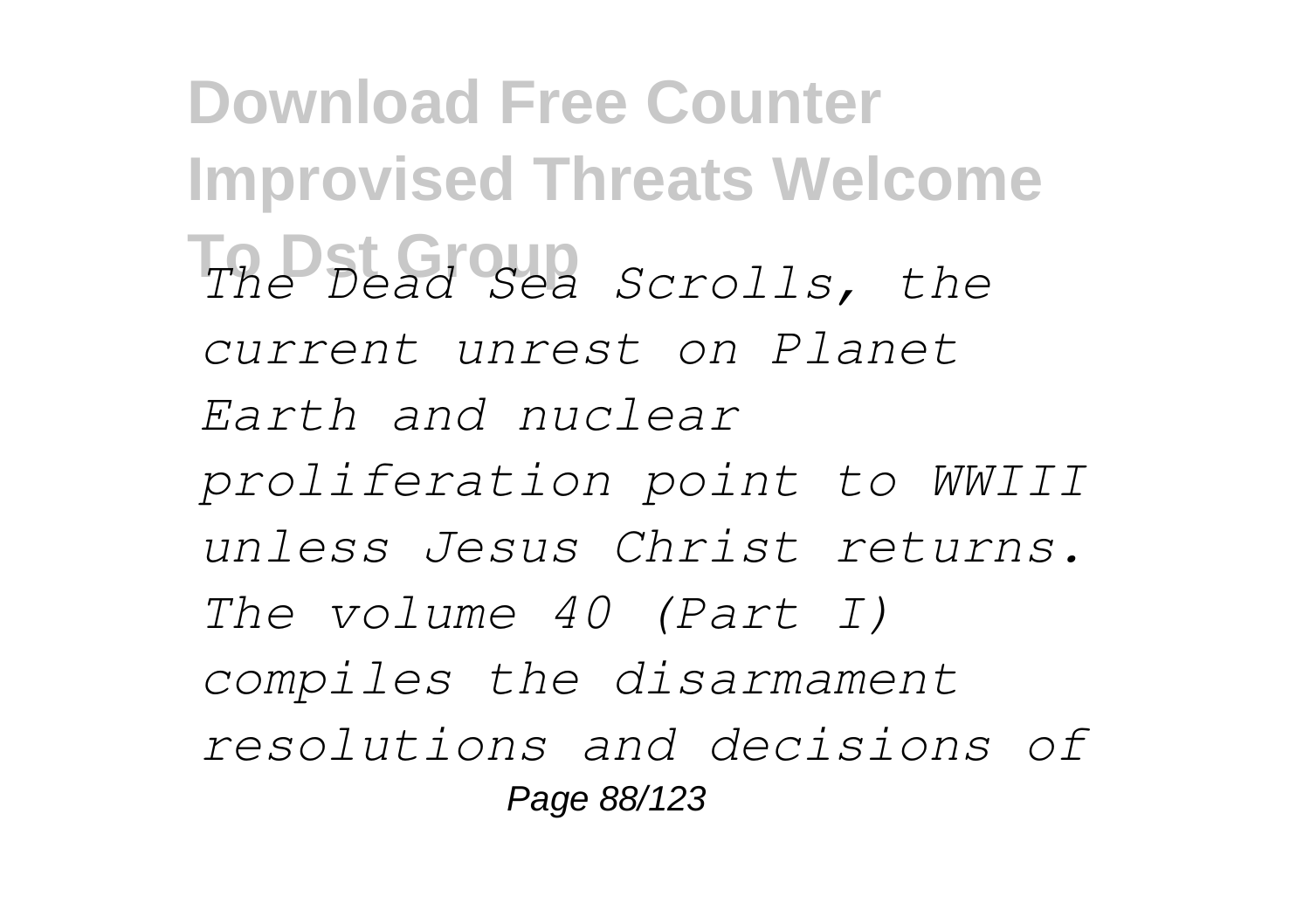*The Dead Sea Scrolls, the current unrest on Planet Earth and nuclear proliferation point to WWIII unless Jesus Christ returns. The volume 40 (Part I) compiles the disarmament resolutions and decisions of*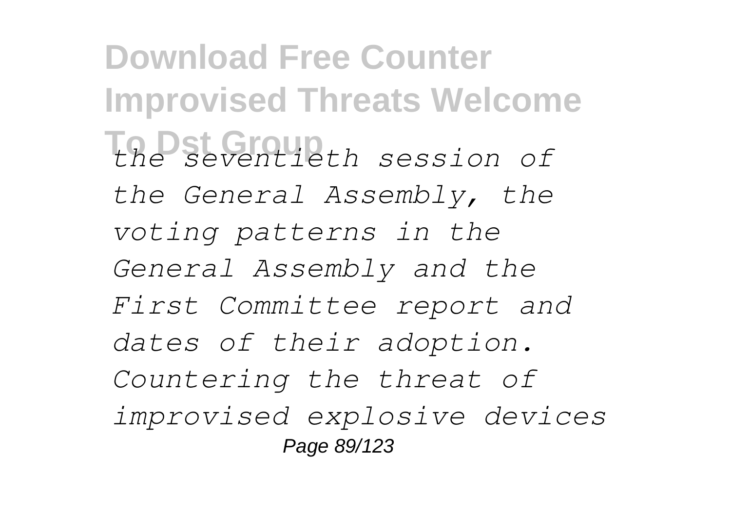*the seventieth session of the General Assembly, the voting patterns in the General Assembly and the First Committee report and dates of their adoption. Countering the threat of improvised explosive devices*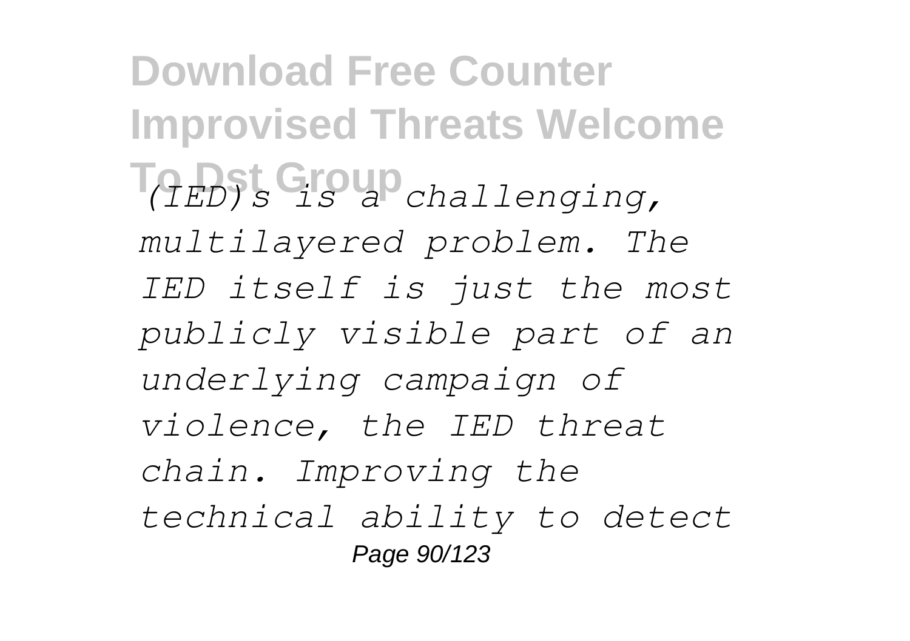*(IED)s is a challenging, multilayered problem. The IED itself is just the most publicly visible part of an underlying campaign of violence, the IED threat chain. Improving the technical ability to detect*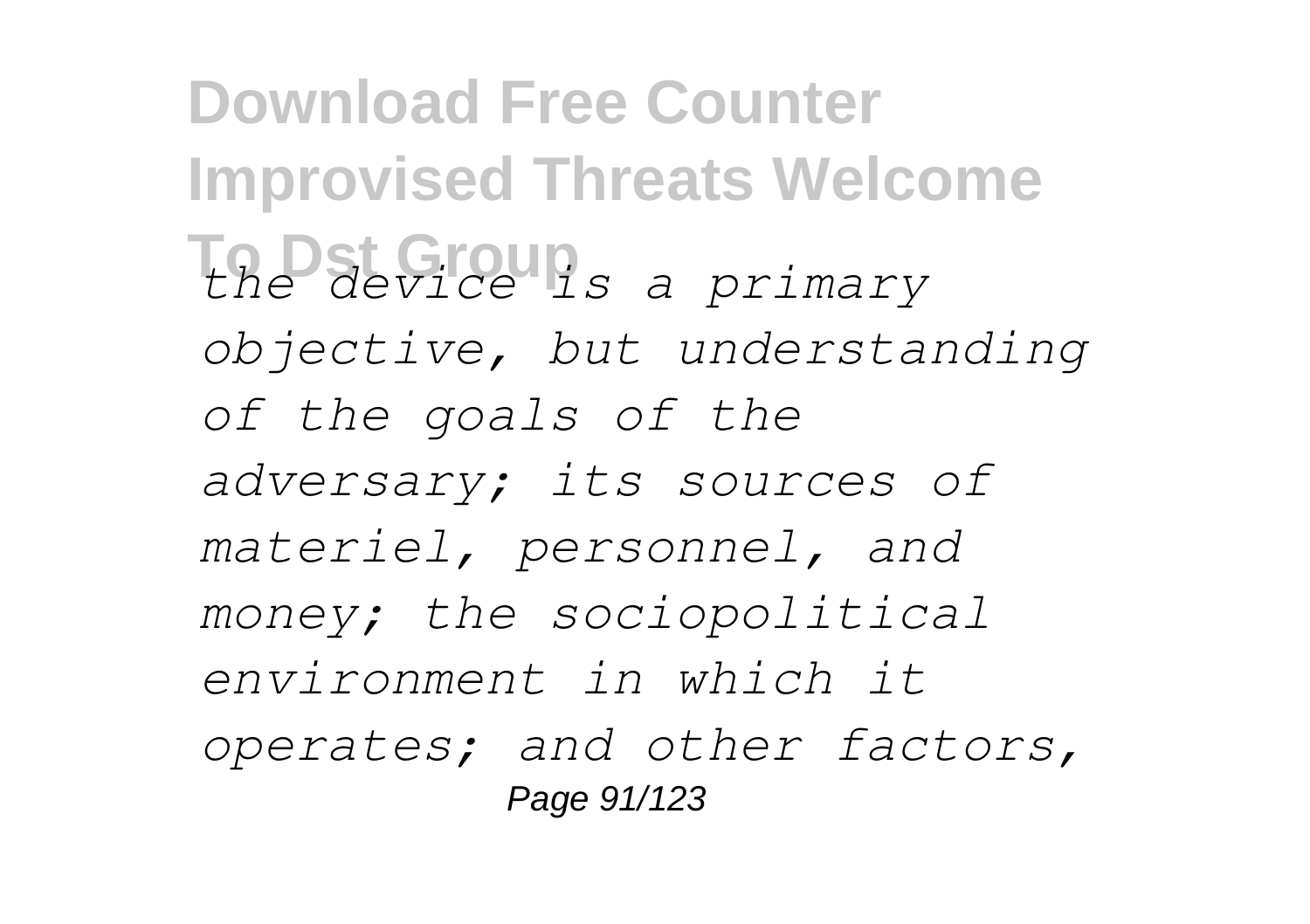*the device is a primary objective, but understanding of the goals of the adversary; its sources of materiel, personnel, and money; the sociopolitical environment in which it operates; and other factors,*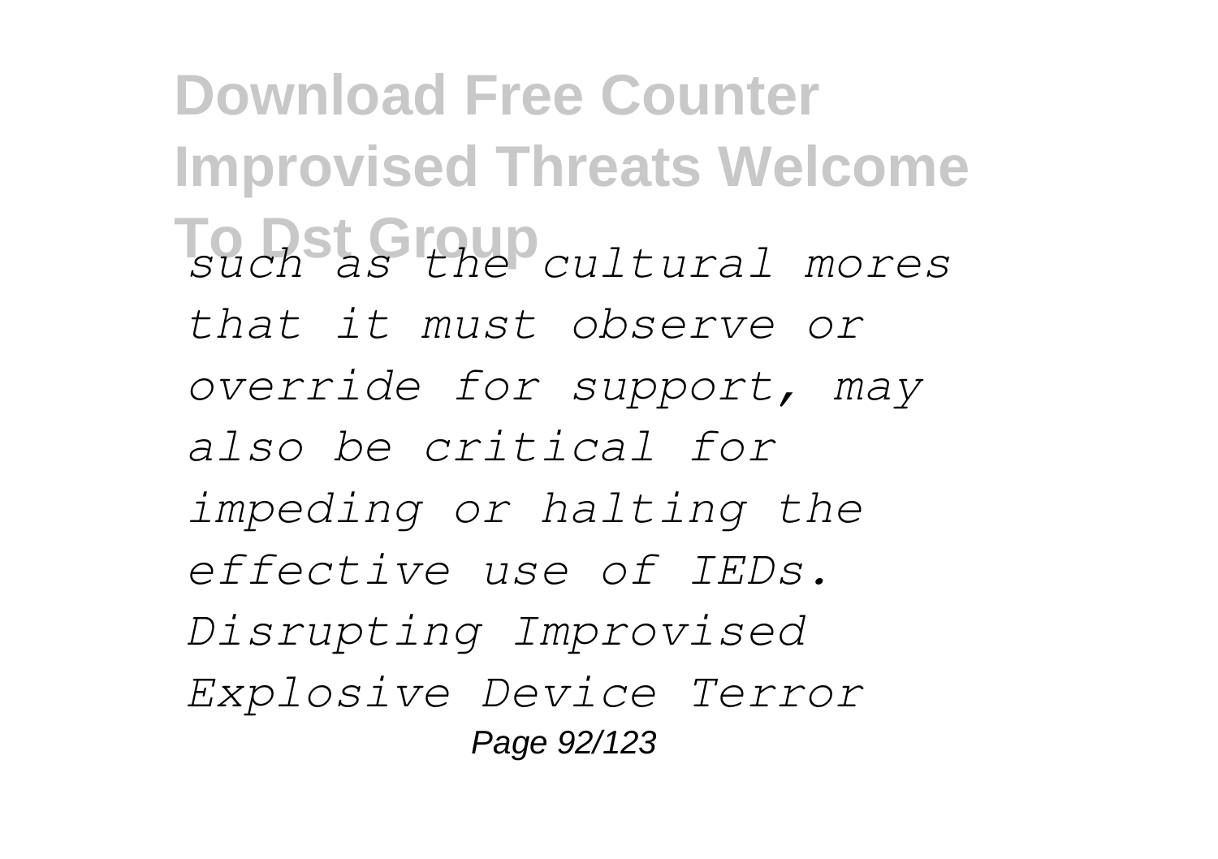*such as the cultural mores that it must observe or override for support, may also be critical for impeding or halting the effective use of IEDs.*

*Disrupting Improvised Explosive Device Terror*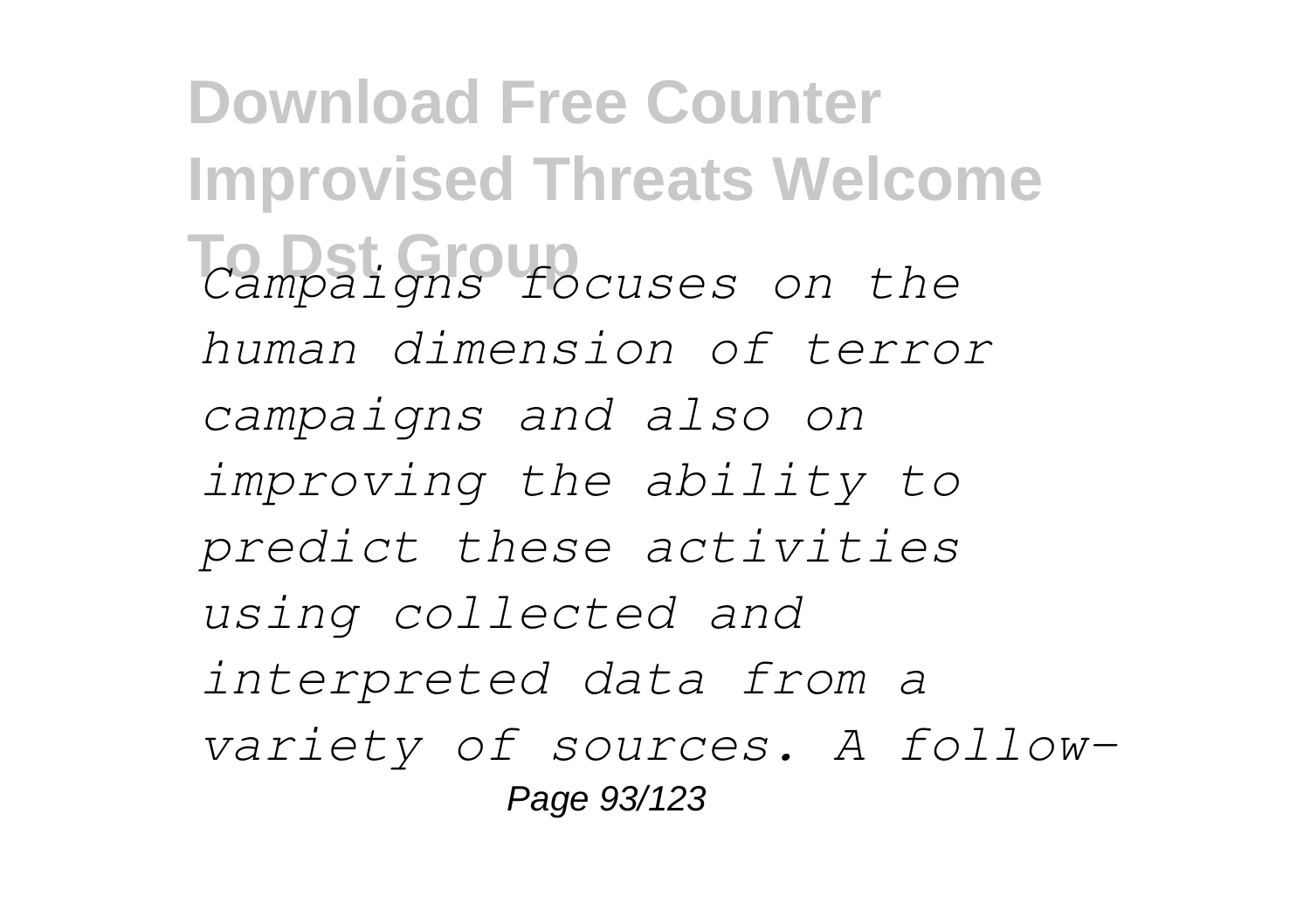*Campaigns focuses on the human dimension of terror campaigns and also on improving the ability to predict these activities using collected and interpreted data from a variety of sources. A follow-*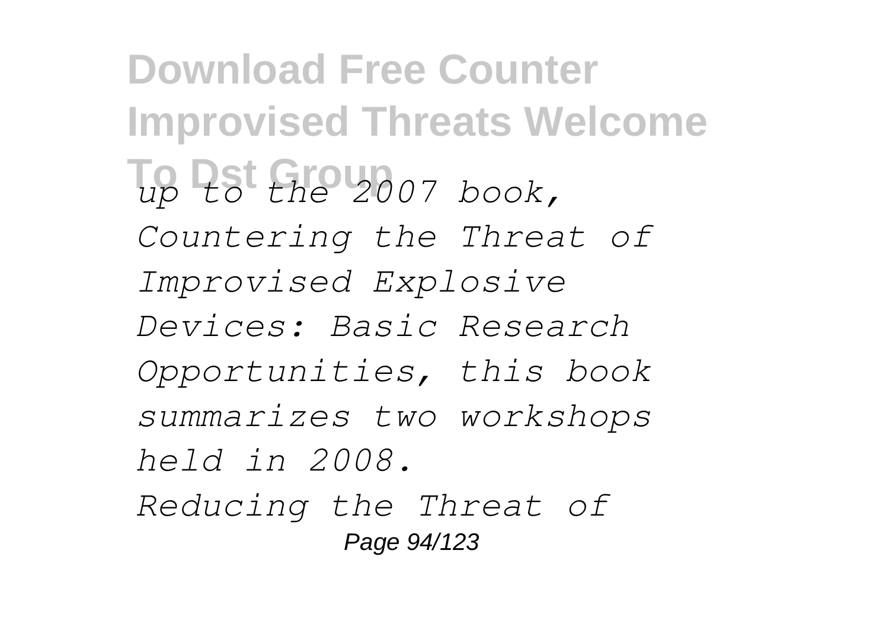*up to the 2007 book, Countering the Threat of Improvised Explosive Devices: Basic Research Opportunities, this book summarizes two workshops held in 2008.*

*Reducing the Threat of*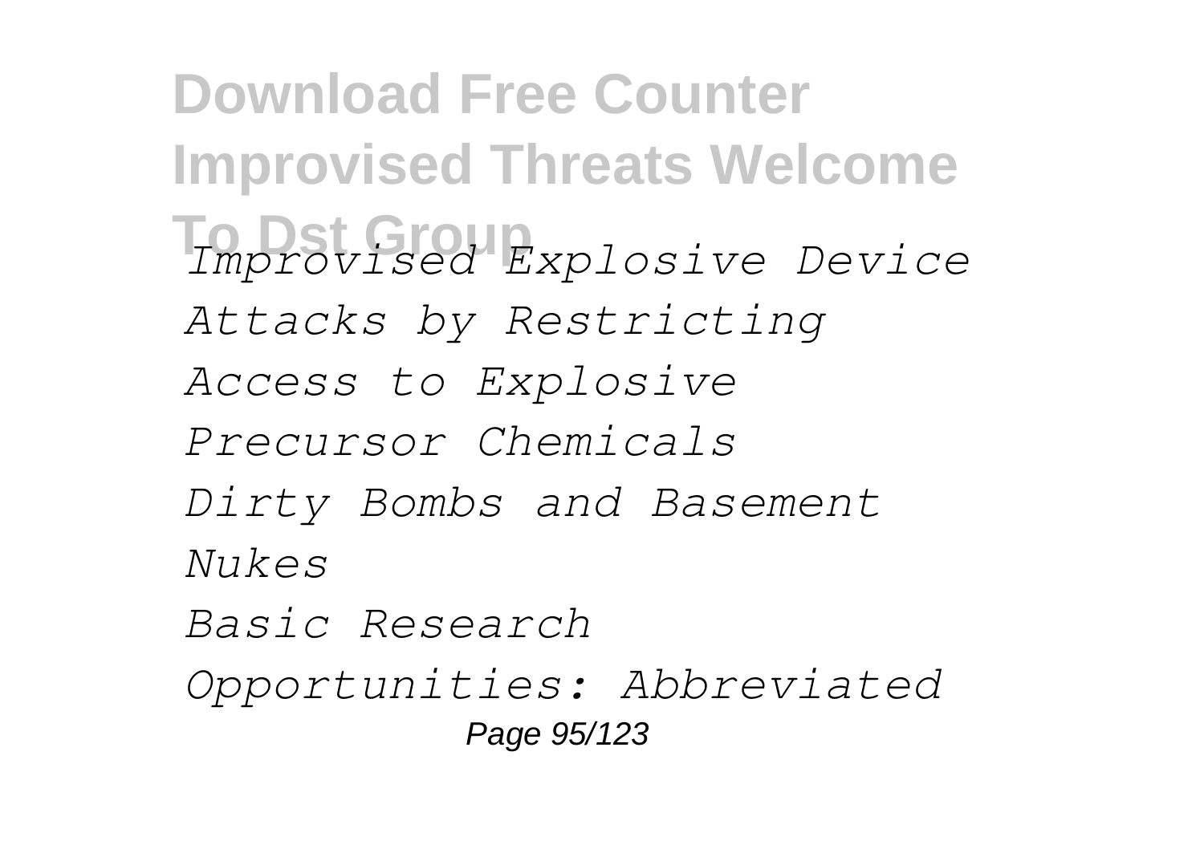*Improvised Explosive Device Attacks by Restricting Access to Explosive Precursor Chemicals*

*Dirty Bombs and Basement Nukes*

*Basic Research Opportunities: Abbreviated*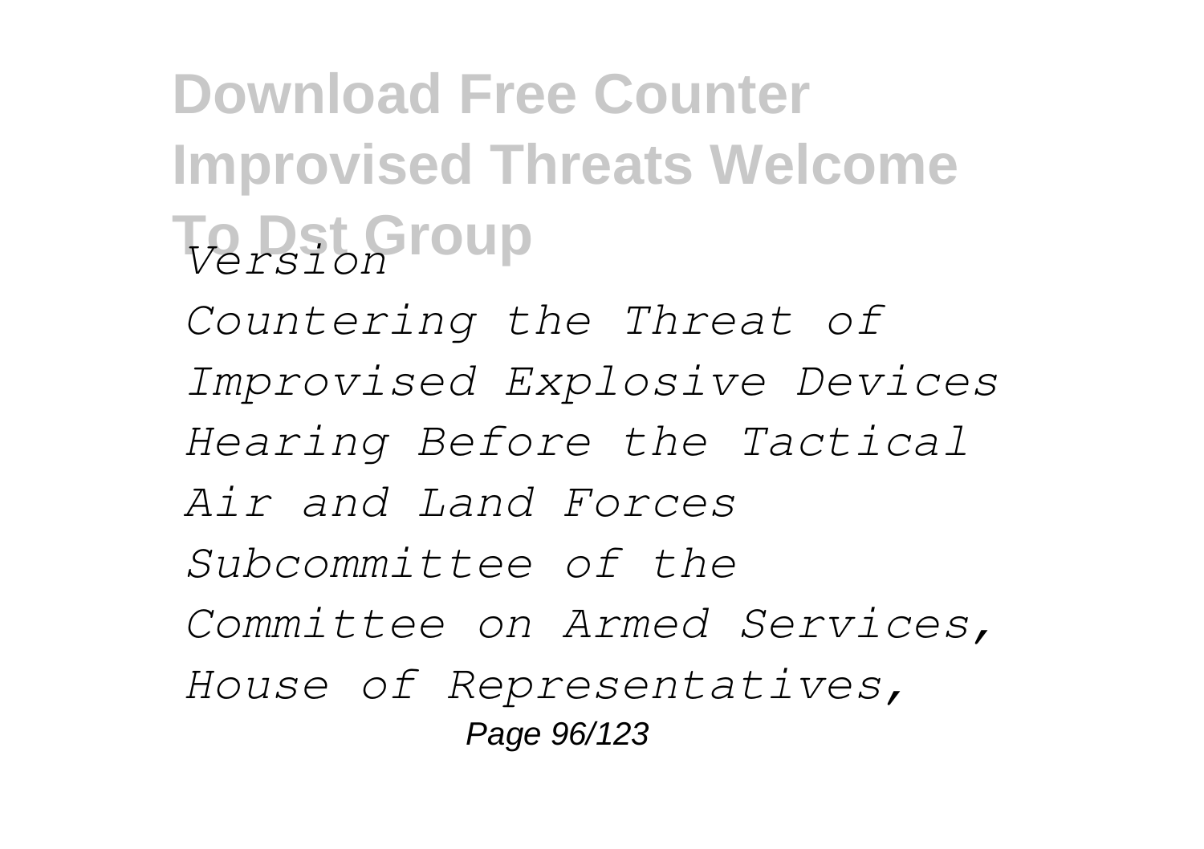*Version*

*Countering the Threat of Improvised Explosive Devices Hearing Before the Tactical Air and Land Forces Subcommittee of the Committee on Armed Services, House of Representatives,*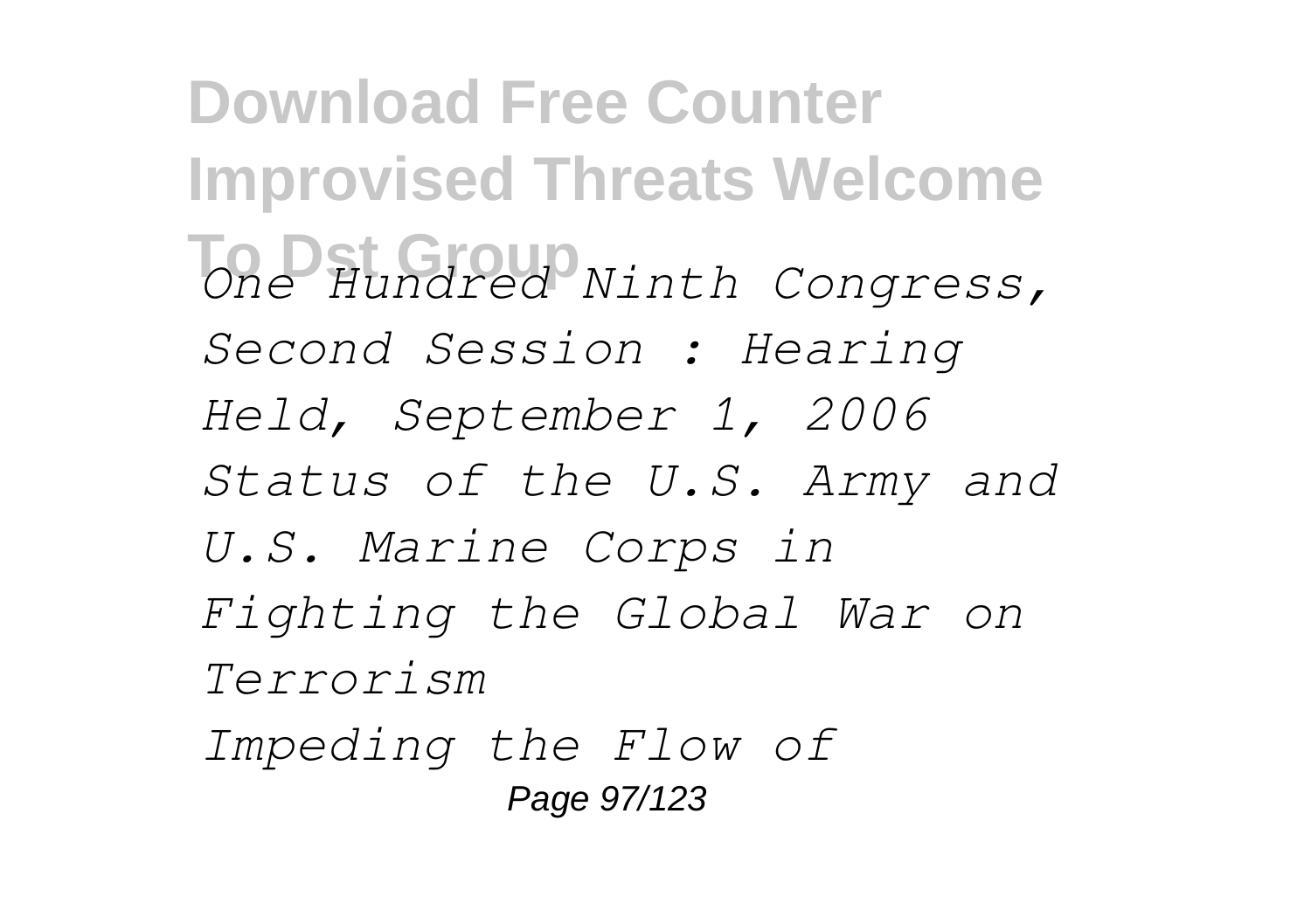*One Hundred Ninth Congress, Second Session : Hearing Held, September 1, 2006*

*Status of the U.S. Army and U.S. Marine Corps in Fighting the Global War on Terrorism*

*Impeding the Flow of*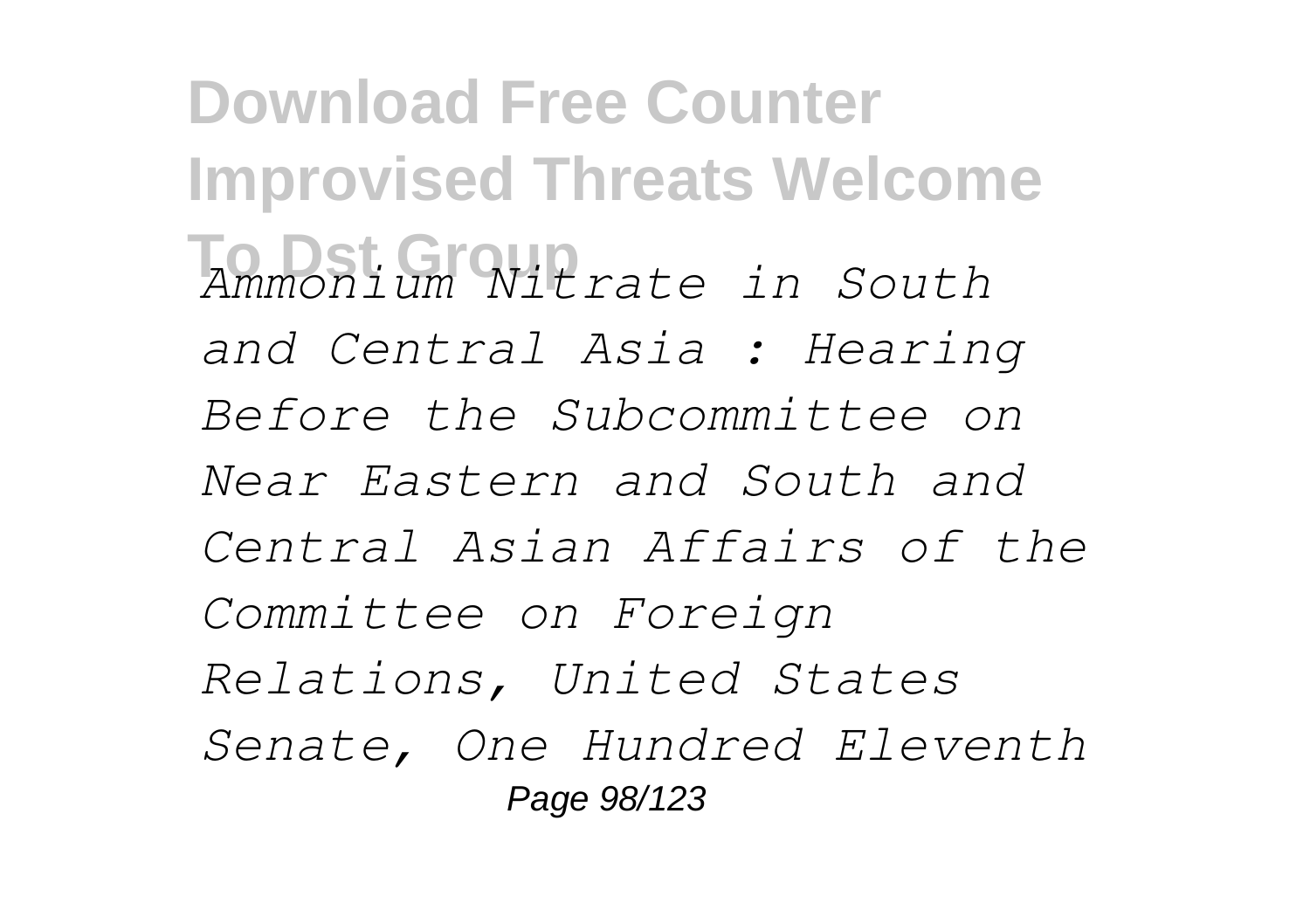*Ammonium Nitrate in South and Central Asia : Hearing Before the Subcommittee on Near Eastern and South and Central Asian Affairs of the Committee on Foreign Relations, United States Senate, One Hundred Eleventh*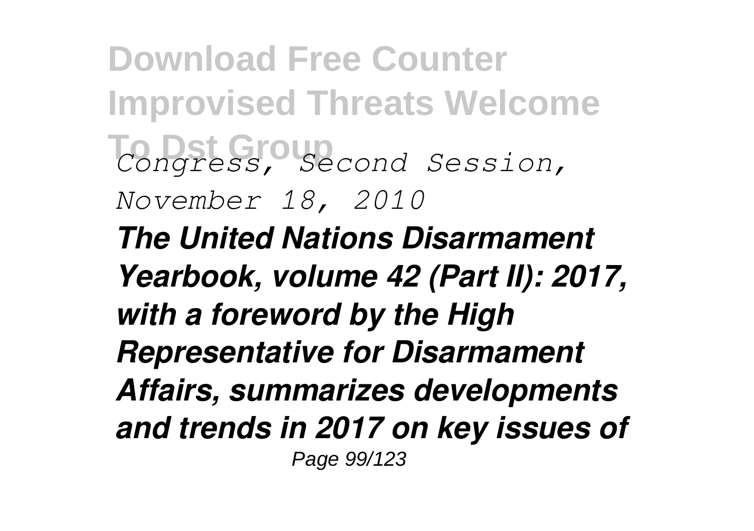*Congress, Second Session, November 18, 2010*

***The United Nations Disarmament Yearbook, volume 42 (Part II): 2017, with a foreword by the High Representative for Disarmament Affairs, summarizes developments and trends in 2017 on key issues of***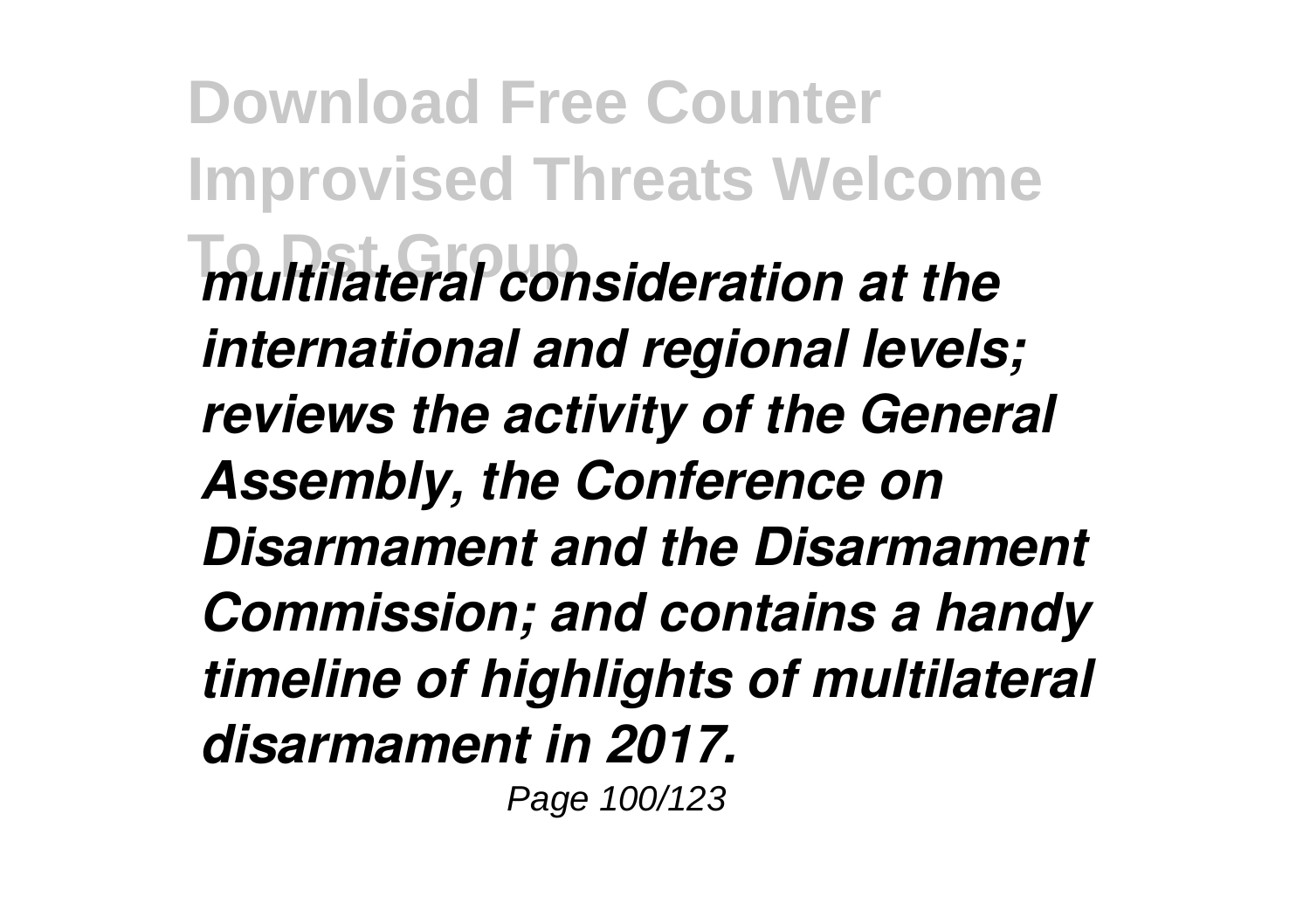*multilateral consideration at the international and regional levels; reviews the activity of the General Assembly, the Conference on Disarmament and the Disarmament Commission; and contains a handy timeline of highlights of multilateral disarmament in 2017.*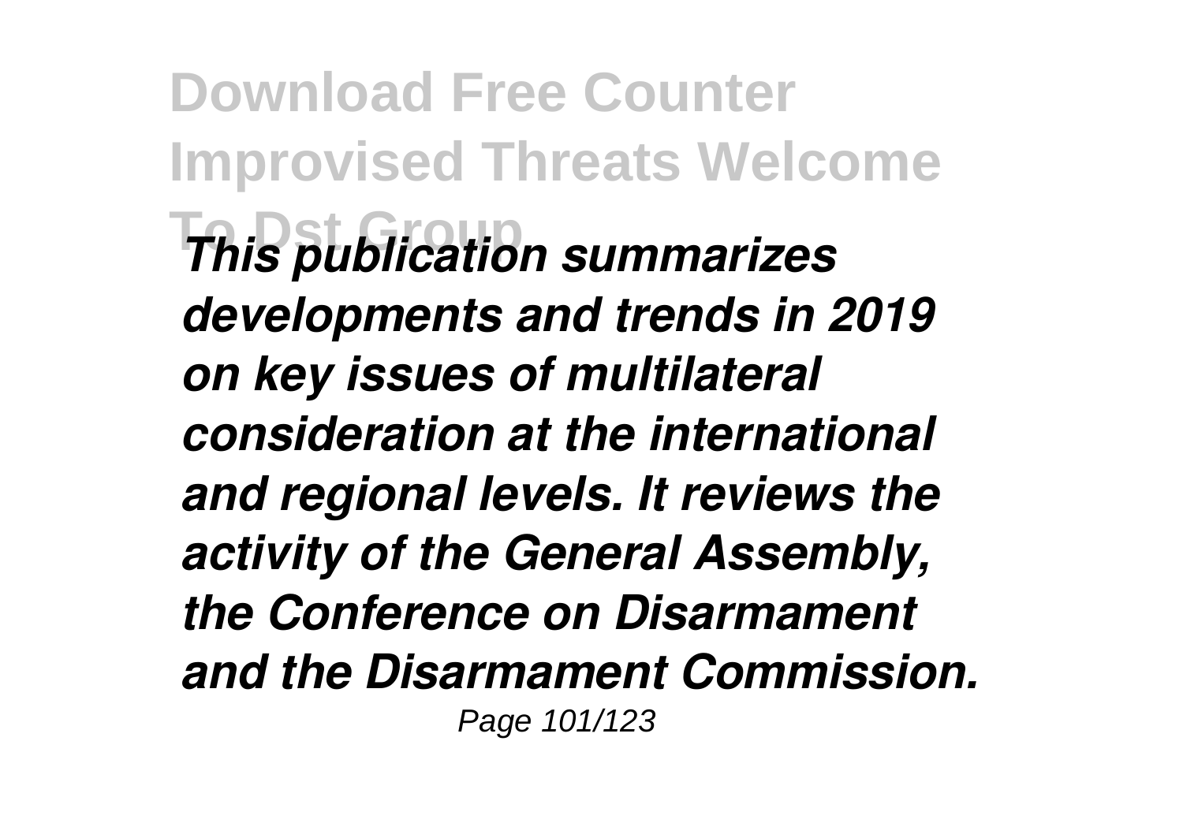*This publication summarizes developments and trends in 2019 on key issues of multilateral consideration at the international and regional levels. It reviews the activity of the General Assembly, the Conference on Disarmament and the Disarmament Commission.*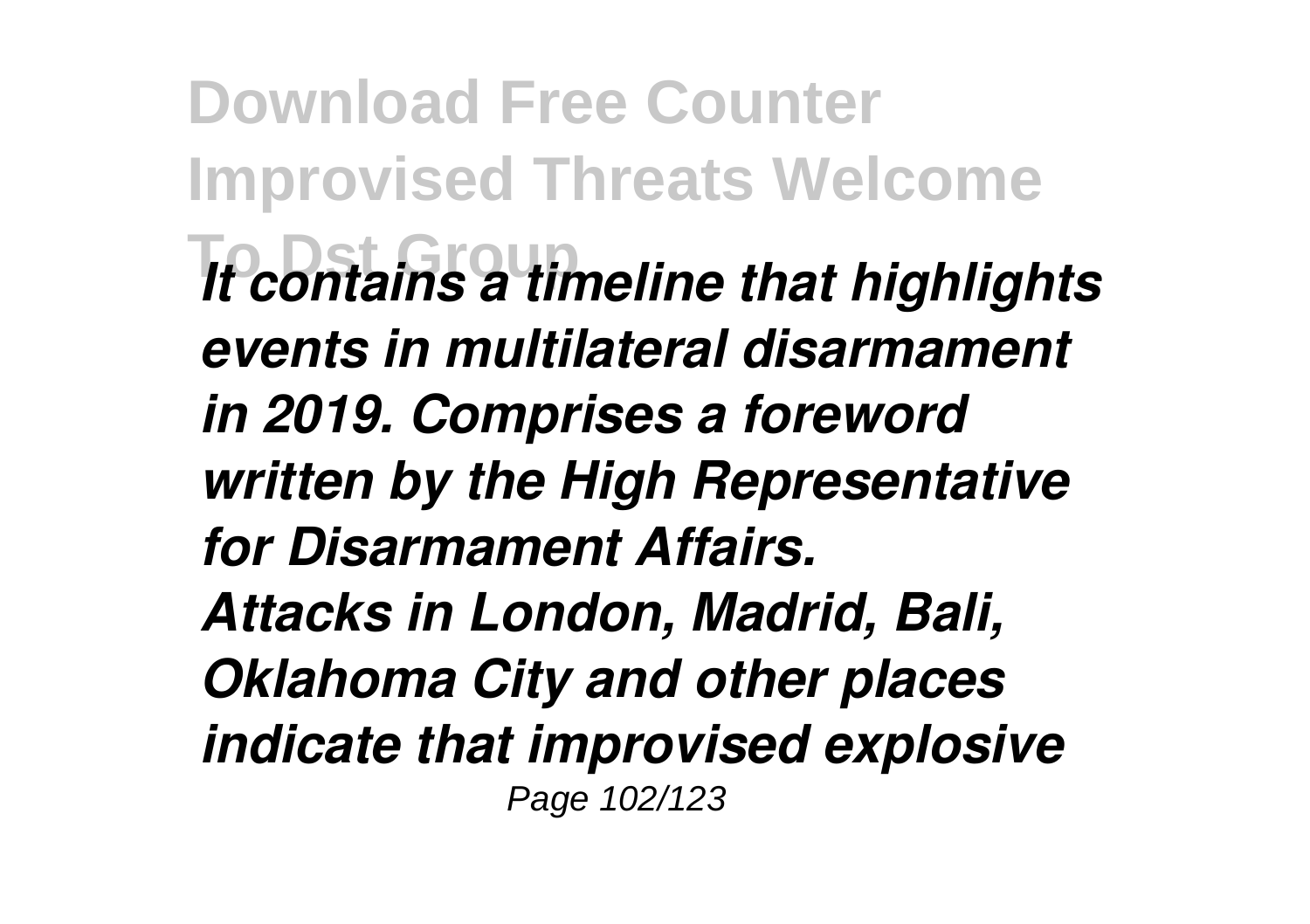*It contains a timeline that highlights events in multilateral disarmament in 2019. Comprises a foreword written by the High Representative for Disarmament Affairs.*

*Attacks in London, Madrid, Bali, Oklahoma City and other places indicate that improvised explosive*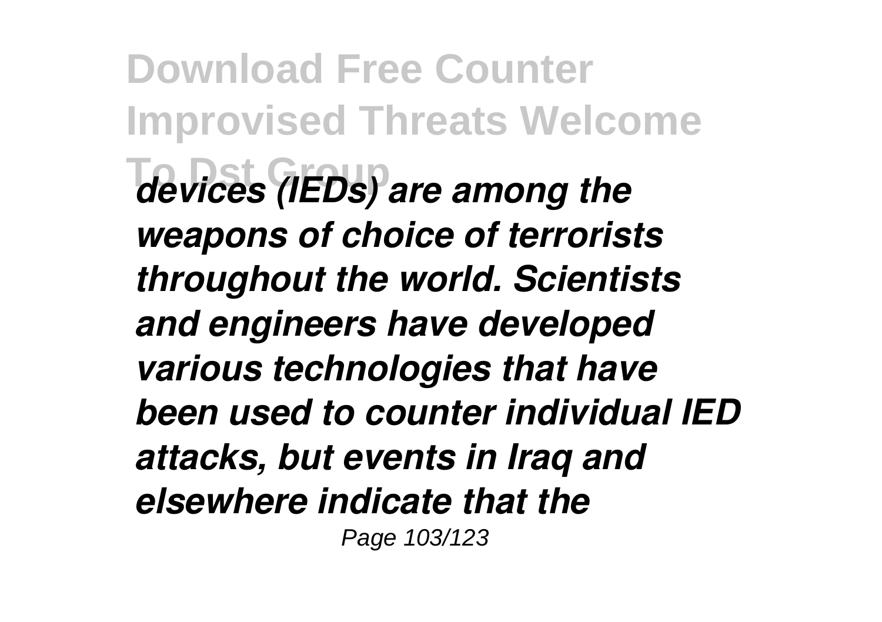*devices (IEDs) are among the weapons of choice of terrorists throughout the world. Scientists and engineers have developed various technologies that have been used to counter individual IED attacks, but events in Iraq and elsewhere indicate that the*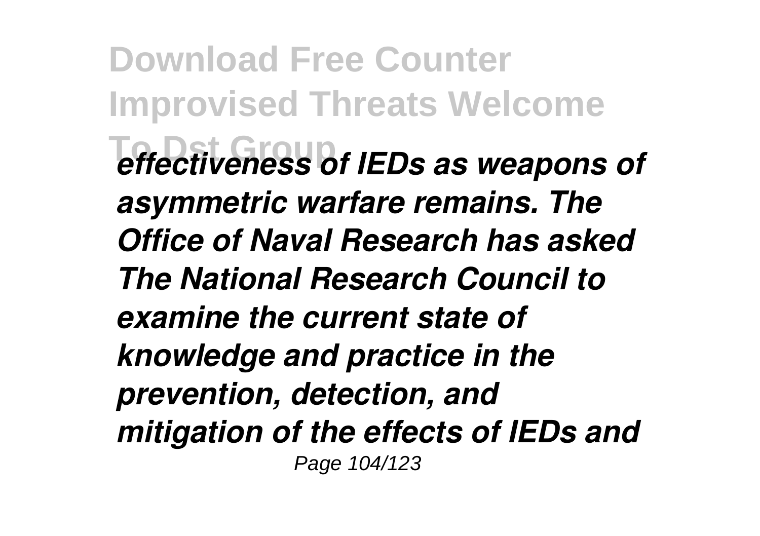*effectiveness of IEDs as weapons of asymmetric warfare remains. The Office of Naval Research has asked The National Research Council to examine the current state of knowledge and practice in the prevention, detection, and mitigation of the effects of IEDs and*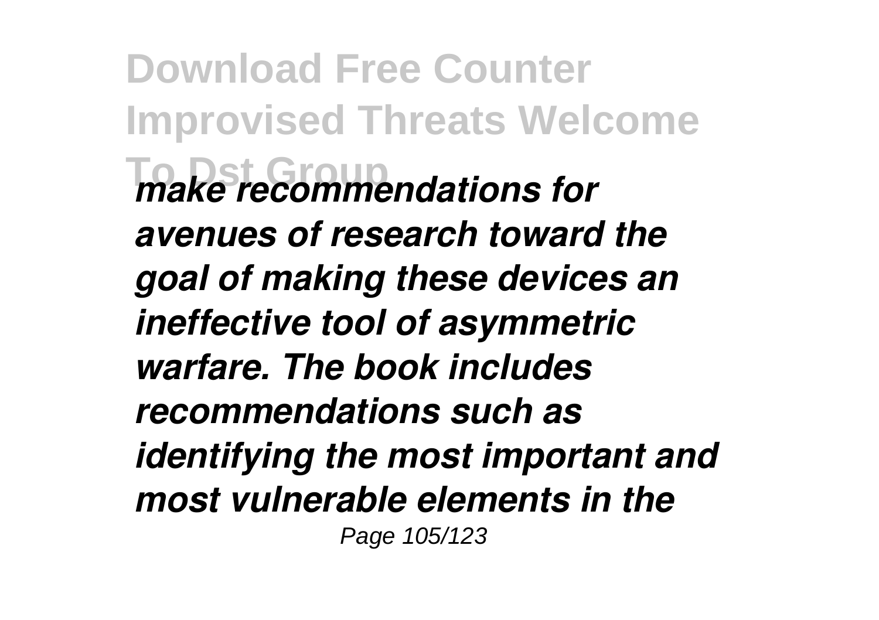*make recommendations for avenues of research toward the goal of making these devices an ineffective tool of asymmetric warfare. The book includes recommendations such as identifying the most important and most vulnerable elements in the*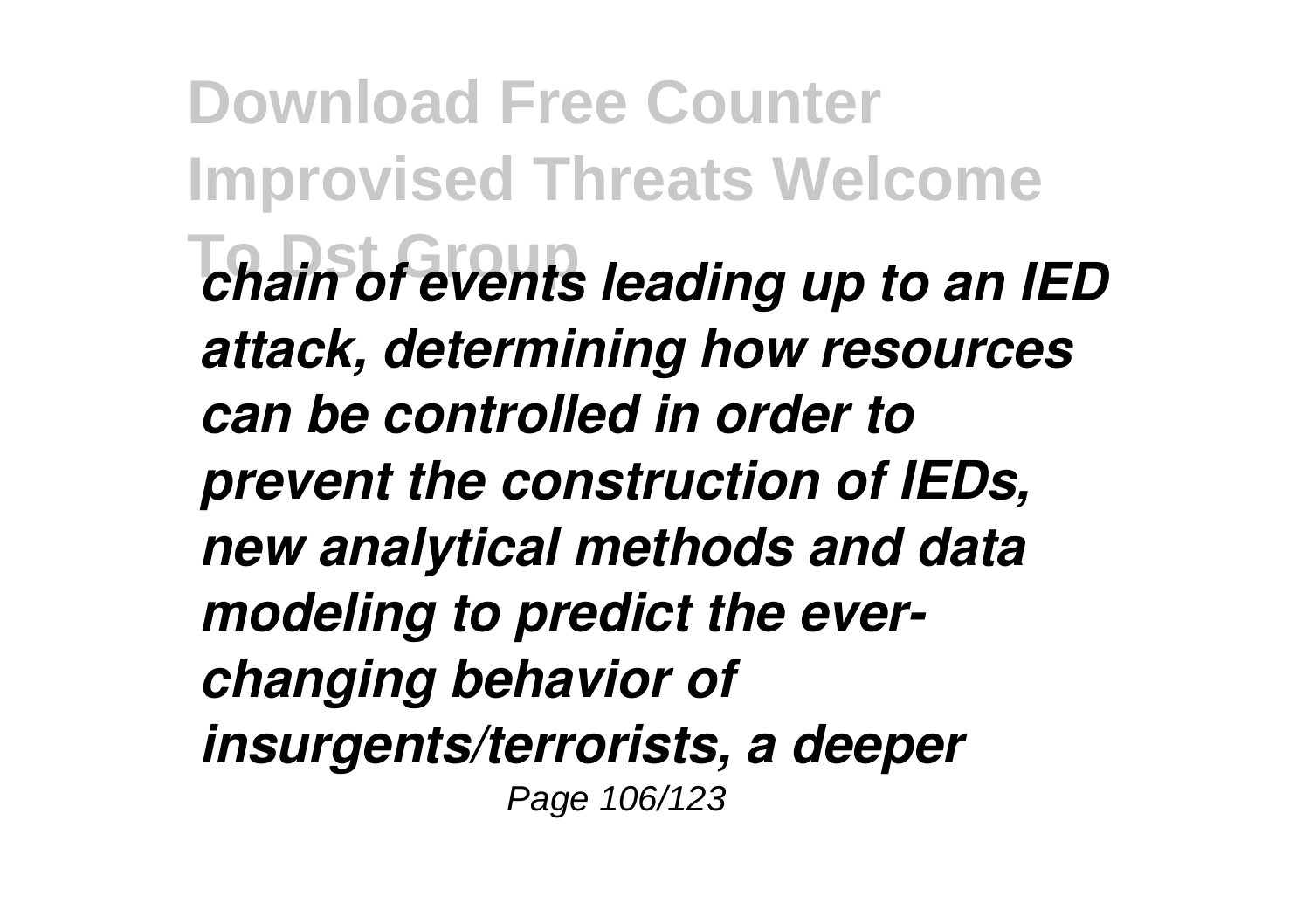*chain of events leading up to an IED attack, determining how resources can be controlled in order to prevent the construction of IEDs, new analytical methods and data modeling to predict the ever-changing behavior of insurgents/terrorists, a deeper*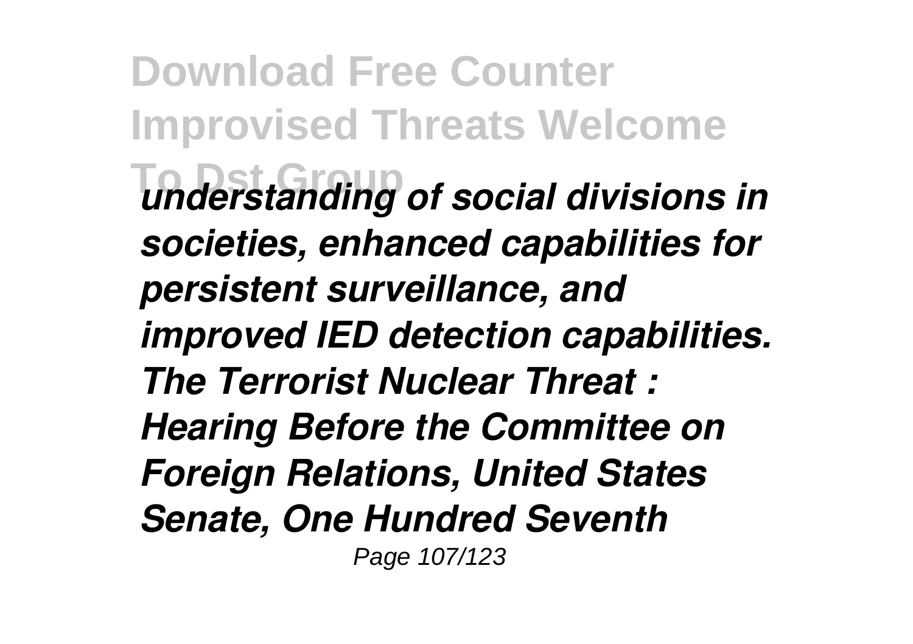*understanding of social divisions in societies, enhanced capabilities for persistent surveillance, and improved IED detection capabilities.*

*The Terrorist Nuclear Threat : Hearing Before the Committee on Foreign Relations, United States Senate, One Hundred Seventh*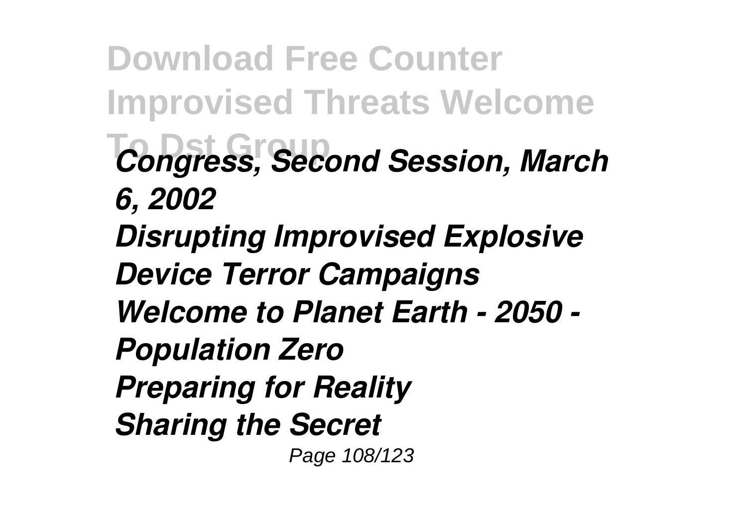*Congress, Second Session, March 6, 2002*

*Disrupting Improvised Explosive Device Terror Campaigns*

*Welcome to Planet Earth - 2050 - Population Zero*

*Preparing for Reality*

*Sharing the Secret*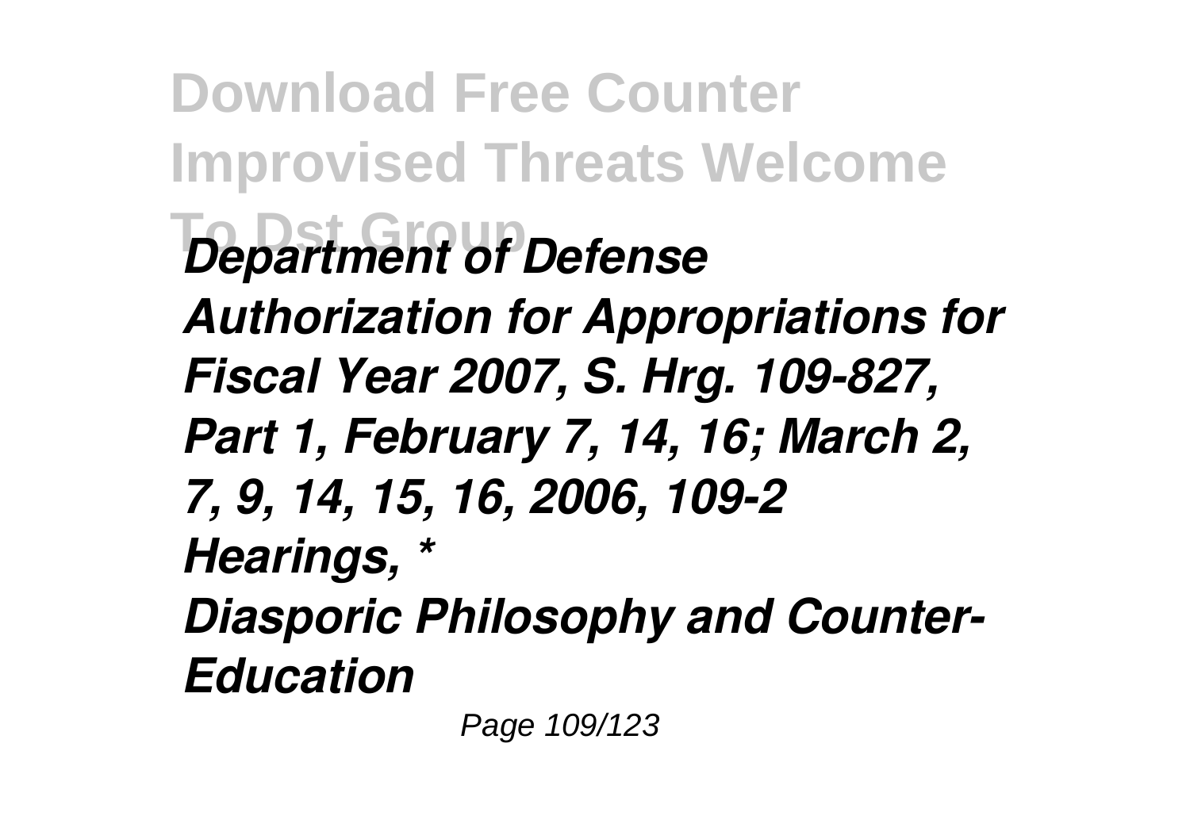*Department of Defense Authorization for Appropriations for Fiscal Year 2007, S. Hrg. 109-827, Part 1, February 7, 14, 16; March 2, 7, 9, 14, 15, 16, 2006, 109-2 Hearings, **

*Diasporic Philosophy and Counter-Education*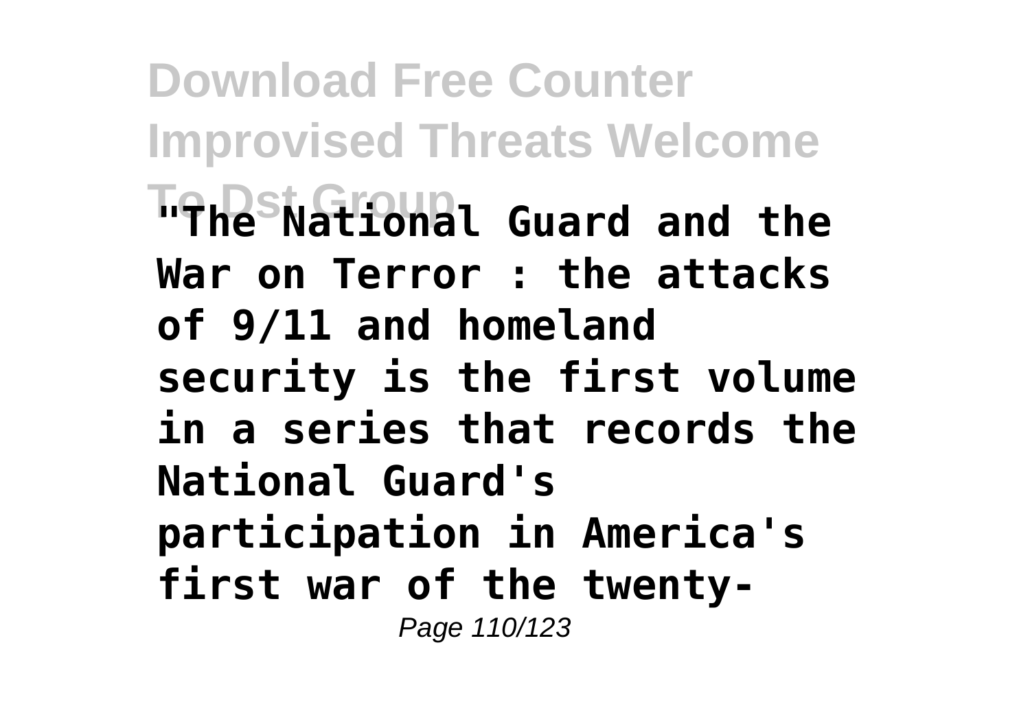"The National Guard and the War on Terror : the attacks of 9/11 and homeland security is the first volume in a series that records the National Guard's participation in America's first war of the twenty-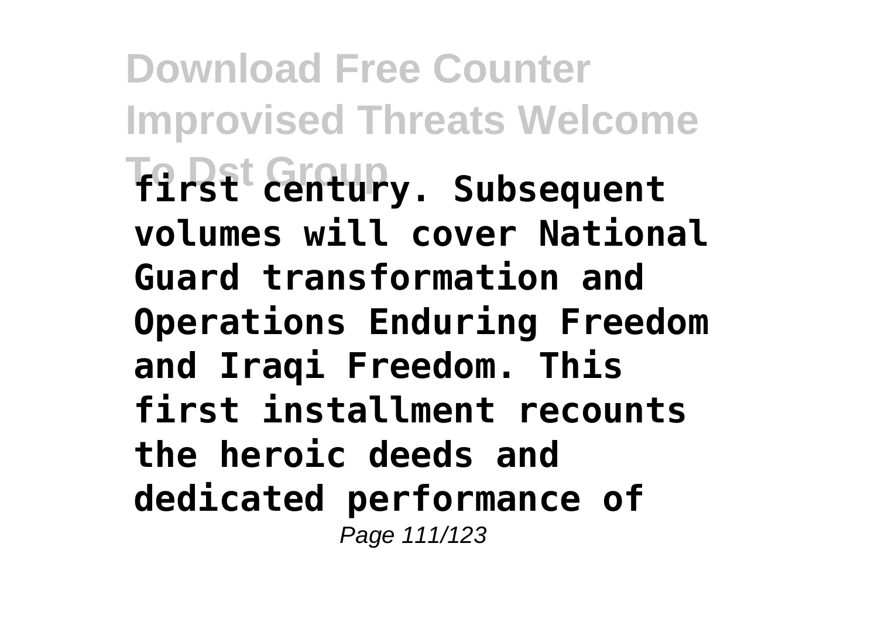**first century. Subsequent volumes will cover National Guard transformation and Operations Enduring Freedom and Iraqi Freedom. This first installment recounts the heroic deeds and dedicated performance of**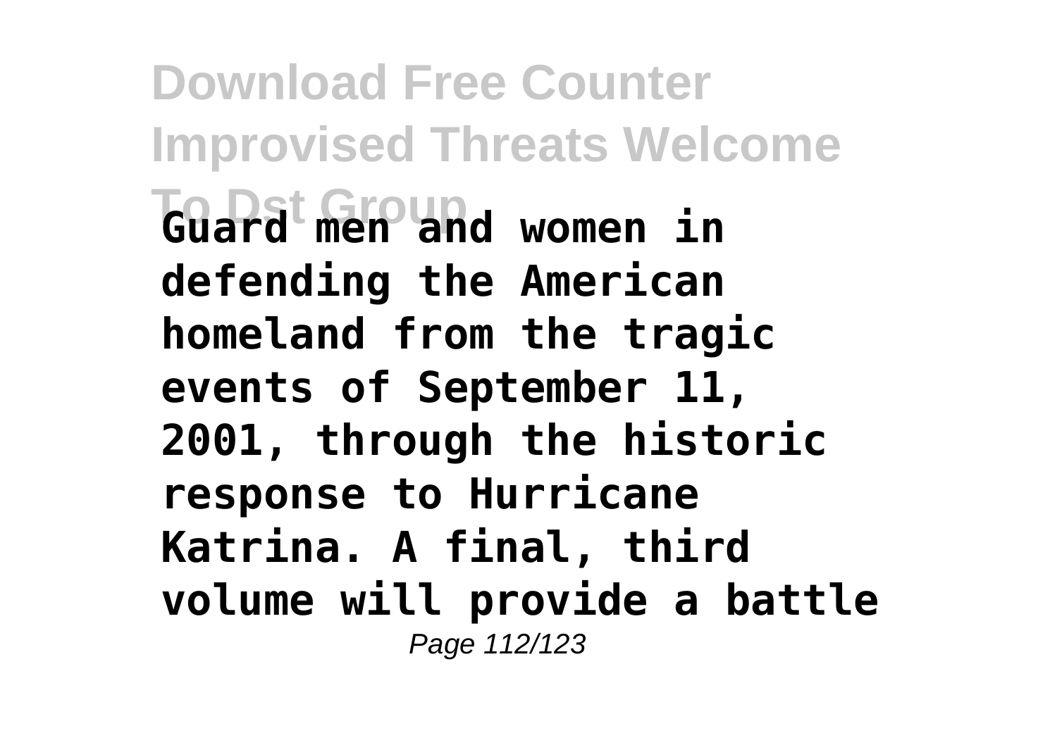**Guard men and women in defending the American homeland from the tragic events of September 11, 2001, through the historic response to Hurricane Katrina. A final, third volume will provide a battle**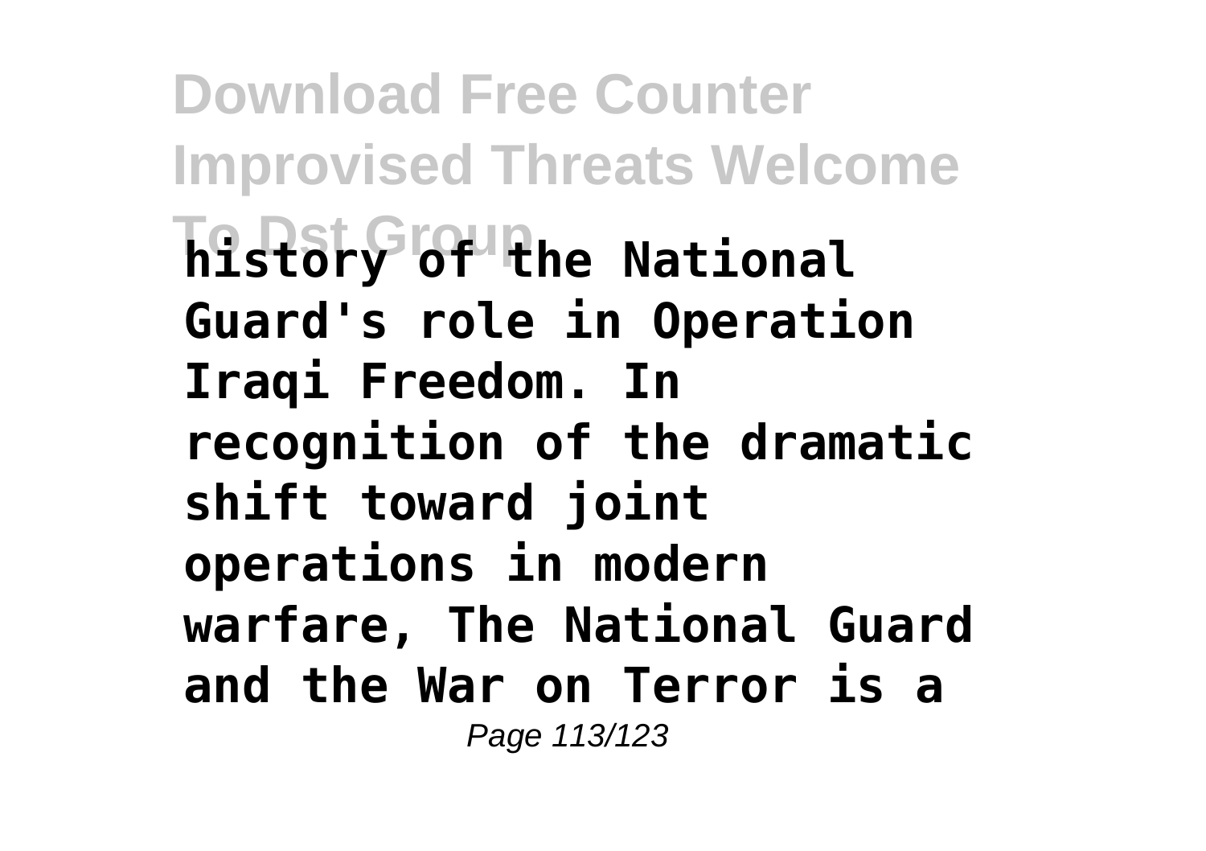history of the National Guard's role in Operation Iraqi Freedom. In recognition of the dramatic shift toward joint operations in modern warfare, The National Guard and the War on Terror is a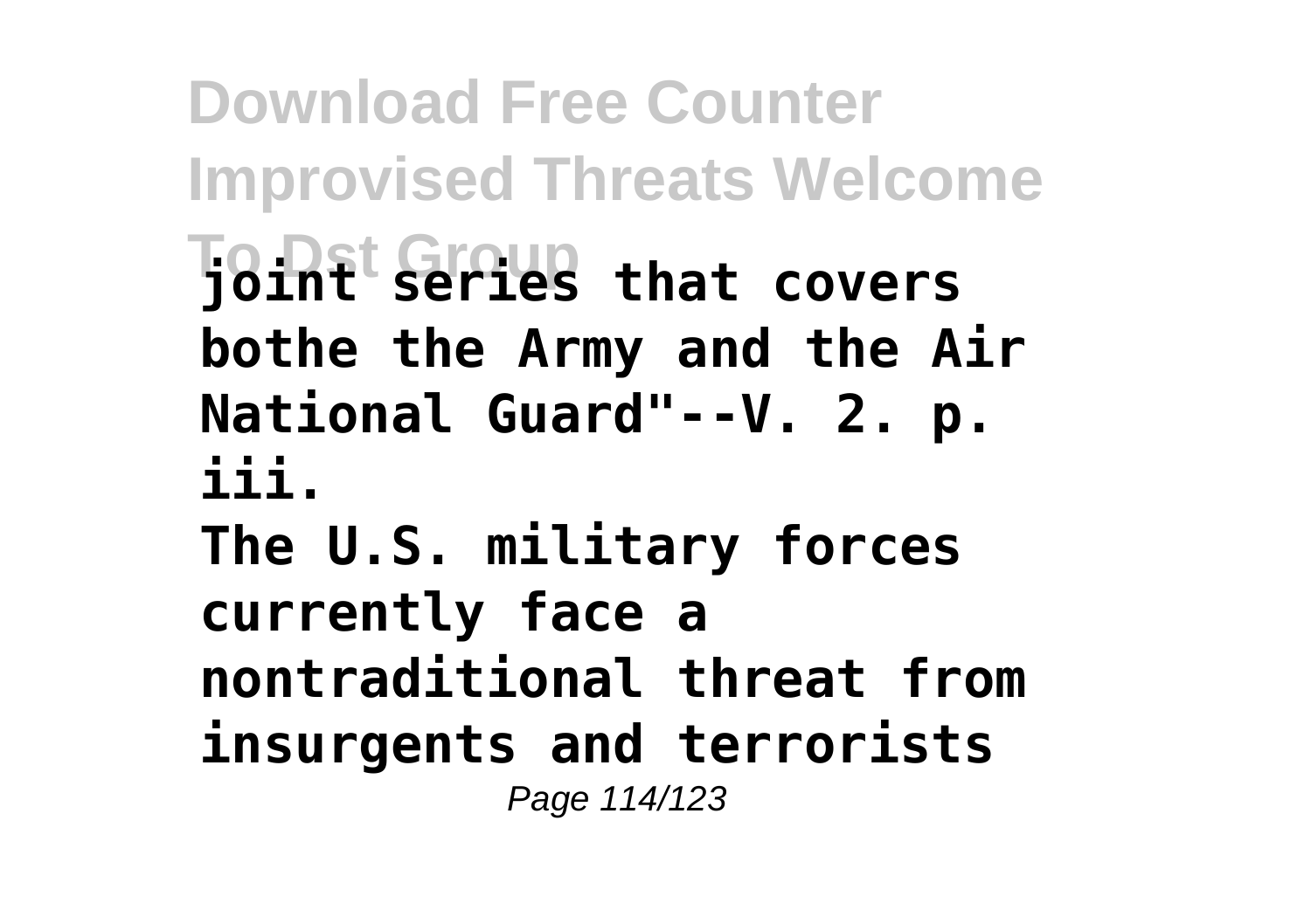**joint series that covers bothe the Army and the Air National Guard"--V. 2. p. iii.**

**The U.S. military forces currently face a nontraditional threat from insurgents and terrorists**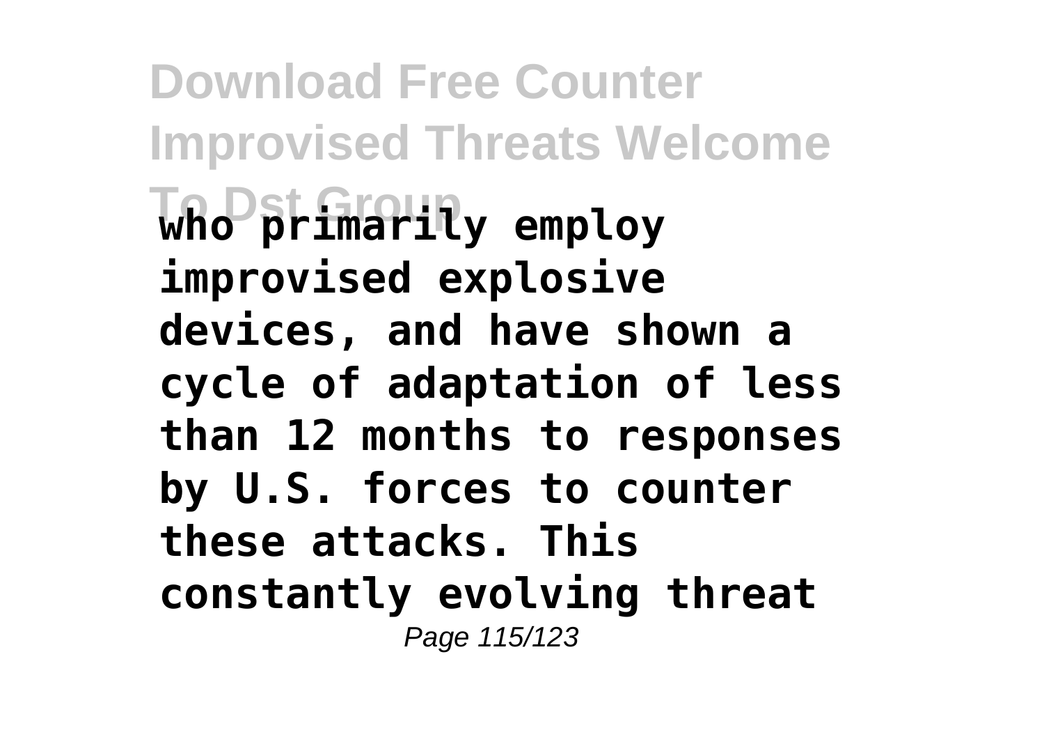**who primarily employ improvised explosive devices, and have shown a cycle of adaptation of less than 12 months to responses by U.S. forces to counter these attacks. This constantly evolving threat**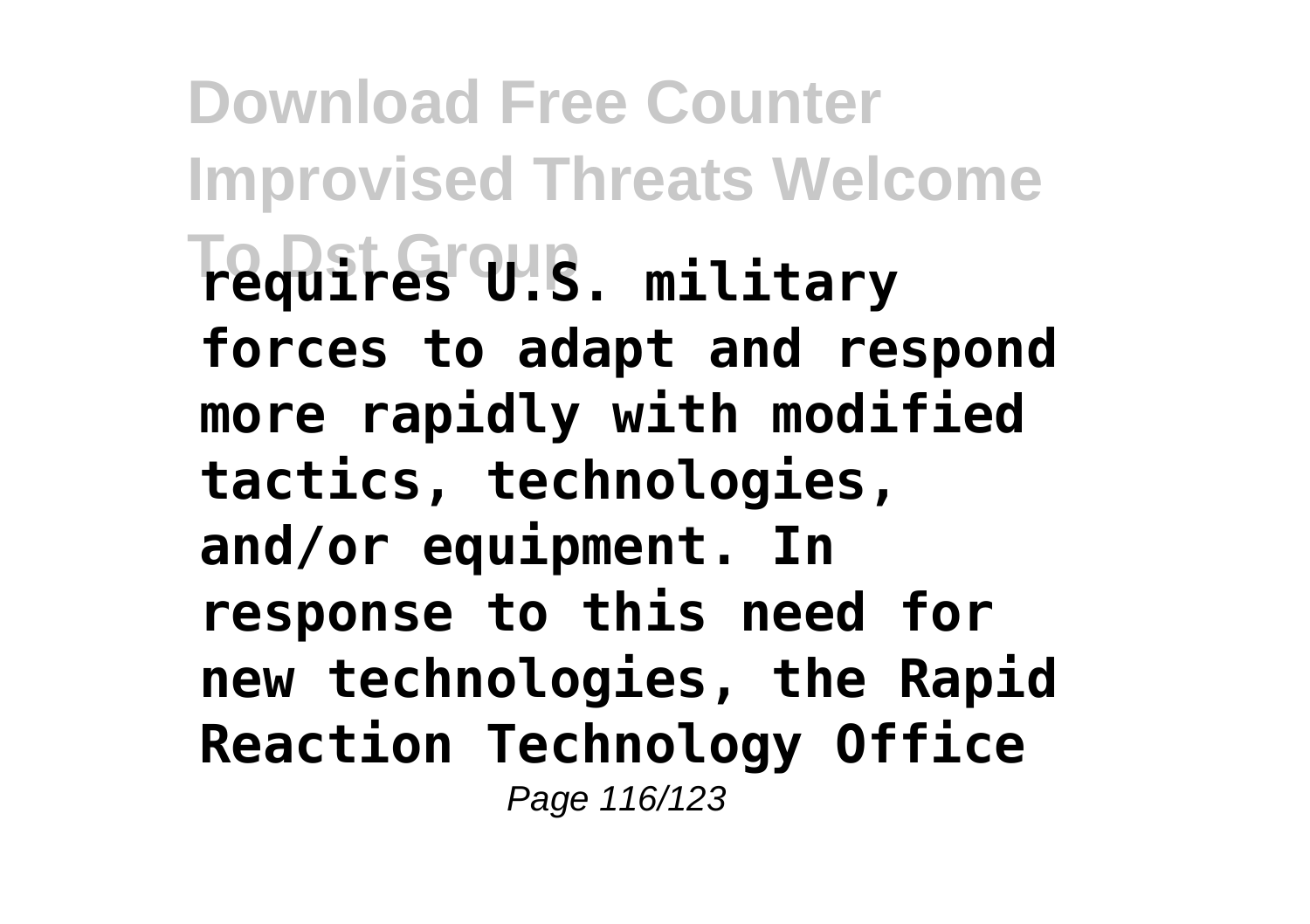requires U.S. military forces to adapt and respond more rapidly with modified tactics, technologies, and/or equipment. In response to this need for new technologies, the Rapid Reaction Technology Office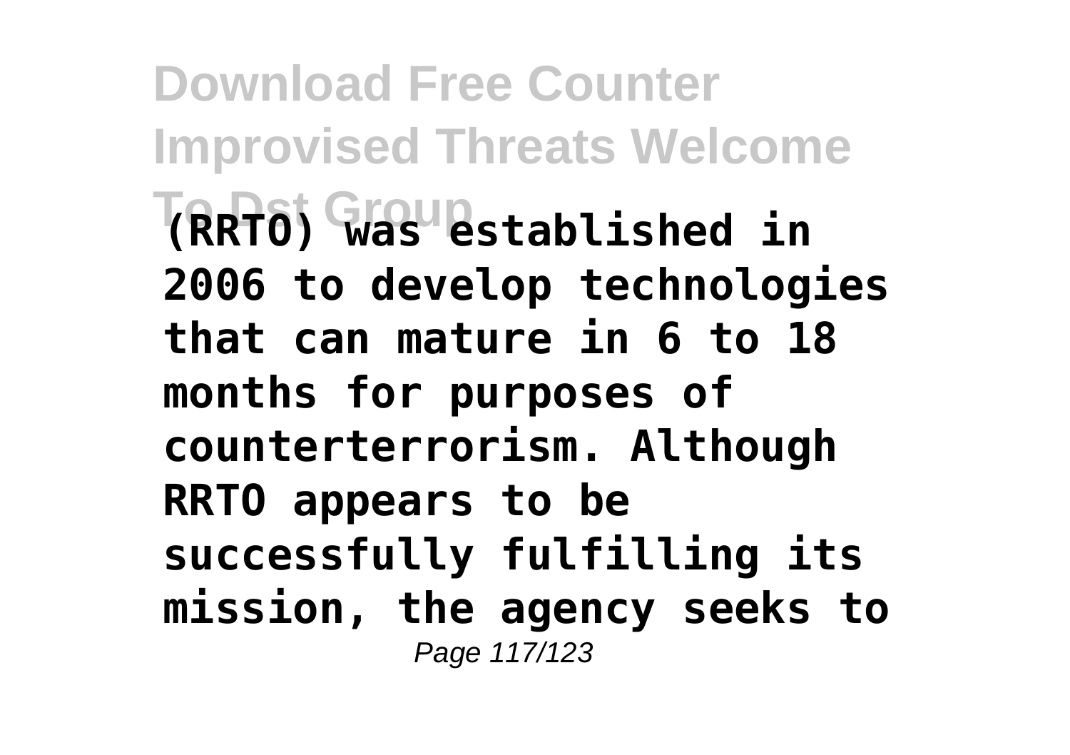(RRTO) was established in 2006 to develop technologies that can mature in 6 to 18 months for purposes of counterterrorism. Although RRTO appears to be successfully fulfilling its mission, the agency seeks to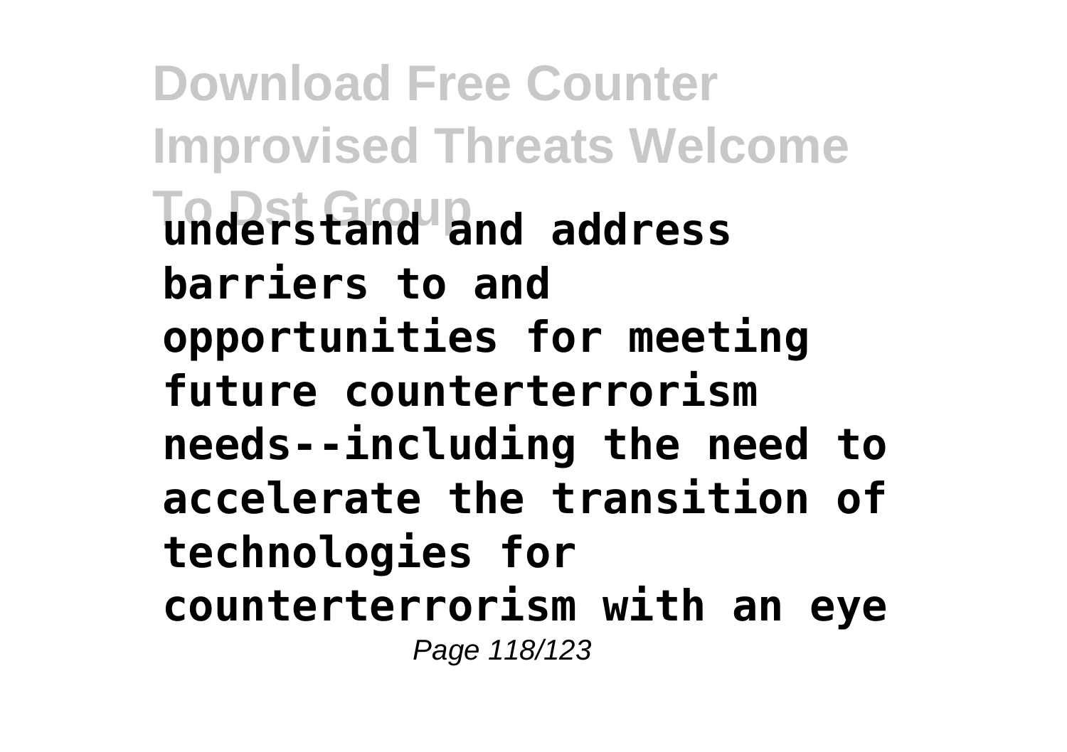**understand and address barriers to and opportunities for meeting future counterterrorism needs--including the need to accelerate the transition of technologies for counterterrorism with an eye**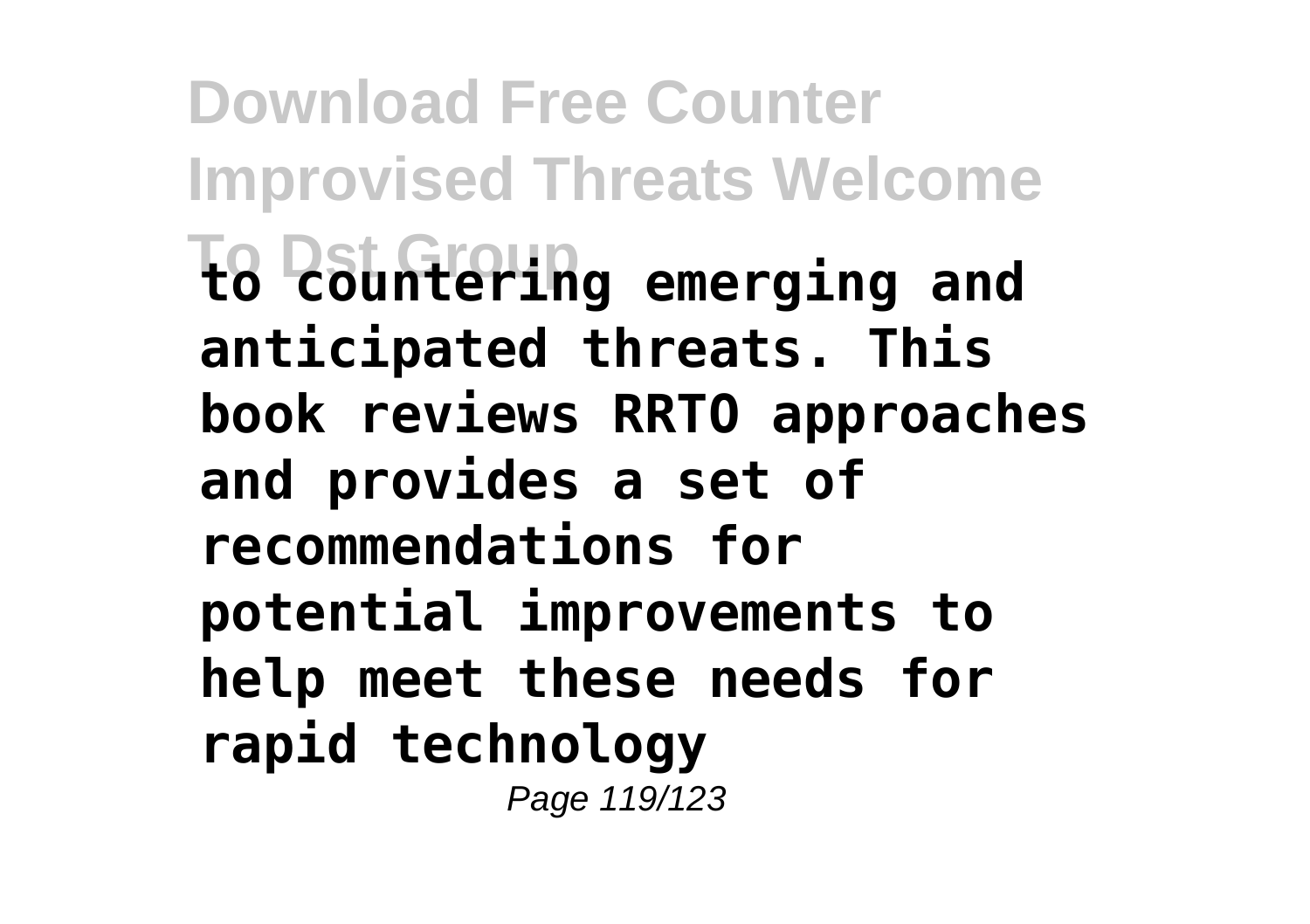**to countering emerging and anticipated threats. This book reviews RRTO approaches and provides a set of recommendations for potential improvements to help meet these needs for rapid technology**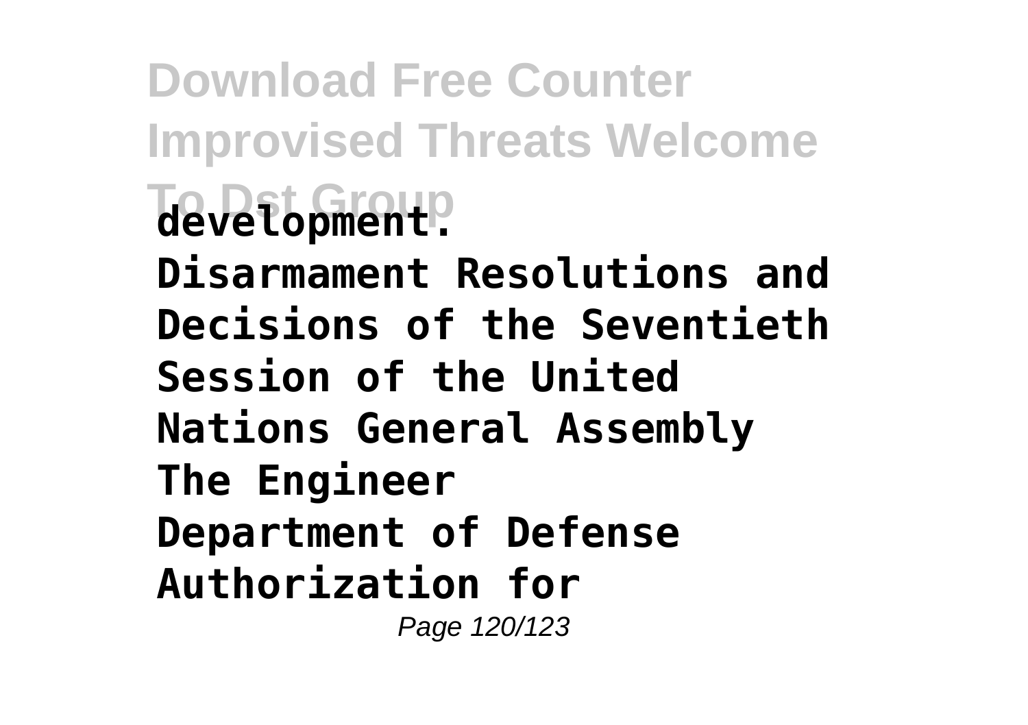**development.**

**Disarmament Resolutions and Decisions of the Seventieth Session of the United Nations General Assembly**

**The Engineer**

**Department of Defense Authorization for**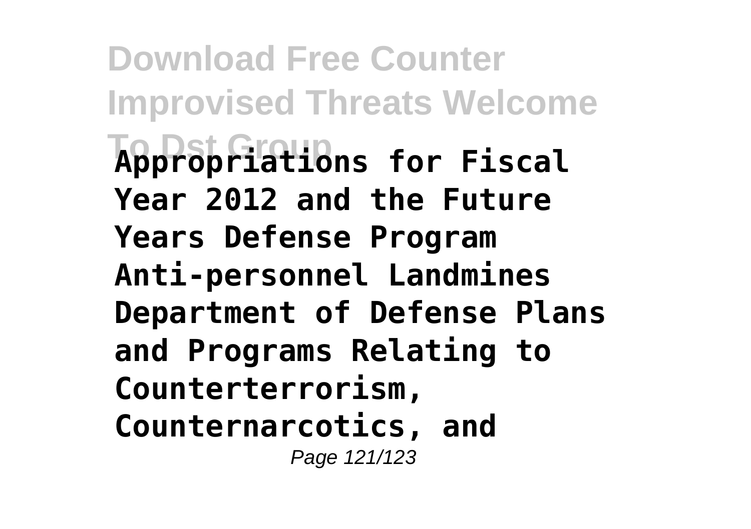**Appropriations for Fiscal Year 2012 and the Future Years Defense Program Anti-personnel Landmines Department of Defense Plans and Programs Relating to Counterterrorism, Counternarcotics, and**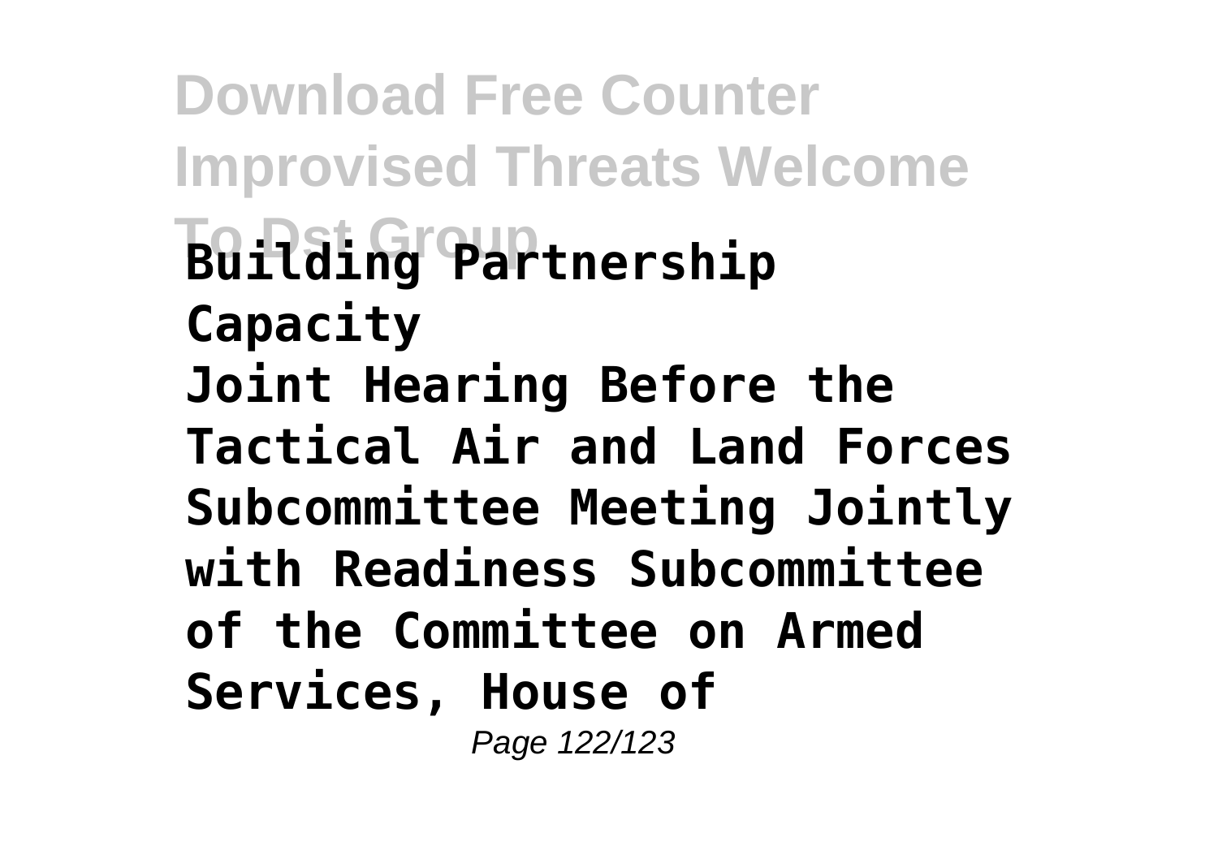**Building Partnership Capacity**

**Joint Hearing Before the Tactical Air and Land Forces Subcommittee Meeting Jointly with Readiness Subcommittee of the Committee on Armed Services, House of**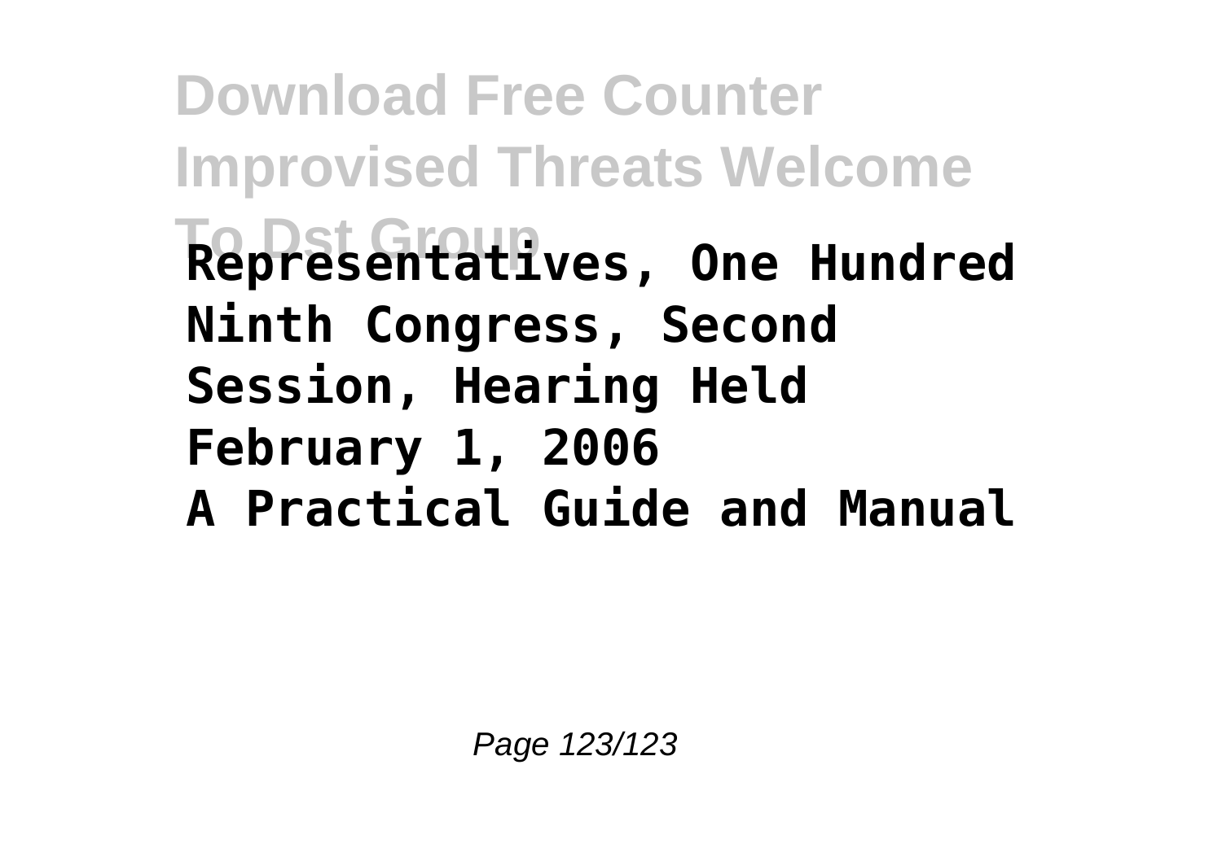**Representatives, One Hundred Ninth Congress, Second Session, Hearing Held February 1, 2006**

**A Practical Guide and Manual**